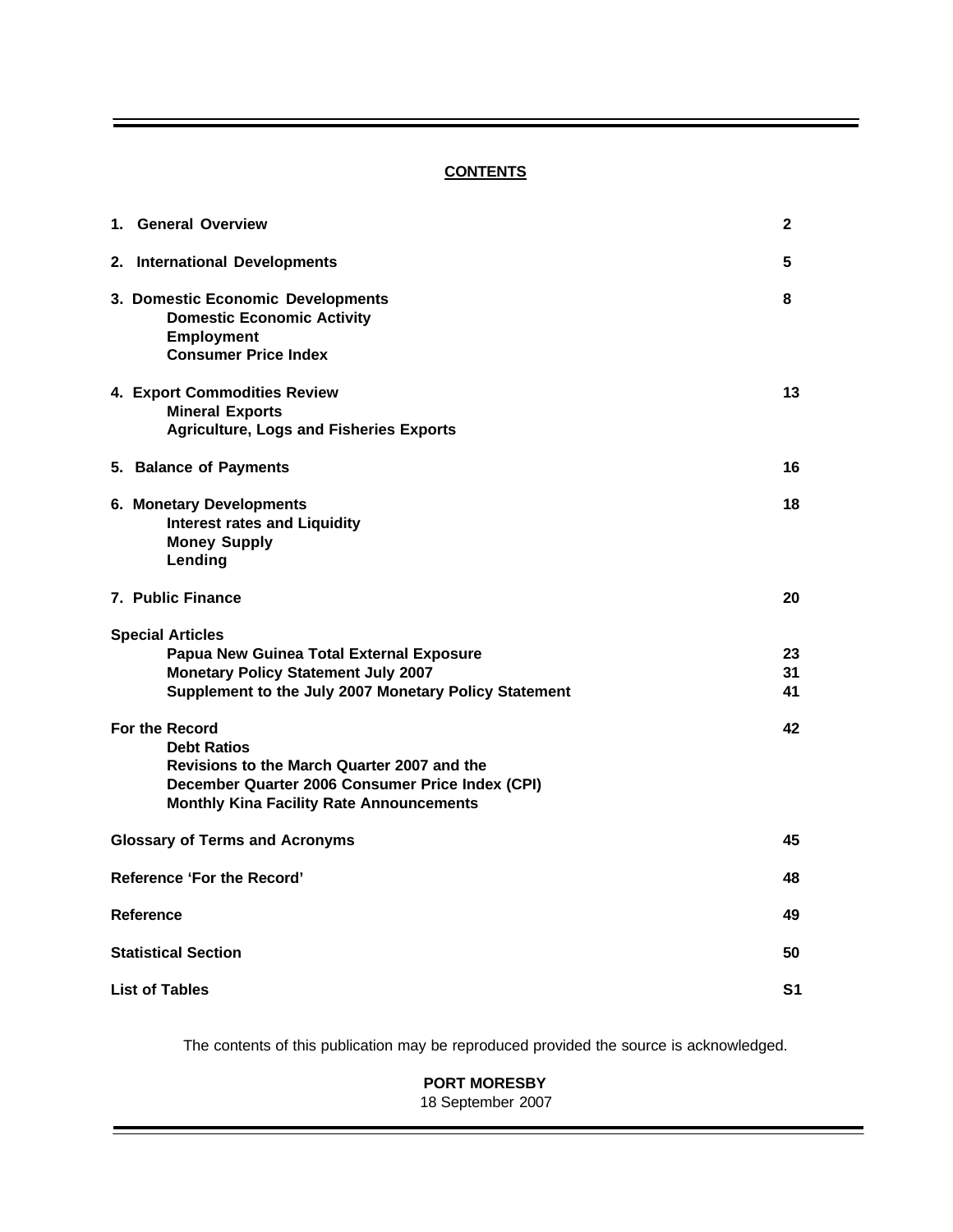# CONTENTS

| | |
|---|---|
| **1. General Overview** | **2** |
| **2. International Developments** | **5** |
| **3. Domestic Economic Developments** | **8** |
| **Domestic Economic Activity** | |
| **Employment** | |
| **Consumer Price Index** | |
| **4. Export Commodities Review** | **13** |
| **Mineral Exports** | |
| **Agriculture, Logs and Fisheries Exports** | |
| **5. Balance of Payments** | **16** |
| **6. Monetary Developments** | **18** |
| **Interest rates and Liquidity** | |
| **Money Supply** | |
| **Lending** | |
| **7. Public Finance** | **20** |
| **Special Articles** | |
| **Papua New Guinea Total External Exposure** | **23** |
| **Monetary Policy Statement July 2007** | **31** |
| **Supplement to the July 2007 Monetary Policy Statement** | **41** |
| **For the Record** | **42** |
| **Debt Ratios** | |
| **Revisions to the March Quarter 2007 and the December Quarter 2006 Consumer Price Index (CPI)** | |
| **Monthly Kina Facility Rate Announcements** | |
| **Glossary of Terms and Acronyms** | **45** |
| **Reference 'For the Record'** | **48** |
| **Reference** | **49** |
| **Statistical Section** | **50** |
| **List of Tables** | **S1** |

The contents of this publication may be reproduced provided the source is acknowledged.

**PORT MORESBY**
18 September 2007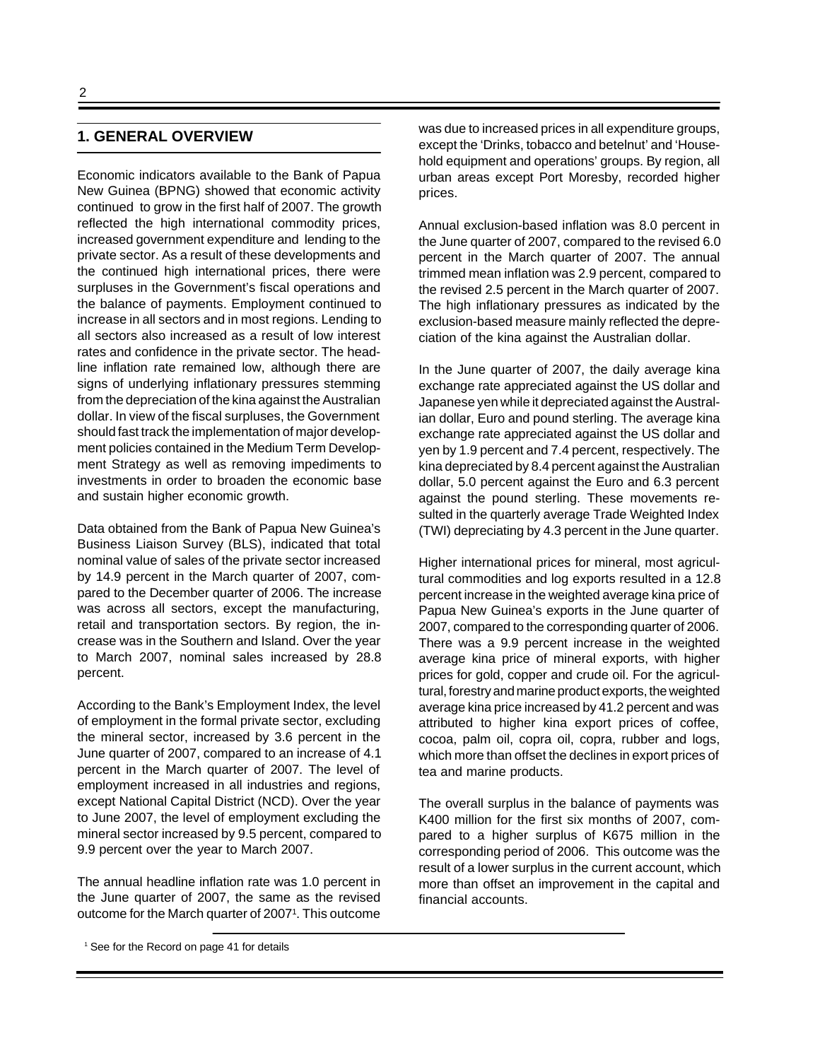## 1. GENERAL OVERVIEW

Economic indicators available to the Bank of Papua New Guinea (BPNG) showed that economic activity continued to grow in the first half of 2007. The growth reflected the high international commodity prices, increased government expenditure and lending to the private sector. As a result of these developments and the continued high international prices, there were surpluses in the Government's fiscal operations and the balance of payments. Employment continued to increase in all sectors and in most regions. Lending to all sectors also increased as a result of low interest rates and confidence in the private sector. The headline inflation rate remained low, although there are signs of underlying inflationary pressures stemming from the depreciation of the kina against the Australian dollar. In view of the fiscal surpluses, the Government should fast track the implementation of major development policies contained in the Medium Term Development Strategy as well as removing impediments to investments in order to broaden the economic base and sustain higher economic growth.

Data obtained from the Bank of Papua New Guinea's Business Liaison Survey (BLS), indicated that total nominal value of sales of the private sector increased by 14.9 percent in the March quarter of 2007, compared to the December quarter of 2006. The increase was across all sectors, except the manufacturing, retail and transportation sectors. By region, the increase was in the Southern and Island. Over the year to March 2007, nominal sales increased by 28.8 percent.

According to the Bank's Employment Index, the level of employment in the formal private sector, excluding the mineral sector, increased by 3.6 percent in the June quarter of 2007, compared to an increase of 4.1 percent in the March quarter of 2007. The level of employment increased in all industries and regions, except National Capital District (NCD). Over the year to June 2007, the level of employment excluding the mineral sector increased by 9.5 percent, compared to 9.9 percent over the year to March 2007.

The annual headline inflation rate was 1.0 percent in the June quarter of 2007, the same as the revised outcome for the March quarter of 2007[1]. This outcome was due to increased prices in all expenditure groups, except the 'Drinks, tobacco and betelnut' and 'Household equipment and operations' groups. By region, all urban areas except Port Moresby, recorded higher prices.

Annual exclusion-based inflation was 8.0 percent in the June quarter of 2007, compared to the revised 6.0 percent in the March quarter of 2007. The annual trimmed mean inflation was 2.9 percent, compared to the revised 2.5 percent in the March quarter of 2007. The high inflationary pressures as indicated by the exclusion-based measure mainly reflected the depreciation of the kina against the Australian dollar.

In the June quarter of 2007, the daily average kina exchange rate appreciated against the US dollar and Japanese yen while it depreciated against the Australian dollar, Euro and pound sterling. The average kina exchange rate appreciated against the US dollar and yen by 1.9 percent and 7.4 percent, respectively. The kina depreciated by 8.4 percent against the Australian dollar, 5.0 percent against the Euro and 6.3 percent against the pound sterling. These movements resulted in the quarterly average Trade Weighted Index (TWI) depreciating by 4.3 percent in the June quarter.

Higher international prices for mineral, most agricultural commodities and log exports resulted in a 12.8 percent increase in the weighted average kina price of Papua New Guinea's exports in the June quarter of 2007, compared to the corresponding quarter of 2006. There was a 9.9 percent increase in the weighted average kina price of mineral exports, with higher prices for gold, copper and crude oil. For the agricultural, forestry and marine product exports, the weighted average kina price increased by 41.2 percent and was attributed to higher kina export prices of coffee, cocoa, palm oil, copra oil, copra, rubber and logs, which more than offset the declines in export prices of tea and marine products.

The overall surplus in the balance of payments was K400 million for the first six months of 2007, compared to a higher surplus of K675 million in the corresponding period of 2006. This outcome was the result of a lower surplus in the current account, which more than offset an improvement in the capital and financial accounts.

[1] See for the Record on page 41 for details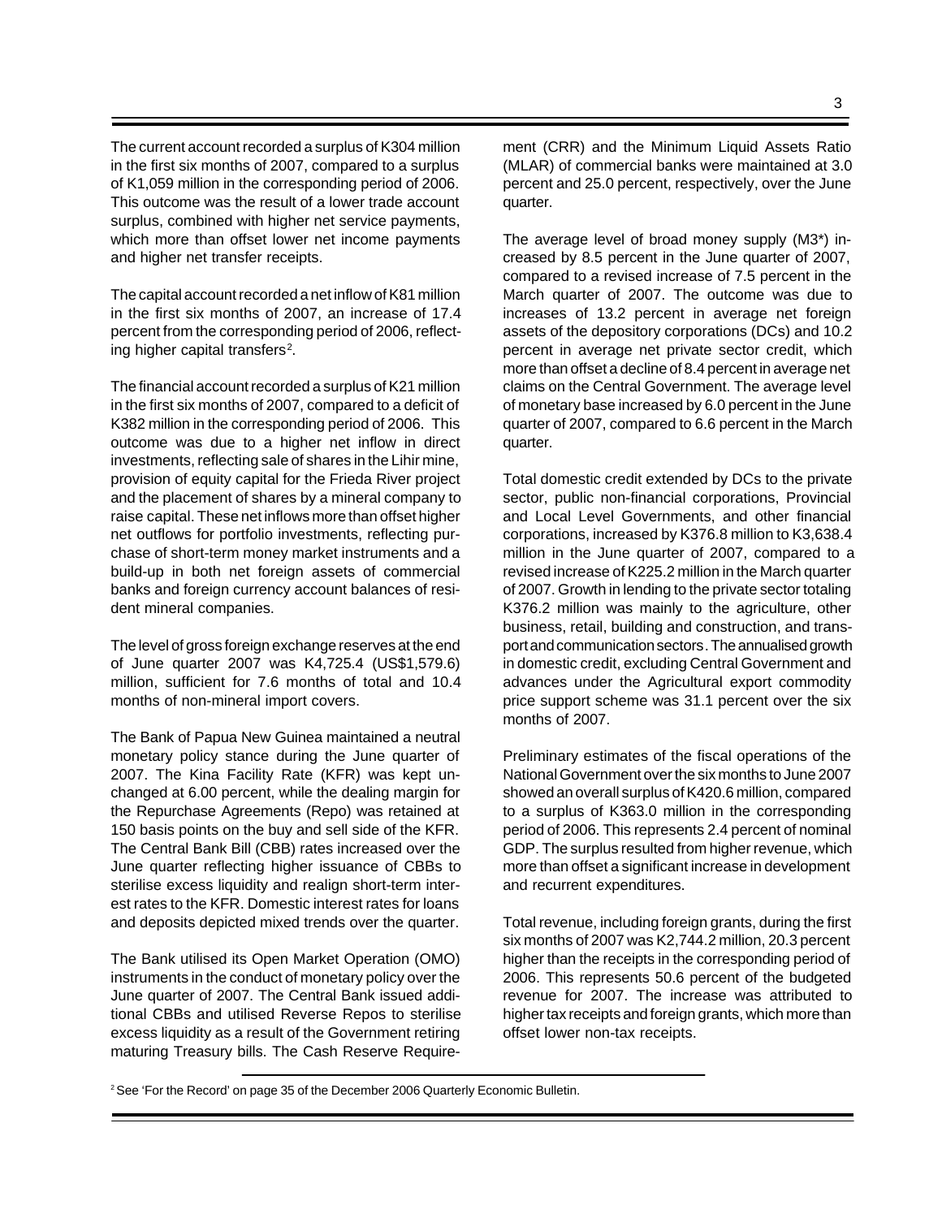The current account recorded a surplus of K304 million in the first six months of 2007, compared to a surplus of K1,059 million in the corresponding period of 2006. This outcome was the result of a lower trade account surplus, combined with higher net service payments, which more than offset lower net income payments and higher net transfer receipts.

The capital account recorded a net inflow of K81 million in the first six months of 2007, an increase of 17.4 percent from the corresponding period of 2006, reflecting higher capital transfers[2].

The financial account recorded a surplus of K21 million in the first six months of 2007, compared to a deficit of K382 million in the corresponding period of 2006. This outcome was due to a higher net inflow in direct investments, reflecting sale of shares in the Lihir mine, provision of equity capital for the Frieda River project and the placement of shares by a mineral company to raise capital. These net inflows more than offset higher net outflows for portfolio investments, reflecting purchase of short-term money market instruments and a build-up in both net foreign assets of commercial banks and foreign currency account balances of resident mineral companies.

The level of gross foreign exchange reserves at the end of June quarter 2007 was K4,725.4 (US$1,579.6) million, sufficient for 7.6 months of total and 10.4 months of non-mineral import covers.

The Bank of Papua New Guinea maintained a neutral monetary policy stance during the June quarter of 2007. The Kina Facility Rate (KFR) was kept unchanged at 6.00 percent, while the dealing margin for the Repurchase Agreements (Repo) was retained at 150 basis points on the buy and sell side of the KFR. The Central Bank Bill (CBB) rates increased over the June quarter reflecting higher issuance of CBBs to sterilise excess liquidity and realign short-term interest rates to the KFR. Domestic interest rates for loans and deposits depicted mixed trends over the quarter.

The Bank utilised its Open Market Operation (OMO) instruments in the conduct of monetary policy over the June quarter of 2007. The Central Bank issued additional CBBs and utilised Reverse Repos to sterilise excess liquidity as a result of the Government retiring maturing Treasury bills. The Cash Reserve Requirement (CRR) and the Minimum Liquid Assets Ratio (MLAR) of commercial banks were maintained at 3.0 percent and 25.0 percent, respectively, over the June quarter.

The average level of broad money supply (M3*) increased by 8.5 percent in the June quarter of 2007, compared to a revised increase of 7.5 percent in the March quarter of 2007. The outcome was due to increases of 13.2 percent in average net foreign assets of the depository corporations (DCs) and 10.2 percent in average net private sector credit, which more than offset a decline of 8.4 percent in average net claims on the Central Government. The average level of monetary base increased by 6.0 percent in the June quarter of 2007, compared to 6.6 percent in the March quarter.

Total domestic credit extended by DCs to the private sector, public non-financial corporations, Provincial and Local Level Governments, and other financial corporations, increased by K376.8 million to K3,638.4 million in the June quarter of 2007, compared to a revised increase of K225.2 million in the March quarter of 2007. Growth in lending to the private sector totaling K376.2 million was mainly to the agriculture, other business, retail, building and construction, and transport and communication sectors. The annualised growth in domestic credit, excluding Central Government and advances under the Agricultural export commodity price support scheme was 31.1 percent over the six months of 2007.

Preliminary estimates of the fiscal operations of the National Government over the six months to June 2007 showed an overall surplus of K420.6 million, compared to a surplus of K363.0 million in the corresponding period of 2006. This represents 2.4 percent of nominal GDP. The surplus resulted from higher revenue, which more than offset a significant increase in development and recurrent expenditures.

Total revenue, including foreign grants, during the first six months of 2007 was K2,744.2 million, 20.3 percent higher than the receipts in the corresponding period of 2006. This represents 50.6 percent of the budgeted revenue for 2007. The increase was attributed to higher tax receipts and foreign grants, which more than offset lower non-tax receipts.

[2] See 'For the Record' on page 35 of the December 2006 Quarterly Economic Bulletin.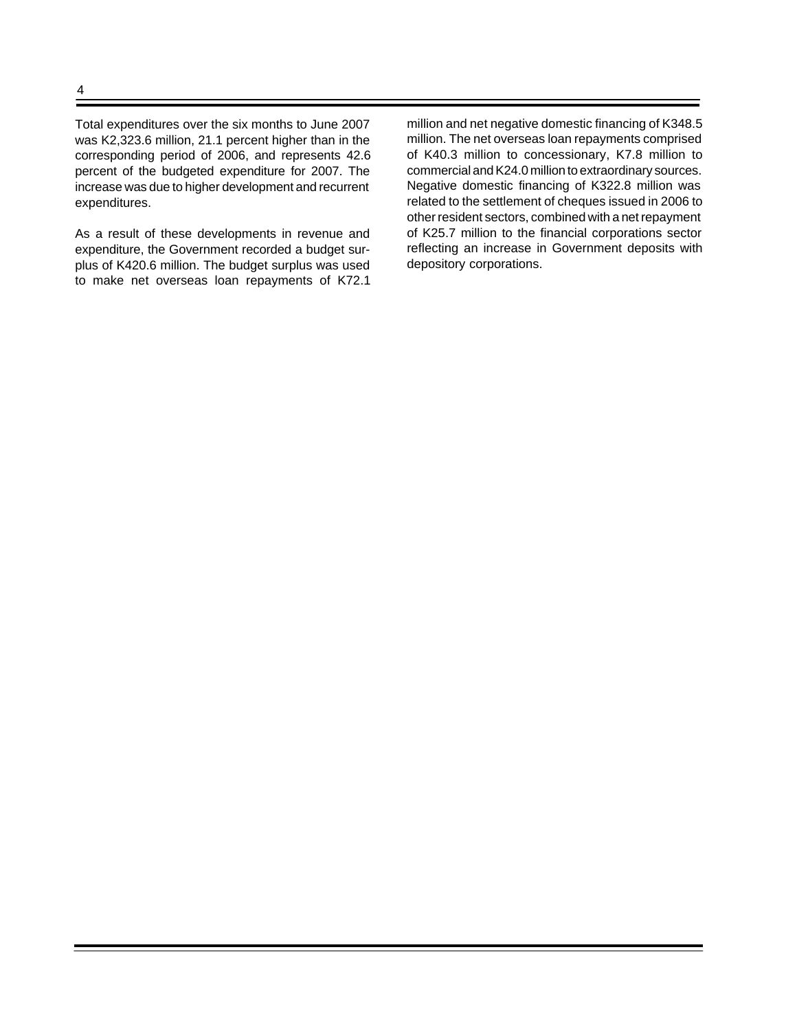Total expenditures over the six months to June 2007 was K2,323.6 million, 21.1 percent higher than in the corresponding period of 2006, and represents 42.6 percent of the budgeted expenditure for 2007. The increase was due to higher development and recurrent expenditures.

As a result of these developments in revenue and expenditure, the Government recorded a budget surplus of K420.6 million. The budget surplus was used to make net overseas loan repayments of K72.1 million and net negative domestic financing of K348.5 million. The net overseas loan repayments comprised of K40.3 million to concessionary, K7.8 million to commercial and K24.0 million to extraordinary sources. Negative domestic financing of K322.8 million was related to the settlement of cheques issued in 2006 to other resident sectors, combined with a net repayment of K25.7 million to the financial corporations sector reflecting an increase in Government deposits with depository corporations.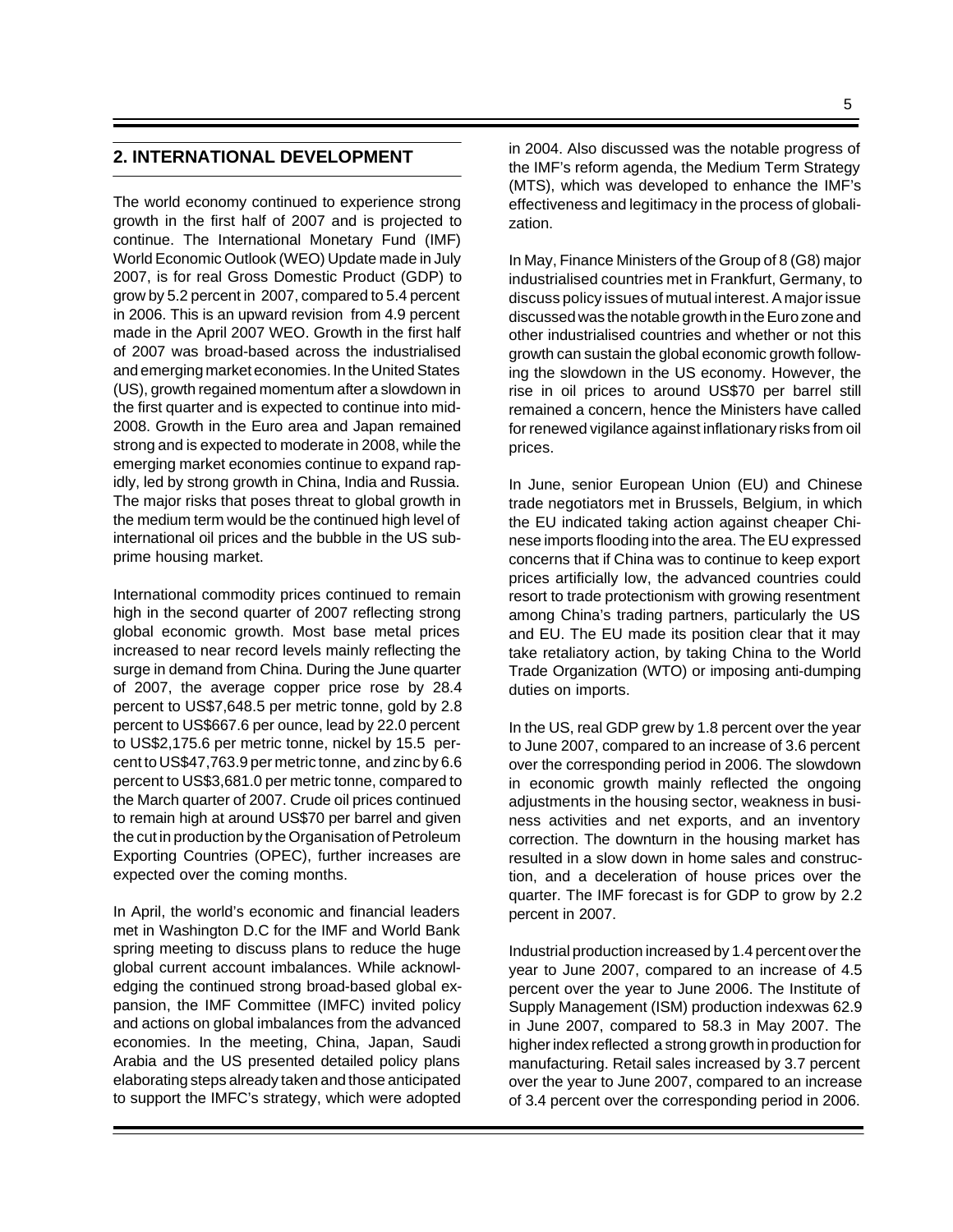## 2. INTERNATIONAL DEVELOPMENT

The world economy continued to experience strong growth in the first half of 2007 and is projected to continue. The International Monetary Fund (IMF) World Economic Outlook (WEO) Update made in July 2007, is for real Gross Domestic Product (GDP) to grow by 5.2 percent in 2007, compared to 5.4 percent in 2006. This is an upward revision from 4.9 percent made in the April 2007 WEO. Growth in the first half of 2007 was broad-based across the industrialised and emerging market economies. In the United States (US), growth regained momentum after a slowdown in the first quarter and is expected to continue into mid-2008. Growth in the Euro area and Japan remained strong and is expected to moderate in 2008, while the emerging market economies continue to expand rapidly, led by strong growth in China, India and Russia. The major risks that poses threat to global growth in the medium term would be the continued high level of international oil prices and the bubble in the US subprime housing market.

International commodity prices continued to remain high in the second quarter of 2007 reflecting strong global economic growth. Most base metal prices increased to near record levels mainly reflecting the surge in demand from China. During the June quarter of 2007, the average copper price rose by 28.4 percent to US$7,648.5 per metric tonne, gold by 2.8 percent to US$667.6 per ounce, lead by 22.0 percent to US$2,175.6 per metric tonne, nickel by 15.5 percent to US$47,763.9 per metric tonne, and zinc by 6.6 percent to US$3,681.0 per metric tonne, compared to the March quarter of 2007. Crude oil prices continued to remain high at around US$70 per barrel and given the cut in production by the Organisation of Petroleum Exporting Countries (OPEC), further increases are expected over the coming months.

In April, the world's economic and financial leaders met in Washington D.C for the IMF and World Bank spring meeting to discuss plans to reduce the huge global current account imbalances. While acknowledging the continued strong broad-based global expansion, the IMF Committee (IMFC) invited policy and actions on global imbalances from the advanced economies. In the meeting, China, Japan, Saudi Arabia and the US presented detailed policy plans elaborating steps already taken and those anticipated to support the IMFC's strategy, which were adopted in 2004. Also discussed was the notable progress of the IMF's reform agenda, the Medium Term Strategy (MTS), which was developed to enhance the IMF's effectiveness and legitimacy in the process of globalization.

In May, Finance Ministers of the Group of 8 (G8) major industrialised countries met in Frankfurt, Germany, to discuss policy issues of mutual interest. A major issue discussed was the notable growth in the Euro zone and other industrialised countries and whether or not this growth can sustain the global economic growth following the slowdown in the US economy. However, the rise in oil prices to around US$70 per barrel still remained a concern, hence the Ministers have called for renewed vigilance against inflationary risks from oil prices.

In June, senior European Union (EU) and Chinese trade negotiators met in Brussels, Belgium, in which the EU indicated taking action against cheaper Chinese imports flooding into the area. The EU expressed concerns that if China was to continue to keep export prices artificially low, the advanced countries could resort to trade protectionism with growing resentment among China's trading partners, particularly the US and EU. The EU made its position clear that it may take retaliatory action, by taking China to the World Trade Organization (WTO) or imposing anti-dumping duties on imports.

In the US, real GDP grew by 1.8 percent over the year to June 2007, compared to an increase of 3.6 percent over the corresponding period in 2006. The slowdown in economic growth mainly reflected the ongoing adjustments in the housing sector, weakness in business activities and net exports, and an inventory correction. The downturn in the housing market has resulted in a slow down in home sales and construction, and a deceleration of house prices over the quarter. The IMF forecast is for GDP to grow by 2.2 percent in 2007.

Industrial production increased by 1.4 percent over the year to June 2007, compared to an increase of 4.5 percent over the year to June 2006. The Institute of Supply Management (ISM) production indexwas 62.9 in June 2007, compared to 58.3 in May 2007. The higher index reflected a strong growth in production for manufacturing. Retail sales increased by 3.7 percent over the year to June 2007, compared to an increase of 3.4 percent over the corresponding period in 2006.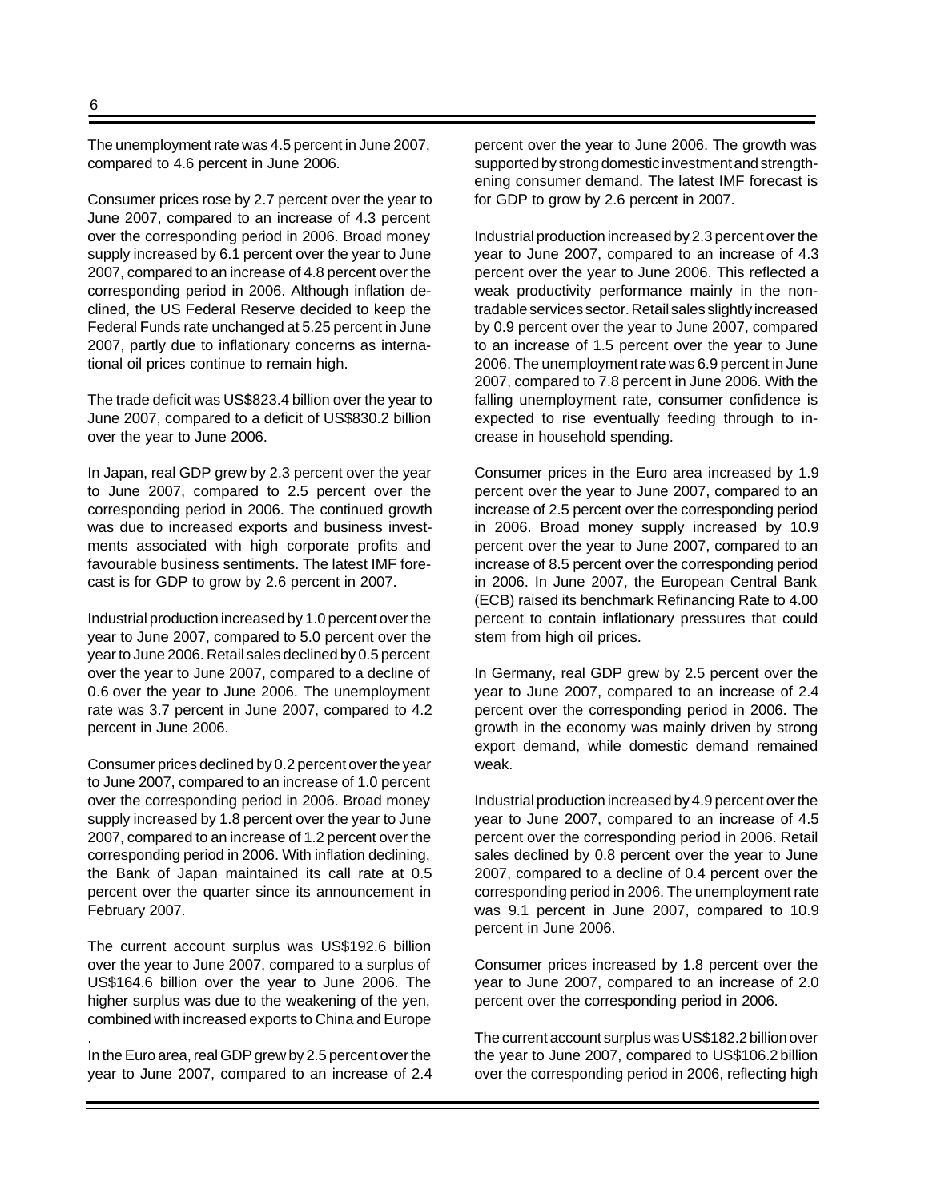The unemployment rate was 4.5 percent in June 2007, compared to 4.6 percent in June 2006.

Consumer prices rose by 2.7 percent over the year to June 2007, compared to an increase of 4.3 percent over the corresponding period in 2006. Broad money supply increased by 6.1 percent over the year to June 2007, compared to an increase of 4.8 percent over the corresponding period in 2006. Although inflation declined, the US Federal Reserve decided to keep the Federal Funds rate unchanged at 5.25 percent in June 2007, partly due to inflationary concerns as international oil prices continue to remain high.

The trade deficit was US$823.4 billion over the year to June 2007, compared to a deficit of US$830.2 billion over the year to June 2006.

In Japan, real GDP grew by 2.3 percent over the year to June 2007, compared to 2.5 percent over the corresponding period in 2006. The continued growth was due to increased exports and business investments associated with high corporate profits and favourable business sentiments. The latest IMF forecast is for GDP to grow by 2.6 percent in 2007.

Industrial production increased by 1.0 percent over the year to June 2007, compared to 5.0 percent over the year to June 2006. Retail sales declined by 0.5 percent over the year to June 2007, compared to a decline of 0.6 over the year to June 2006. The unemployment rate was 3.7 percent in June 2007, compared to 4.2 percent in June 2006.

Consumer prices declined by 0.2 percent over the year to June 2007, compared to an increase of 1.0 percent over the corresponding period in 2006. Broad money supply increased by 1.8 percent over the year to June 2007, compared to an increase of 1.2 percent over the corresponding period in 2006. With inflation declining, the Bank of Japan maintained its call rate at 0.5 percent over the quarter since its announcement in February 2007.

The current account surplus was US$192.6 billion over the year to June 2007, compared to a surplus of US$164.6 billion over the year to June 2006. The higher surplus was due to the weakening of the yen, combined with increased exports to China and Europe.

In the Euro area, real GDP grew by 2.5 percent over the year to June 2007, compared to an increase of 2.4 percent over the year to June 2006. The growth was supported by strong domestic investment and strengthening consumer demand. The latest IMF forecast is for GDP to grow by 2.6 percent in 2007.

Industrial production increased by 2.3 percent over the year to June 2007, compared to an increase of 4.3 percent over the year to June 2006. This reflected a weak productivity performance mainly in the non-tradable services sector. Retail sales slightly increased by 0.9 percent over the year to June 2007, compared to an increase of 1.5 percent over the year to June 2006. The unemployment rate was 6.9 percent in June 2007, compared to 7.8 percent in June 2006. With the falling unemployment rate, consumer confidence is expected to rise eventually feeding through to increase in household spending.

Consumer prices in the Euro area increased by 1.9 percent over the year to June 2007, compared to an increase of 2.5 percent over the corresponding period in 2006. Broad money supply increased by 10.9 percent over the year to June 2007, compared to an increase of 8.5 percent over the corresponding period in 2006. In June 2007, the European Central Bank (ECB) raised its benchmark Refinancing Rate to 4.00 percent to contain inflationary pressures that could stem from high oil prices.

In Germany, real GDP grew by 2.5 percent over the year to June 2007, compared to an increase of 2.4 percent over the corresponding period in 2006. The growth in the economy was mainly driven by strong export demand, while domestic demand remained weak.

Industrial production increased by 4.9 percent over the year to June 2007, compared to an increase of 4.5 percent over the corresponding period in 2006. Retail sales declined by 0.8 percent over the year to June 2007, compared to a decline of 0.4 percent over the corresponding period in 2006. The unemployment rate was 9.1 percent in June 2007, compared to 10.9 percent in June 2006.

Consumer prices increased by 1.8 percent over the year to June 2007, compared to an increase of 2.0 percent over the corresponding period in 2006.

The current account surplus was US$182.2 billion over the year to June 2007, compared to US$106.2 billion over the corresponding period in 2006, reflecting high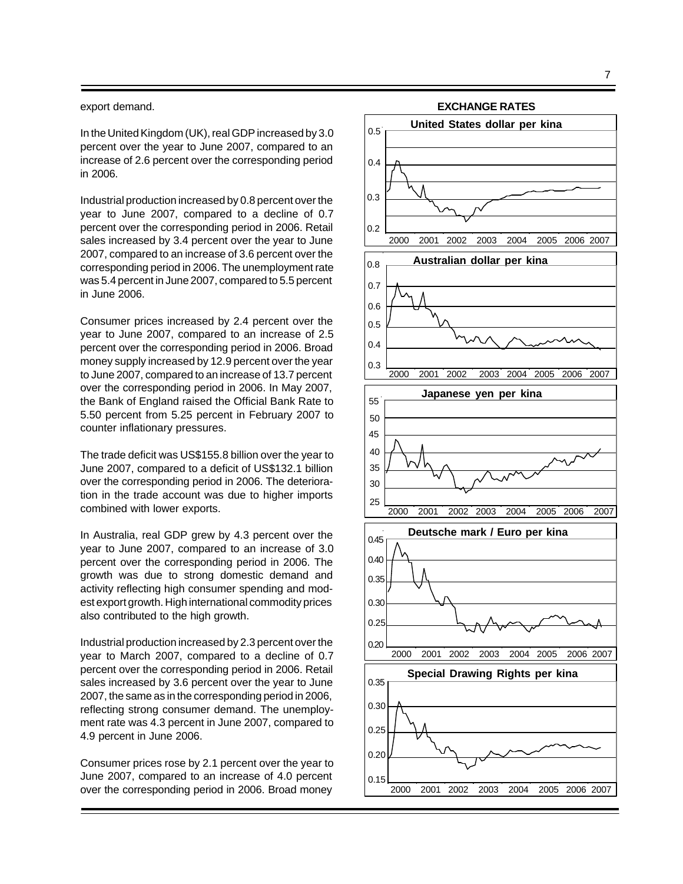export demand.

In the United Kingdom (UK), real GDP increased by 3.0 percent over the year to June 2007, compared to an increase of 2.6 percent over the corresponding period in 2006.

Industrial production increased by 0.8 percent over the year to June 2007, compared to a decline of 0.7 percent over the corresponding period in 2006. Retail sales increased by 3.4 percent over the year to June 2007, compared to an increase of 3.6 percent over the corresponding period in 2006. The unemployment rate was 5.4 percent in June 2007, compared to 5.5 percent in June 2006.

Consumer prices increased by 2.4 percent over the year to June 2007, compared to an increase of 2.5 percent over the corresponding period in 2006. Broad money supply increased by 12.9 percent over the year to June 2007, compared to an increase of 13.7 percent over the corresponding period in 2006. In May 2007, the Bank of England raised the Official Bank Rate to 5.50 percent from 5.25 percent in February 2007 to counter inflationary pressures.

The trade deficit was US$155.8 billion over the year to June 2007, compared to a deficit of US$132.1 billion over the corresponding period in 2006. The deterioration in the trade account was due to higher imports combined with lower exports.

In Australia, real GDP grew by 4.3 percent over the year to June 2007, compared to an increase of 3.0 percent over the corresponding period in 2006. The growth was due to strong domestic demand and activity reflecting high consumer spending and modest export growth. High international commodity prices also contributed to the high growth.

Industrial production increased by 2.3 percent over the year to March 2007, compared to a decline of 0.7 percent over the corresponding period in 2006. Retail sales increased by 3.6 percent over the year to June 2007, the same as in the corresponding period in 2006, reflecting strong consumer demand. The unemployment rate was 4.3 percent in June 2007, compared to 4.9 percent in June 2006.

Consumer prices rose by 2.1 percent over the year to June 2007, compared to an increase of 4.0 percent over the corresponding period in 2006. Broad money

**EXCHANGE RATES**

United States dollar per kina

Australian dollar per kina

Japanese yen per kina

Deutsche mark / Euro per kina

Special Drawing Rights per kina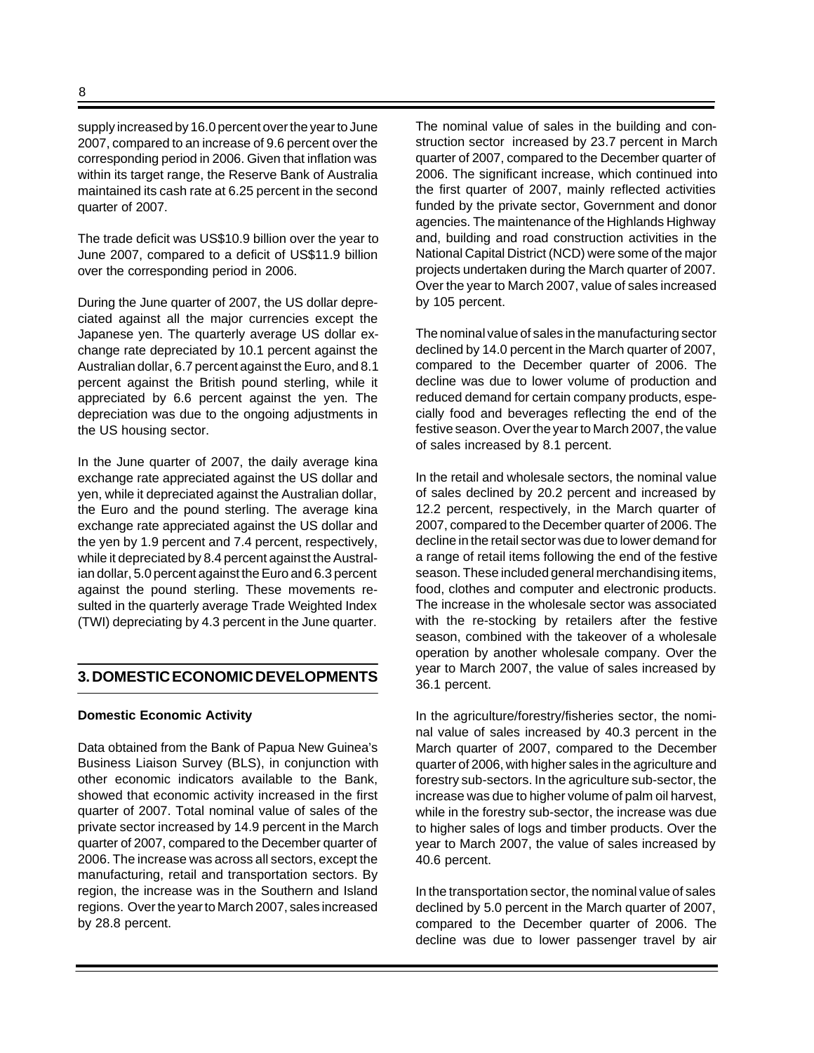supply increased by 16.0 percent over the year to June 2007, compared to an increase of 9.6 percent over the corresponding period in 2006. Given that inflation was within its target range, the Reserve Bank of Australia maintained its cash rate at 6.25 percent in the second quarter of 2007.

The trade deficit was US$10.9 billion over the year to June 2007, compared to a deficit of US$11.9 billion over the corresponding period in 2006.

During the June quarter of 2007, the US dollar depreciated against all the major currencies except the Japanese yen. The quarterly average US dollar exchange rate depreciated by 10.1 percent against the Australian dollar, 6.7 percent against the Euro, and 8.1 percent against the British pound sterling, while it appreciated by 6.6 percent against the yen. The depreciation was due to the ongoing adjustments in the US housing sector.

In the June quarter of 2007, the daily average kina exchange rate appreciated against the US dollar and yen, while it depreciated against the Australian dollar, the Euro and the pound sterling. The average kina exchange rate appreciated against the US dollar and the yen by 1.9 percent and 7.4 percent, respectively, while it depreciated by 8.4 percent against the Australian dollar, 5.0 percent against the Euro and 6.3 percent against the pound sterling. These movements resulted in the quarterly average Trade Weighted Index (TWI) depreciating by 4.3 percent in the June quarter.

## 3. DOMESTIC ECONOMIC DEVELOPMENTS

**Domestic Economic Activity**

Data obtained from the Bank of Papua New Guinea's Business Liaison Survey (BLS), in conjunction with other economic indicators available to the Bank, showed that economic activity increased in the first quarter of 2007. Total nominal value of sales of the private sector increased by 14.9 percent in the March quarter of 2007, compared to the December quarter of 2006. The increase was across all sectors, except the manufacturing, retail and transportation sectors. By region, the increase was in the Southern and Island regions. Over the year to March 2007, sales increased by 28.8 percent.

The nominal value of sales in the building and construction sector increased by 23.7 percent in March quarter of 2007, compared to the December quarter of 2006. The significant increase, which continued into the first quarter of 2007, mainly reflected activities funded by the private sector, Government and donor agencies. The maintenance of the Highlands Highway and, building and road construction activities in the National Capital District (NCD) were some of the major projects undertaken during the March quarter of 2007. Over the year to March 2007, value of sales increased by 105 percent.

The nominal value of sales in the manufacturing sector declined by 14.0 percent in the March quarter of 2007, compared to the December quarter of 2006. The decline was due to lower volume of production and reduced demand for certain company products, especially food and beverages reflecting the end of the festive season. Over the year to March 2007, the value of sales increased by 8.1 percent.

In the retail and wholesale sectors, the nominal value of sales declined by 20.2 percent and increased by 12.2 percent, respectively, in the March quarter of 2007, compared to the December quarter of 2006. The decline in the retail sector was due to lower demand for a range of retail items following the end of the festive season. These included general merchandising items, food, clothes and computer and electronic products. The increase in the wholesale sector was associated with the re-stocking by retailers after the festive season, combined with the takeover of a wholesale operation by another wholesale company. Over the year to March 2007, the value of sales increased by 36.1 percent.

In the agriculture/forestry/fisheries sector, the nominal value of sales increased by 40.3 percent in the March quarter of 2007, compared to the December quarter of 2006, with higher sales in the agriculture and forestry sub-sectors. In the agriculture sub-sector, the increase was due to higher volume of palm oil harvest, while in the forestry sub-sector, the increase was due to higher sales of logs and timber products. Over the year to March 2007, the value of sales increased by 40.6 percent.

In the transportation sector, the nominal value of sales declined by 5.0 percent in the March quarter of 2007, compared to the December quarter of 2006. The decline was due to lower passenger travel by air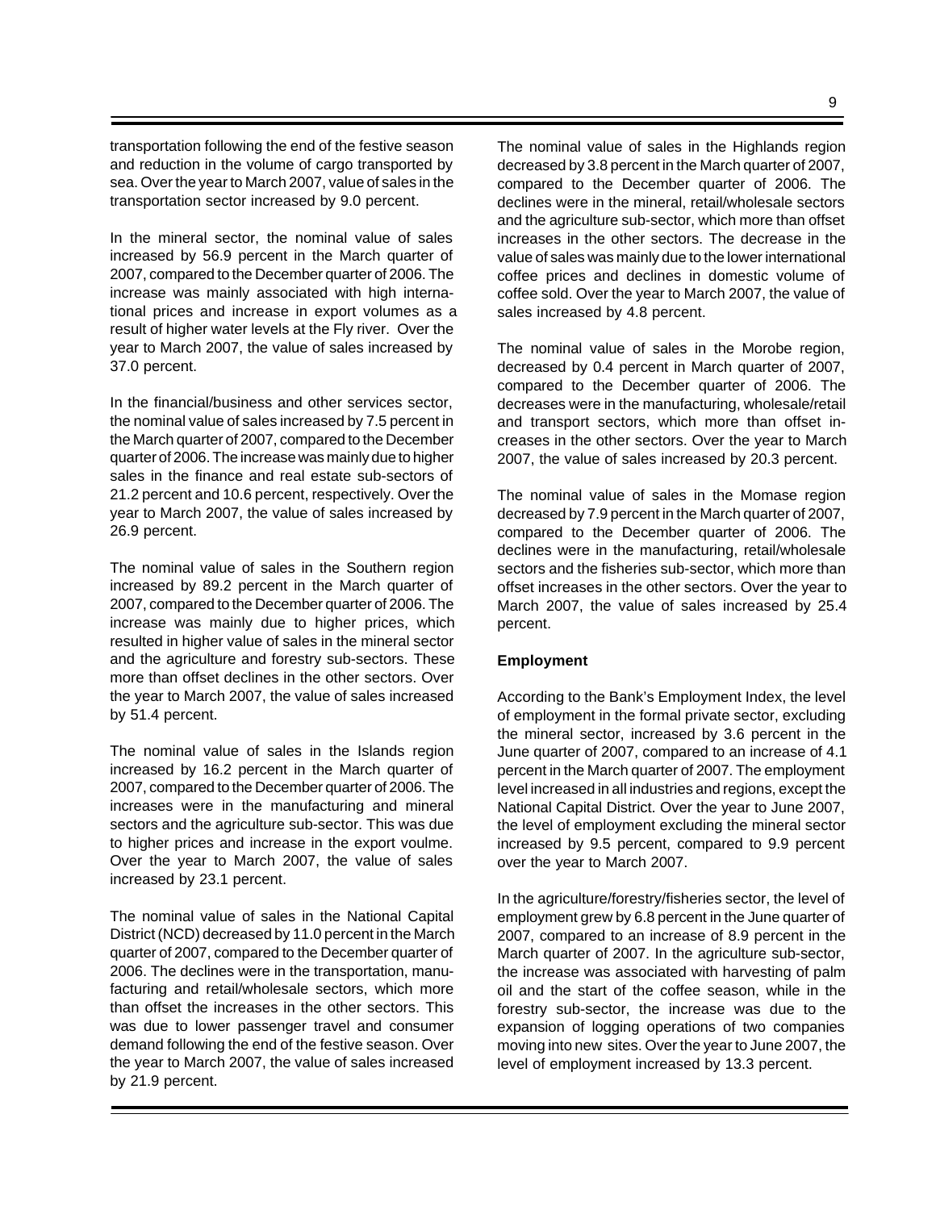transportation following the end of the festive season and reduction in the volume of cargo transported by sea. Over the year to March 2007, value of sales in the transportation sector increased by 9.0 percent.

In the mineral sector, the nominal value of sales increased by 56.9 percent in the March quarter of 2007, compared to the December quarter of 2006. The increase was mainly associated with high international prices and increase in export volumes as a result of higher water levels at the Fly river. Over the year to March 2007, the value of sales increased by 37.0 percent.

In the financial/business and other services sector, the nominal value of sales increased by 7.5 percent in the March quarter of 2007, compared to the December quarter of 2006. The increase was mainly due to higher sales in the finance and real estate sub-sectors of 21.2 percent and 10.6 percent, respectively. Over the year to March 2007, the value of sales increased by 26.9 percent.

The nominal value of sales in the Southern region increased by 89.2 percent in the March quarter of 2007, compared to the December quarter of 2006. The increase was mainly due to higher prices, which resulted in higher value of sales in the mineral sector and the agriculture and forestry sub-sectors. These more than offset declines in the other sectors. Over the year to March 2007, the value of sales increased by 51.4 percent.

The nominal value of sales in the Islands region increased by 16.2 percent in the March quarter of 2007, compared to the December quarter of 2006. The increases were in the manufacturing and mineral sectors and the agriculture sub-sector. This was due to higher prices and increase in the export voulme. Over the year to March 2007, the value of sales increased by 23.1 percent.

The nominal value of sales in the National Capital District (NCD) decreased by 11.0 percent in the March quarter of 2007, compared to the December quarter of 2006. The declines were in the transportation, manufacturing and retail/wholesale sectors, which more than offset the increases in the other sectors. This was due to lower passenger travel and consumer demand following the end of the festive season. Over the year to March 2007, the value of sales increased by 21.9 percent.

The nominal value of sales in the Highlands region decreased by 3.8 percent in the March quarter of 2007, compared to the December quarter of 2006. The declines were in the mineral, retail/wholesale sectors and the agriculture sub-sector, which more than offset increases in the other sectors. The decrease in the value of sales was mainly due to the lower international coffee prices and declines in domestic volume of coffee sold. Over the year to March 2007, the value of sales increased by 4.8 percent.

The nominal value of sales in the Morobe region, decreased by 0.4 percent in March quarter of 2007, compared to the December quarter of 2006. The decreases were in the manufacturing, wholesale/retail and transport sectors, which more than offset increases in the other sectors. Over the year to March 2007, the value of sales increased by 20.3 percent.

The nominal value of sales in the Momase region decreased by 7.9 percent in the March quarter of 2007, compared to the December quarter of 2006. The declines were in the manufacturing, retail/wholesale sectors and the fisheries sub-sector, which more than offset increases in the other sectors. Over the year to March 2007, the value of sales increased by 25.4 percent.

**Employment**

According to the Bank's Employment Index, the level of employment in the formal private sector, excluding the mineral sector, increased by 3.6 percent in the June quarter of 2007, compared to an increase of 4.1 percent in the March quarter of 2007. The employment level increased in all industries and regions, except the National Capital District. Over the year to June 2007, the level of employment excluding the mineral sector increased by 9.5 percent, compared to 9.9 percent over the year to March 2007.

In the agriculture/forestry/fisheries sector, the level of employment grew by 6.8 percent in the June quarter of 2007, compared to an increase of 8.9 percent in the March quarter of 2007. In the agriculture sub-sector, the increase was associated with harvesting of palm oil and the start of the coffee season, while in the forestry sub-sector, the increase was due to the expansion of logging operations of two companies moving into new sites. Over the year to June 2007, the level of employment increased by 13.3 percent.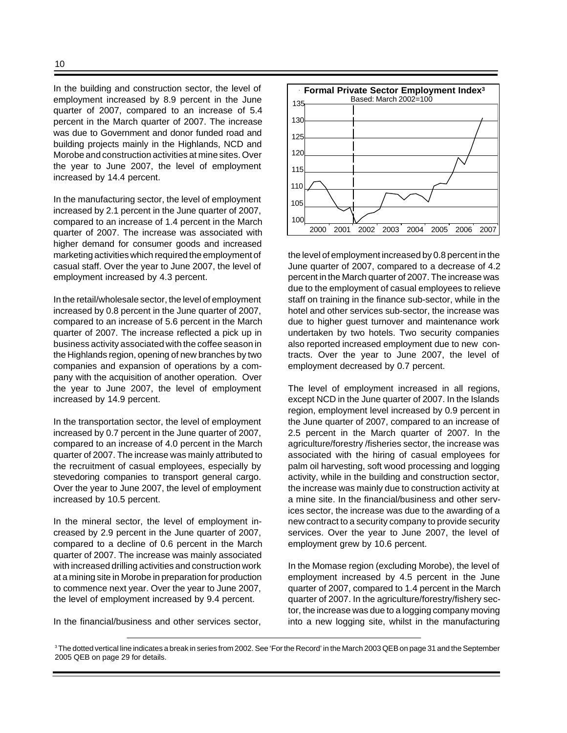In the building and construction sector, the level of employment increased by 8.9 percent in the June quarter of 2007, compared to an increase of 5.4 percent in the March quarter of 2007. The increase was due to Government and donor funded road and building projects mainly in the Highlands, NCD and Morobe and construction activities at mine sites. Over the year to June 2007, the level of employment increased by 14.4 percent.

In the manufacturing sector, the level of employment increased by 2.1 percent in the June quarter of 2007, compared to an increase of 1.4 percent in the March quarter of 2007. The increase was associated with higher demand for consumer goods and increased marketing activities which required the employment of casual staff. Over the year to June 2007, the level of employment increased by 4.3 percent.

In the retail/wholesale sector, the level of employment increased by 0.8 percent in the June quarter of 2007, compared to an increase of 5.6 percent in the March quarter of 2007. The increase reflected a pick up in business activity associated with the coffee season in the Highlands region, opening of new branches by two companies and expansion of operations by a company with the acquisition of another operation. Over the year to June 2007, the level of employment increased by 14.9 percent.

In the transportation sector, the level of employment increased by 0.7 percent in the June quarter of 2007, compared to an increase of 4.0 percent in the March quarter of 2007. The increase was mainly attributed to the recruitment of casual employees, especially by stevedoring companies to transport general cargo. Over the year to June 2007, the level of employment increased by 10.5 percent.

In the mineral sector, the level of employment increased by 2.9 percent in the June quarter of 2007, compared to a decline of 0.6 percent in the March quarter of 2007. The increase was mainly associated with increased drilling activities and construction work at a mining site in Morobe in preparation for production to commence next year. Over the year to June 2007, the level of employment increased by 9.4 percent.

In the financial/business and other services sector, the level of employment increased by 0.8 percent in the June quarter of 2007, compared to a decrease of 4.2 percent in the March quarter of 2007. The increase was due to the employment of casual employees to relieve staff on training in the finance sub-sector, while in the hotel and other services sub-sector, the increase was due to higher guest turnover and maintenance work undertaken by two hotels. Two security companies also reported increased employment due to new contracts. Over the year to June 2007, the level of employment decreased by 0.7 percent.

**Formal Private Sector Employment Index**[3]

Based: March 2002=100

The level of employment increased in all regions, except NCD in the June quarter of 2007. In the Islands region, employment level increased by 0.9 percent in the June quarter of 2007, compared to an increase of 2.5 percent in the March quarter of 2007. In the agriculture/forestry /fisheries sector, the increase was associated with the hiring of casual employees for palm oil harvesting, soft wood processing and logging activity, while in the building and construction sector, the increase was mainly due to construction activity at a mine site. In the financial/business and other services sector, the increase was due to the awarding of a new contract to a security company to provide security services. Over the year to June 2007, the level of employment grew by 10.6 percent.

In the Momase region (excluding Morobe), the level of employment increased by 4.5 percent in the June quarter of 2007, compared to 1.4 percent in the March quarter of 2007. In the agriculture/forestry/fishery sector, the increase was due to a logging company moving into a new logging site, whilst in the manufacturing

[3] The dotted vertical line indicates a break in series from 2002. See 'For the Record' in the March 2003 QEB on page 31 and the September 2005 QEB on page 29 for details.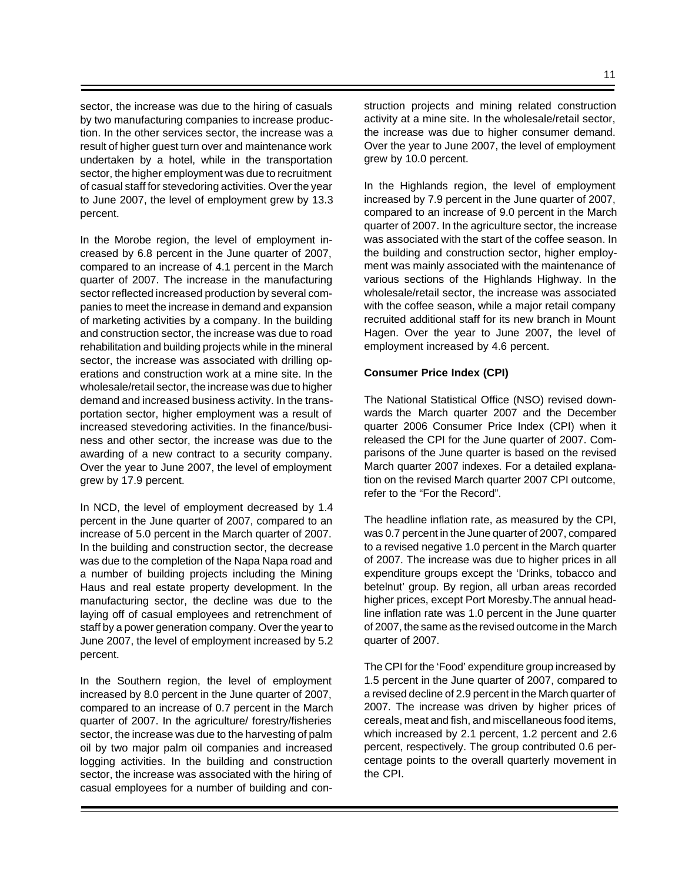sector, the increase was due to the hiring of casuals by two manufacturing companies to increase production. In the other services sector, the increase was a result of higher guest turn over and maintenance work undertaken by a hotel, while in the transportation sector, the higher employment was due to recruitment of casual staff for stevedoring activities. Over the year to June 2007, the level of employment grew by 13.3 percent.

In the Morobe region, the level of employment increased by 6.8 percent in the June quarter of 2007, compared to an increase of 4.1 percent in the March quarter of 2007. The increase in the manufacturing sector reflected increased production by several companies to meet the increase in demand and expansion of marketing activities by a company. In the building and construction sector, the increase was due to road rehabilitation and building projects while in the mineral sector, the increase was associated with drilling operations and construction work at a mine site. In the wholesale/retail sector, the increase was due to higher demand and increased business activity. In the transportation sector, higher employment was a result of increased stevedoring activities. In the finance/business and other sector, the increase was due to the awarding of a new contract to a security company. Over the year to June 2007, the level of employment grew by 17.9 percent.

In NCD, the level of employment decreased by 1.4 percent in the June quarter of 2007, compared to an increase of 5.0 percent in the March quarter of 2007. In the building and construction sector, the decrease was due to the completion of the Napa Napa road and a number of building projects including the Mining Haus and real estate property development. In the manufacturing sector, the decline was due to the laying off of casual employees and retrenchment of staff by a power generation company. Over the year to June 2007, the level of employment increased by 5.2 percent.

In the Southern region, the level of employment increased by 8.0 percent in the June quarter of 2007, compared to an increase of 0.7 percent in the March quarter of 2007. In the agriculture/ forestry/fisheries sector, the increase was due to the harvesting of palm oil by two major palm oil companies and increased logging activities. In the building and construction sector, the increase was associated with the hiring of casual employees for a number of building and construction projects and mining related construction activity at a mine site. In the wholesale/retail sector, the increase was due to higher consumer demand. Over the year to June 2007, the level of employment grew by 10.0 percent.

In the Highlands region, the level of employment increased by 7.9 percent in the June quarter of 2007, compared to an increase of 9.0 percent in the March quarter of 2007. In the agriculture sector, the increase was associated with the start of the coffee season. In the building and construction, higher employment was mainly associated with the maintenance of various sections of the Highlands Highway. In the wholesale/retail sector, the increase was associated with the coffee season, while a major retail company recruited additional staff for its new branch in Mount Hagen. Over the year to June 2007, the level of employment increased by 4.6 percent.

**Consumer Price Index (CPI)**

The National Statistical Office (NSO) revised downwards the March quarter 2007 and the December quarter 2006 Consumer Price Index (CPI) when it released the CPI for the June quarter of 2007. Comparisons of the June quarter is based on the revised March quarter 2007 indexes. For a detailed explanation on the revised March quarter 2007 CPI outcome, refer to the "For the Record".

The headline inflation rate, as measured by the CPI, was 0.7 percent in the June quarter of 2007, compared to a revised negative 1.0 percent in the March quarter of 2007. The increase was due to higher prices in all expenditure groups except the 'Drinks, tobacco and betelnut' group. By region, all urban areas recorded higher prices, except Port Moresby.The annual headline inflation rate was 1.0 percent in the June quarter of 2007, the same as the revised outcome in the March quarter of 2007.

The CPI for the 'Food' expenditure group increased by 1.5 percent in the June quarter of 2007, compared to a revised decline of 2.9 percent in the March quarter of 2007. The increase was driven by higher prices of cereals, meat and fish, and miscellaneous food items, which increased by 2.1 percent, 1.2 percent and 2.6 percent, respectively. The group contributed 0.6 percentage points to the overall quarterly movement in the CPI.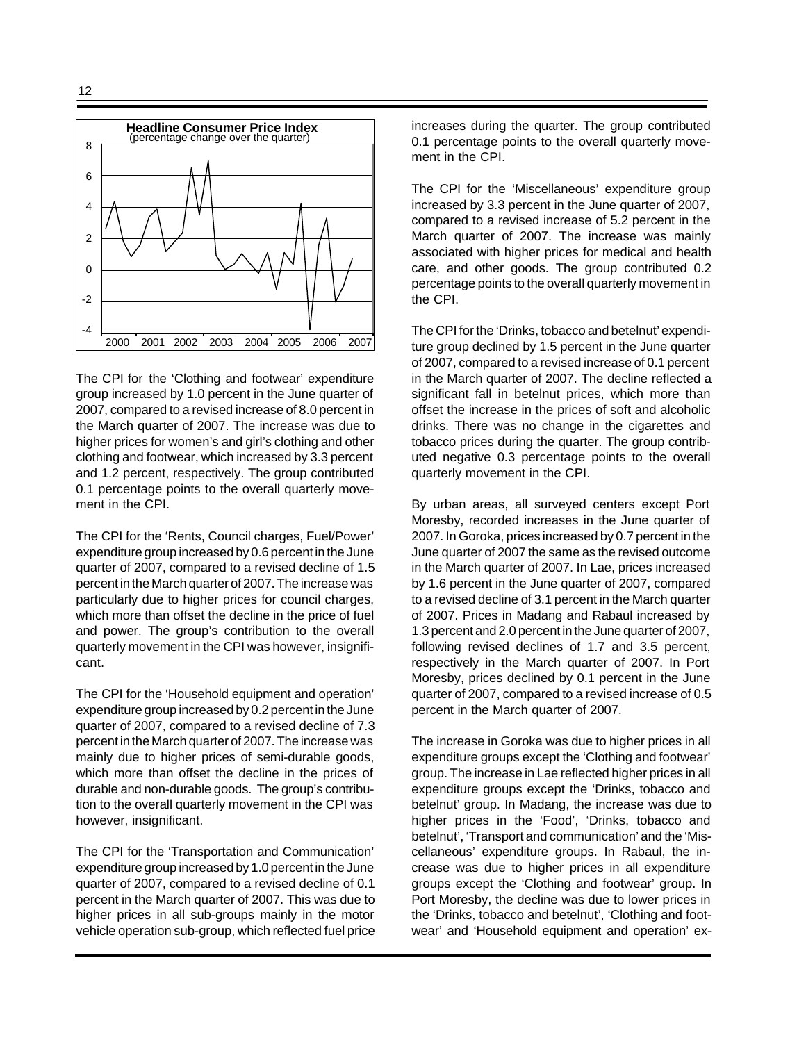**Headline Consumer Price Index**
(percentage change over the quarter)

The CPI for the 'Clothing and footwear' expenditure group increased by 1.0 percent in the June quarter of 2007, compared to a revised increase of 8.0 percent in the March quarter of 2007. The increase was due to higher prices for women's and girl's clothing and other clothing and footwear, which increased by 3.3 percent and 1.2 percent, respectively. The group contributed 0.1 percentage points to the overall quarterly movement in the CPI.

The CPI for the 'Rents, Council charges, Fuel/Power' expenditure group increased by 0.6 percent in the June quarter of 2007, compared to a revised decline of 1.5 percent in the March quarter of 2007. The increase was particularly due to higher prices for council charges, which more than offset the decline in the price of fuel and power. The group's contribution to the overall quarterly movement in the CPI was however, insignificant.

The CPI for the 'Household equipment and operation' expenditure group increased by 0.2 percent in the June quarter of 2007, compared to a revised decline of 7.3 percent in the March quarter of 2007. The increase was mainly due to higher prices of semi-durable goods, which more than offset the decline in the prices of durable and non-durable goods. The group's contribution to the overall quarterly movement in the CPI was however, insignificant.

The CPI for the 'Transportation and Communication' expenditure group increased by 1.0 percent in the June quarter of 2007, compared to a revised decline of 0.1 percent in the March quarter of 2007. This was due to higher prices in all sub-groups mainly in the motor vehicle operation sub-group, which reflected fuel price increases during the quarter. The group contributed 0.1 percentage points to the overall quarterly movement in the CPI.

The CPI for the 'Miscellaneous' expenditure group increased by 3.3 percent in the June quarter of 2007, compared to a revised increase of 5.2 percent in the March quarter of 2007. The increase was mainly associated with higher prices for medical and health care, and other goods. The group contributed 0.2 percentage points to the overall quarterly movement in the CPI.

The CPI for the 'Drinks, tobacco and betelnut' expenditure group declined by 1.5 percent in the June quarter of 2007, compared to a revised increase of 0.1 percent in the March quarter of 2007. The decline reflected a significant fall in betelnut prices, which more than offset the increase in the prices of soft and alcoholic drinks. There was no change in the cigarettes and tobacco prices during the quarter. The group contributed negative 0.3 percentage points to the overall quarterly movement in the CPI.

By urban areas, all surveyed centers except Port Moresby, recorded increases in the June quarter of 2007. In Goroka, prices increased by 0.7 percent in the June quarter of 2007 the same as the revised outcome in the March quarter of 2007. In Lae, prices increased by 1.6 percent in the June quarter of 2007, compared to a revised decline of 3.1 percent in the March quarter of 2007. Prices in Madang and Rabaul increased by 1.3 percent and 2.0 percent in the June quarter of 2007, following revised declines of 1.7 and 3.5 percent, respectively in the March quarter of 2007. In Port Moresby, prices declined by 0.1 percent in the June quarter of 2007, compared to a revised increase of 0.5 percent in the March quarter of 2007.

The increase in Goroka was due to higher prices in all expenditure groups except the 'Clothing and footwear' group. The increase in Lae reflected higher prices in all expenditure groups except the 'Drinks, tobacco and betelnut' group. In Madang, the increase was due to higher prices in the 'Food', 'Drinks, tobacco and betelnut', 'Transport and communication' and the 'Miscellaneous' expenditure groups. In Rabaul, the increase was due to higher prices in all expenditure groups except the 'Clothing and footwear' group. In Port Moresby, the decline was due to lower prices in the 'Drinks, tobacco and betelnut', 'Clothing and footwear' and 'Household equipment and operation' ex-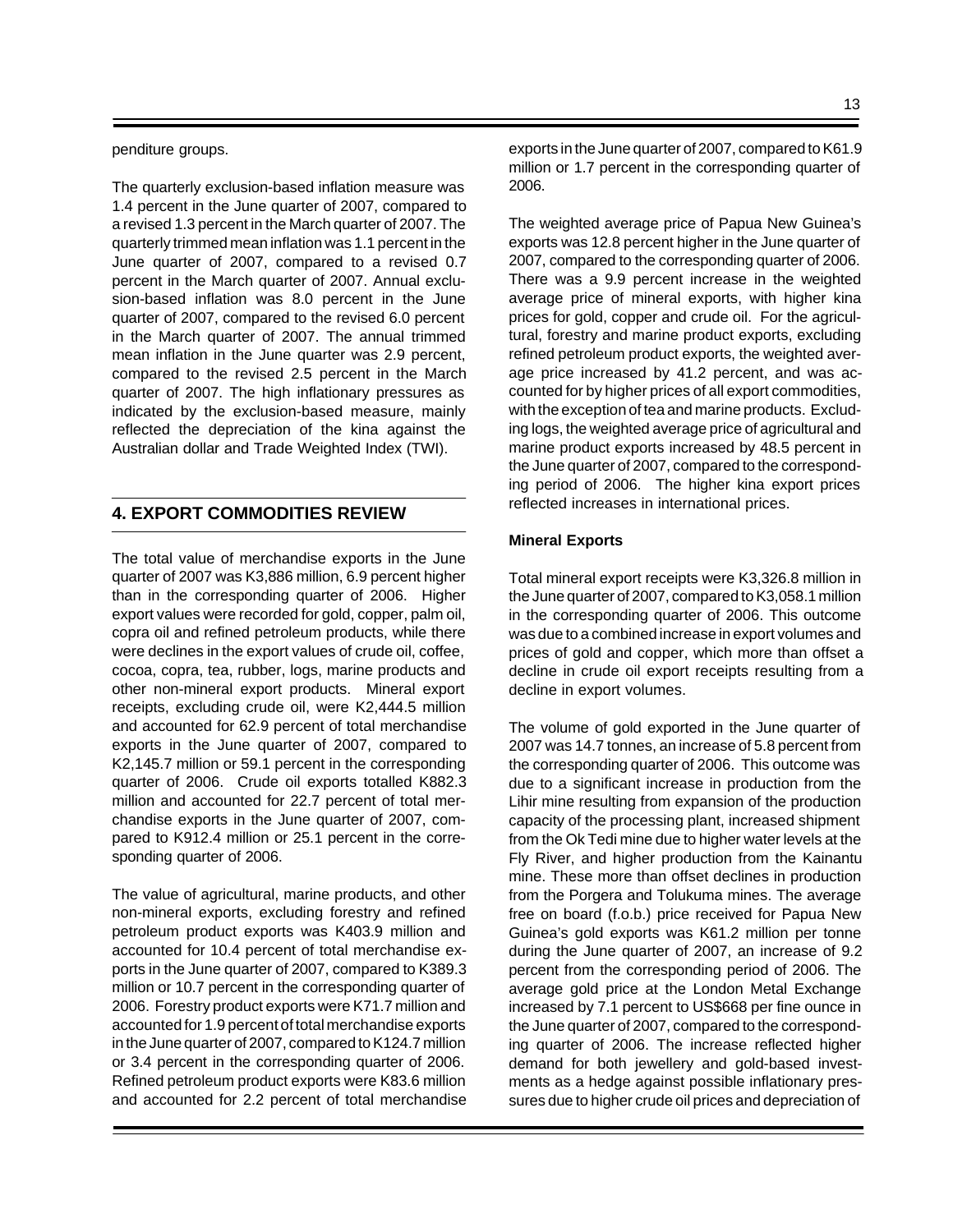penditure groups.

The quarterly exclusion-based inflation measure was 1.4 percent in the June quarter of 2007, compared to a revised 1.3 percent in the March quarter of 2007. The quarterly trimmed mean inflation was 1.1 percent in the June quarter of 2007, compared to a revised 0.7 percent in the March quarter of 2007. Annual exclusion-based inflation was 8.0 percent in the June quarter of 2007, compared to the revised 6.0 percent in the March quarter of 2007. The annual trimmed mean inflation in the June quarter was 2.9 percent, compared to the revised 2.5 percent in the March quarter of 2007. The high inflationary pressures as indicated by the exclusion-based measure, mainly reflected the depreciation of the kina against the Australian dollar and Trade Weighted Index (TWI).

## 4. EXPORT COMMODITIES REVIEW

The total value of merchandise exports in the June quarter of 2007 was K3,886 million, 6.9 percent higher than in the corresponding quarter of 2006. Higher export values were recorded for gold, copper, palm oil, copra oil and refined petroleum products, while there were declines in the export values of crude oil, coffee, cocoa, copra, tea, rubber, logs, marine products and other non-mineral export products. Mineral export receipts, excluding crude oil, were K2,444.5 million and accounted for 62.9 percent of total merchandise exports in the June quarter of 2007, compared to K2,145.7 million or 59.1 percent in the corresponding quarter of 2006. Crude oil exports totalled K882.3 million and accounted for 22.7 percent of total merchandise exports in the June quarter of 2007, compared to K912.4 million or 25.1 percent in the corresponding quarter of 2006.

The value of agricultural, marine products, and other non-mineral exports, excluding forestry and refined petroleum product exports was K403.9 million and accounted for 10.4 percent of total merchandise exports in the June quarter of 2007, compared to K389.3 million or 10.7 percent in the corresponding quarter of 2006. Forestry product exports were K71.7 million and accounted for 1.9 percent of total merchandise exports in the June quarter of 2007, compared to K124.7 million or 3.4 percent in the corresponding quarter of 2006. Refined petroleum product exports were K83.6 million and accounted for 2.2 percent of total merchandise exports in the June quarter of 2007, compared to K61.9 million or 1.7 percent in the corresponding quarter of 2006.

The weighted average price of Papua New Guinea's exports was 12.8 percent higher in the June quarter of 2007, compared to the corresponding quarter of 2006. There was a 9.9 percent increase in the weighted average price of mineral exports, with higher kina prices for gold, copper and crude oil. For the agricultural, forestry and marine product exports, excluding refined petroleum product exports, the weighted average price increased by 41.2 percent, and was accounted for by higher prices of all export commodities, with the exception of tea and marine products. Excluding logs, the weighted average price of agricultural and marine product exports increased by 48.5 percent in the June quarter of 2007, compared to the corresponding period of 2006. The higher kina export prices reflected increases in international prices.

### Mineral Exports

Total mineral export receipts were K3,326.8 million in the June quarter of 2007, compared to K3,058.1 million in the corresponding quarter of 2006. This outcome was due to a combined increase in export volumes and prices of gold and copper, which more than offset a decline in crude oil export receipts resulting from a decline in export volumes.

The volume of gold exported in the June quarter of 2007 was 14.7 tonnes, an increase of 5.8 percent from the corresponding quarter of 2006. This outcome was due to a significant increase in production from the Lihir mine resulting from expansion of the production capacity of the processing plant, increased shipment from the Ok Tedi mine due to higher water levels at the Fly River, and higher production from the Kainantu mine. These more than offset declines in production from the Porgera and Tolukuma mines. The average free on board (f.o.b.) price received for Papua New Guinea's gold exports was K61.2 million per tonne during the June quarter of 2007, an increase of 9.2 percent from the corresponding period of 2006. The average gold price at the London Metal Exchange increased by 7.1 percent to US$668 per fine ounce in the June quarter of 2007, compared to the corresponding quarter of 2006. The increase reflected higher demand for both jewellery and gold-based investments as a hedge against possible inflationary pressures due to higher crude oil prices and depreciation of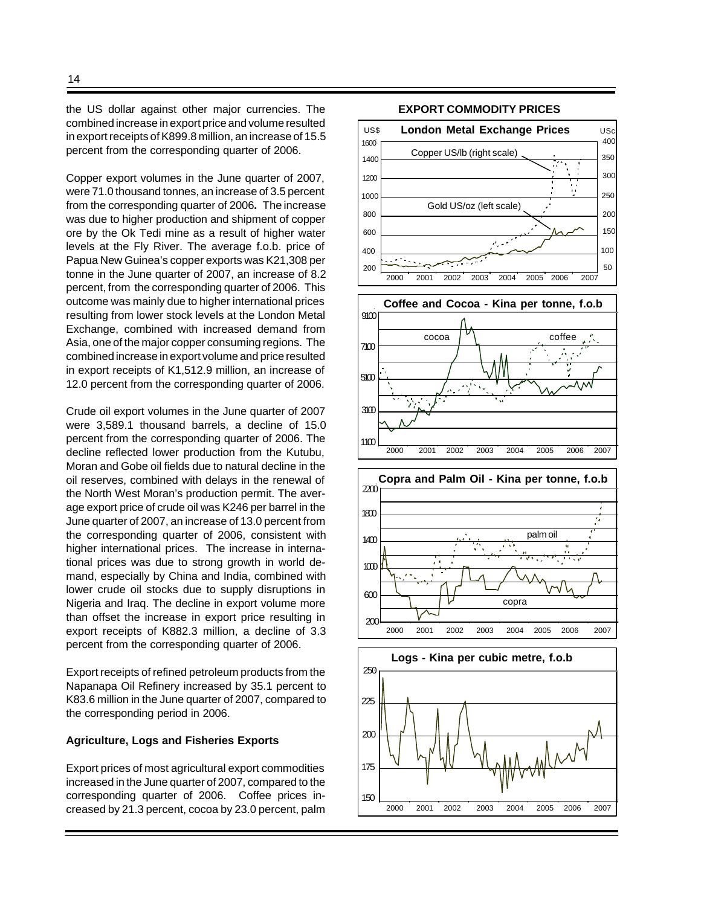the US dollar against other major currencies. The combined increase in export price and volume resulted in export receipts of K899.8 million, an increase of 15.5 percent from the corresponding quarter of 2006.

Copper export volumes in the June quarter of 2007, were 71.0 thousand tonnes, an increase of 3.5 percent from the corresponding quarter of 2006**.** The increase was due to higher production and shipment of copper ore by the Ok Tedi mine as a result of higher water levels at the Fly River. The average f.o.b. price of Papua New Guinea's copper exports was K21,308 per tonne in the June quarter of 2007, an increase of 8.2 percent, from the corresponding quarter of 2006. This outcome was mainly due to higher international prices resulting from lower stock levels at the London Metal Exchange, combined with increased demand from Asia, one of the major copper consuming regions. The combined increase in export volume and price resulted in export receipts of K1,512.9 million, an increase of 12.0 percent from the corresponding quarter of 2006.

Crude oil export volumes in the June quarter of 2007 were 3,589.1 thousand barrels, a decline of 15.0 percent from the corresponding quarter of 2006. The decline reflected lower production from the Kutubu, Moran and Gobe oil fields due to natural decline in the oil reserves, combined with delays in the renewal of the North West Moran's production permit. The average export price of crude oil was K246 per barrel in the June quarter of 2007, an increase of 13.0 percent from the corresponding quarter of 2006, consistent with higher international prices. The increase in international prices was due to strong growth in world demand, especially by China and India, combined with lower crude oil stocks due to supply disruptions in Nigeria and Iraq. The decline in export volume more than offset the increase in export price resulting in export receipts of K882.3 million, a decline of 3.3 percent from the corresponding quarter of 2006.

Export receipts of refined petroleum products from the Napanapa Oil Refinery increased by 35.1 percent to K83.6 million in the June quarter of 2007, compared to the corresponding period in 2006.

**Agriculture, Logs and Fisheries Exports**

Export prices of most agricultural export commodities increased in the June quarter of 2007, compared to the corresponding quarter of 2006. Coffee prices increased by 21.3 percent, cocoa by 23.0 percent, palm

**EXPORT COMMODITY PRICES**

**London Metal Exchange Prices**

**Coffee and Cocoa - Kina per tonne, f.o.b**

**Copra and Palm Oil - Kina per tonne, f.o.b**

**Logs - Kina per cubic metre, f.o.b**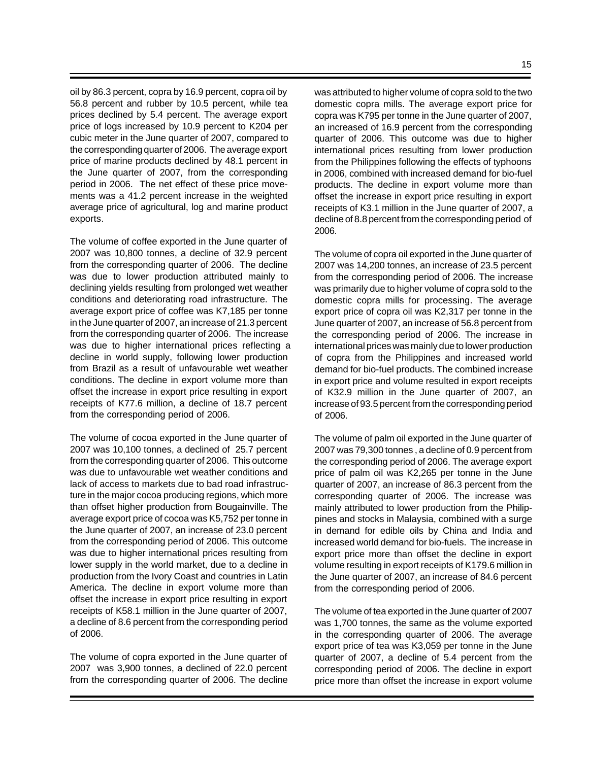oil by 86.3 percent, copra by 16.9 percent, copra oil by 56.8 percent and rubber by 10.5 percent, while tea prices declined by 5.4 percent. The average export price of logs increased by 10.9 percent to K204 per cubic meter in the June quarter of 2007, compared to the corresponding quarter of 2006. The average export price of marine products declined by 48.1 percent in the June quarter of 2007, from the corresponding period in 2006. The net effect of these price movements was a 41.2 percent increase in the weighted average price of agricultural, log and marine product exports.

The volume of coffee exported in the June quarter of 2007 was 10,800 tonnes, a decline of 32.9 percent from the corresponding quarter of 2006. The decline was due to lower production attributed mainly to declining yields resulting from prolonged wet weather conditions and deteriorating road infrastructure. The average export price of coffee was K7,185 per tonne in the June quarter of 2007, an increase of 21.3 percent from the corresponding quarter of 2006. The increase was due to higher international prices reflecting a decline in world supply, following lower production from Brazil as a result of unfavourable wet weather conditions. The decline in export volume more than offset the increase in export price resulting in export receipts of K77.6 million, a decline of 18.7 percent from the corresponding period of 2006.

The volume of cocoa exported in the June quarter of 2007 was 10,100 tonnes, a declined of 25.7 percent from the corresponding quarter of 2006. This outcome was due to unfavourable wet weather conditions and lack of access to markets due to bad road infrastructure in the major cocoa producing regions, which more than offset higher production from Bougainville. The average export price of cocoa was K5,752 per tonne in the June quarter of 2007, an increase of 23.0 percent from the corresponding period of 2006. This outcome was due to higher international prices resulting from lower supply in the world market, due to a decline in production from the Ivory Coast and countries in Latin America. The decline in export volume more than offset the increase in export price resulting in export receipts of K58.1 million in the June quarter of 2007, a decline of 8.6 percent from the corresponding period of 2006.

The volume of copra exported in the June quarter of 2007 was 3,900 tonnes, a declined of 22.0 percent from the corresponding quarter of 2006. The decline was attributed to higher volume of copra sold to the two domestic copra mills. The average export price for copra was K795 per tonne in the June quarter of 2007, an increased of 16.9 percent from the corresponding quarter of 2006. This outcome was due to higher international prices resulting from lower production from the Philippines following the effects of typhoons in 2006, combined with increased demand for bio-fuel products. The decline in export volume more than offset the increase in export price resulting in export receipts of K3.1 million in the June quarter of 2007, a decline of 8.8 percent from the corresponding period of 2006.

The volume of copra oil exported in the June quarter of 2007 was 14,200 tonnes, an increase of 23.5 percent from the corresponding period of 2006. The increase was primarily due to higher volume of copra sold to the domestic copra mills for processing. The average export price of copra oil was K2,317 per tonne in the June quarter of 2007, an increase of 56.8 percent from the corresponding period of 2006. The increase in international prices was mainly due to lower production of copra from the Philippines and increased world demand for bio-fuel products. The combined increase in export price and volume resulted in export receipts of K32.9 million in the June quarter of 2007, an increase of 93.5 percent from the corresponding period of 2006.

The volume of palm oil exported in the June quarter of 2007 was 79,300 tonnes , a decline of 0.9 percent from the corresponding period of 2006. The average export price of palm oil was K2,265 per tonne in the June quarter of 2007, an increase of 86.3 percent from the corresponding quarter of 2006. The increase was mainly attributed to lower production from the Philippines and stocks in Malaysia, combined with a surge in demand for edible oils by China and India and increased world demand for bio-fuels. The increase in export price more than offset the decline in export volume resulting in export receipts of K179.6 million in the June quarter of 2007, an increase of 84.6 percent from the corresponding period of 2006.

The volume of tea exported in the June quarter of 2007 was 1,700 tonnes, the same as the volume exported in the corresponding quarter of 2006. The average export price of tea was K3,059 per tonne in the June quarter of 2007, a decline of 5.4 percent from the corresponding period of 2006. The decline in export price more than offset the increase in export volume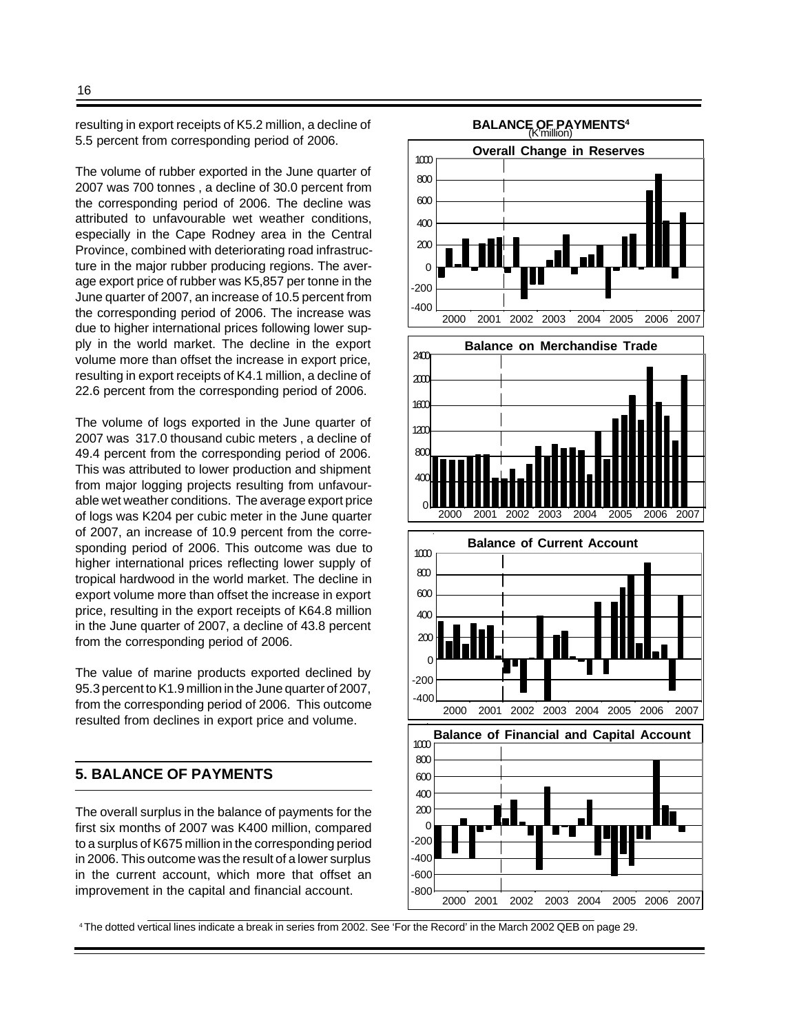resulting in export receipts of K5.2 million, a decline of 5.5 percent from corresponding period of 2006.

The volume of rubber exported in the June quarter of 2007 was 700 tonnes , a decline of 30.0 percent from the corresponding period of 2006. The decline was attributed to unfavourable wet weather conditions, especially in the Cape Rodney area in the Central Province, combined with deteriorating road infrastructure in the major rubber producing regions. The average export price of rubber was K5,857 per tonne in the June quarter of 2007, an increase of 10.5 percent from the corresponding period of 2006. The increase was due to higher international prices following lower supply in the world market. The decline in the export volume more than offset the increase in export price, resulting in export receipts of K4.1 million, a decline of 22.6 percent from the corresponding period of 2006.

The volume of logs exported in the June quarter of 2007 was 317.0 thousand cubic meters , a decline of 49.4 percent from the corresponding period of 2006. This was attributed to lower production and shipment from major logging projects resulting from unfavourable wet weather conditions. The average export price of logs was K204 per cubic meter in the June quarter of 2007, an increase of 10.9 percent from the corresponding period of 2006. This outcome was due to higher international prices reflecting lower supply of tropical hardwood in the world market. The decline in export volume more than offset the increase in export price, resulting in the export receipts of K64.8 million in the June quarter of 2007, a decline of 43.8 percent from the corresponding period of 2006.

The value of marine products exported declined by 95.3 percent to K1.9 million in the June quarter of 2007, from the corresponding period of 2006. This outcome resulted from declines in export price and volume.

## 5. BALANCE OF PAYMENTS

The overall surplus in the balance of payments for the first six months of 2007 was K400 million, compared to a surplus of K675 million in the corresponding period in 2006. This outcome was the result of a lower surplus in the current account, which more that offset an improvement in the capital and financial account.

**BALANCE OF PAYMENTS[4]**
(K'million)

Overall Change in Reserves

Balance on Merchandise Trade

Balance of Current Account

Balance of Financial and Capital Account

[4] The dotted vertical lines indicate a break in series from 2002. See 'For the Record' in the March 2002 QEB on page 29.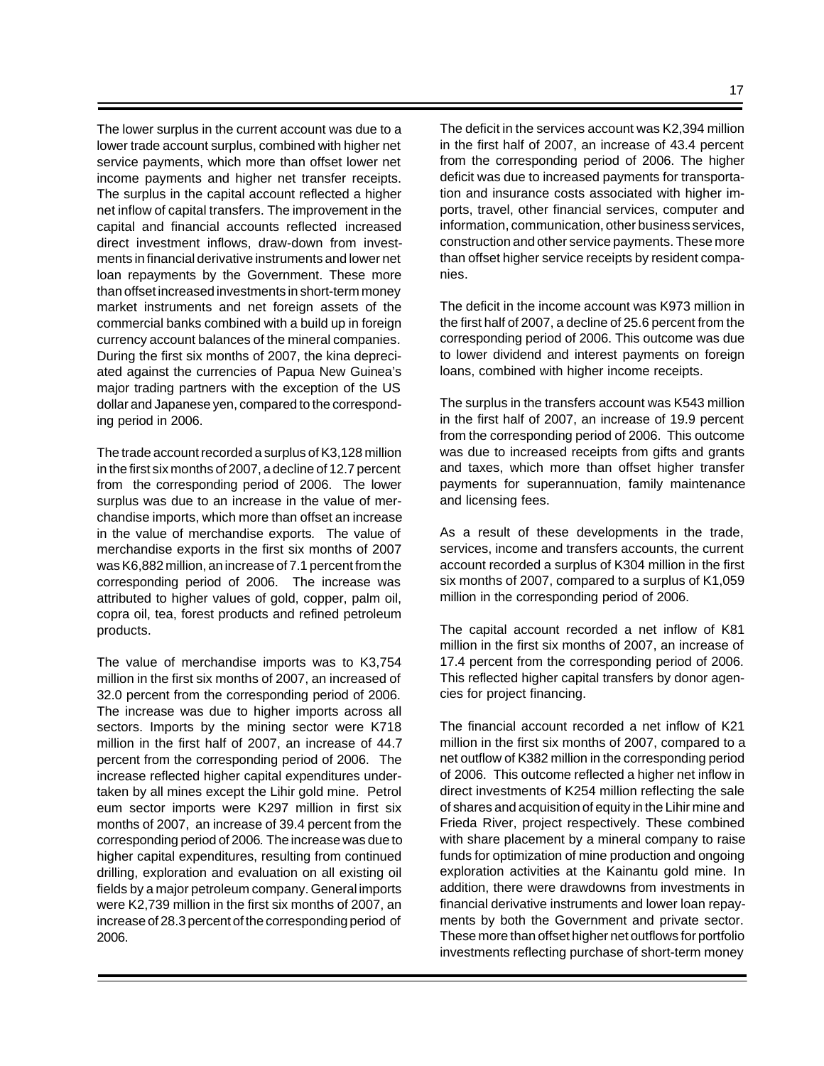The lower surplus in the current account was due to a lower trade account surplus, combined with higher net service payments, which more than offset lower net income payments and higher net transfer receipts. The surplus in the capital account reflected a higher net inflow of capital transfers. The improvement in the capital and financial accounts reflected increased direct investment inflows, draw-down from investments in financial derivative instruments and lower net loan repayments by the Government. These more than offset increased investments in short-term money market instruments and net foreign assets of the commercial banks combined with a build up in foreign currency account balances of the mineral companies. During the first six months of 2007, the kina depreciated against the currencies of Papua New Guinea's major trading partners with the exception of the US dollar and Japanese yen, compared to the corresponding period in 2006.

The trade account recorded a surplus of K3,128 million in the first six months of 2007, a decline of 12.7 percent from the corresponding period of 2006. The lower surplus was due to an increase in the value of merchandise imports, which more than offset an increase in the value of merchandise exports. The value of merchandise exports in the first six months of 2007 was K6,882 million, an increase of 7.1 percent from the corresponding period of 2006. The increase was attributed to higher values of gold, copper, palm oil, copra oil, tea, forest products and refined petroleum products.

The value of merchandise imports was to K3,754 million in the first six months of 2007, an increased of 32.0 percent from the corresponding period of 2006. The increase was due to higher imports across all sectors. Imports by the mining sector were K718 million in the first half of 2007, an increase of 44.7 percent from the corresponding period of 2006. The increase reflected higher capital expenditures undertaken by all mines except the Lihir gold mine. Petrol eum sector imports were K297 million in first six months of 2007, an increase of 39.4 percent from the corresponding period of 2006. The increase was due to higher capital expenditures, resulting from continued drilling, exploration and evaluation on all existing oil fields by a major petroleum company. General imports were K2,739 million in the first six months of 2007, an increase of 28.3 percent of the corresponding period of 2006.

The deficit in the services account was K2,394 million in the first half of 2007, an increase of 43.4 percent from the corresponding period of 2006. The higher deficit was due to increased payments for transportation and insurance costs associated with higher imports, travel, other financial services, computer and information, communication, other business services, construction and other service payments. These more than offset higher service receipts by resident companies.

The deficit in the income account was K973 million in the first half of 2007, a decline of 25.6 percent from the corresponding period of 2006. This outcome was due to lower dividend and interest payments on foreign loans, combined with higher income receipts.

The surplus in the transfers account was K543 million in the first half of 2007, an increase of 19.9 percent from the corresponding period of 2006. This outcome was due to increased receipts from gifts and grants and taxes, which more than offset higher transfer payments for superannuation, family maintenance and licensing fees.

As a result of these developments in the trade, services, income and transfers accounts, the current account recorded a surplus of K304 million in the first six months of 2007, compared to a surplus of K1,059 million in the corresponding period of 2006.

The capital account recorded a net inflow of K81 million in the first six months of 2007, an increase of 17.4 percent from the corresponding period of 2006. This reflected higher capital transfers by donor agencies for project financing.

The financial account recorded a net inflow of K21 million in the first six months of 2007, compared to a net outflow of K382 million in the corresponding period of 2006. This outcome reflected a higher net inflow in direct investments of K254 million reflecting the sale of shares and acquisition of equity in the Lihir mine and Frieda River, project respectively. These combined with share placement by a mineral company to raise funds for optimization of mine production and ongoing exploration activities at the Kainantu gold mine. In addition, there were drawdowns from investments in financial derivative instruments and lower loan repayments by both the Government and private sector. These more than offset higher net outflows for portfolio investments reflecting purchase of short-term money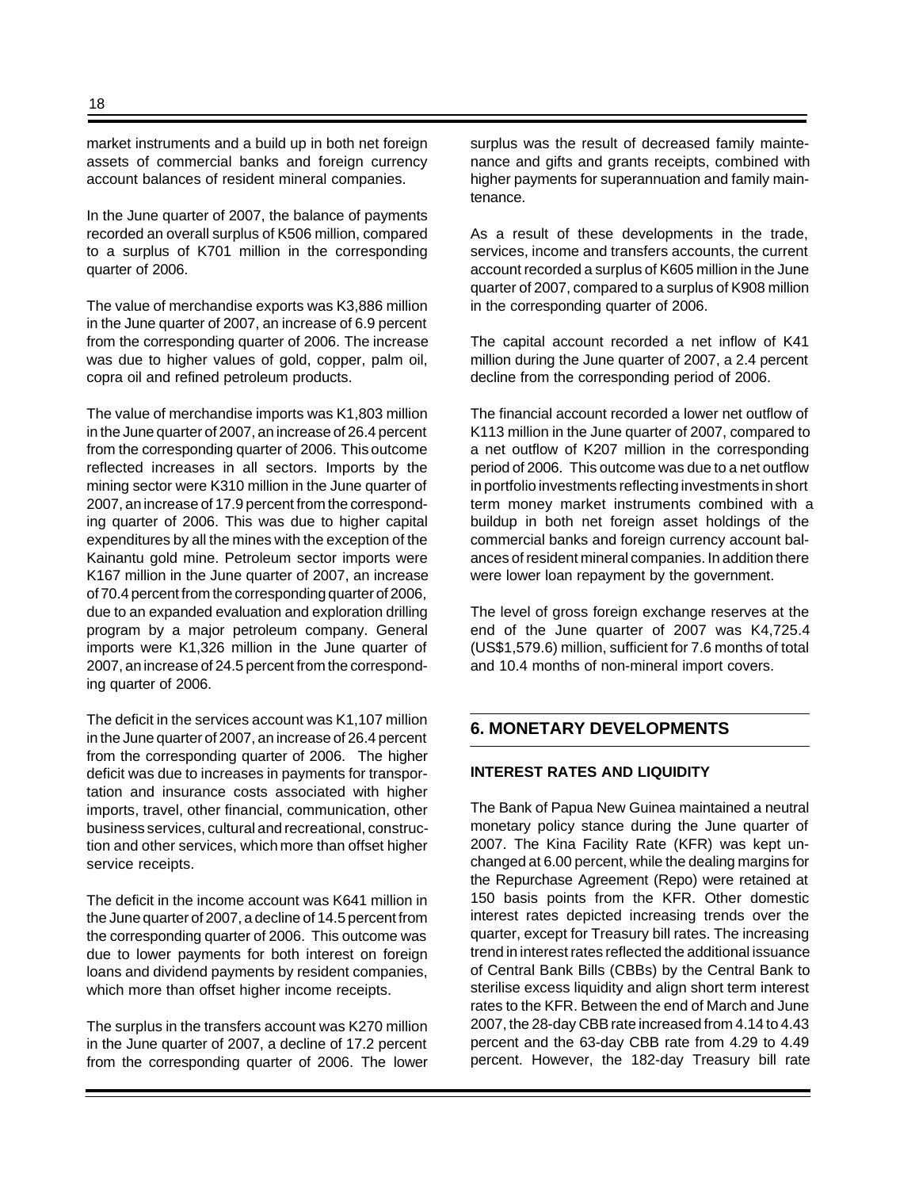market instruments and a build up in both net foreign assets of commercial banks and foreign currency account balances of resident mineral companies.

In the June quarter of 2007, the balance of payments recorded an overall surplus of K506 million, compared to a surplus of K701 million in the corresponding quarter of 2006.

The value of merchandise exports was K3,886 million in the June quarter of 2007, an increase of 6.9 percent from the corresponding quarter of 2006. The increase was due to higher values of gold, copper, palm oil, copra oil and refined petroleum products.

The value of merchandise imports was K1,803 million in the June quarter of 2007, an increase of 26.4 percent from the corresponding quarter of 2006. This outcome reflected increases in all sectors. Imports by the mining sector were K310 million in the June quarter of 2007, an increase of 17.9 percent from the corresponding quarter of 2006. This was due to higher capital expenditures by all the mines with the exception of the Kainantu gold mine. Petroleum sector imports were K167 million in the June quarter of 2007, an increase of 70.4 percent from the corresponding quarter of 2006, due to an expanded evaluation and exploration drilling program by a major petroleum company. General imports were K1,326 million in the June quarter of 2007, an increase of 24.5 percent from the corresponding quarter of 2006.

The deficit in the services account was K1,107 million in the June quarter of 2007, an increase of 26.4 percent from the corresponding quarter of 2006. The higher deficit was due to increases in payments for transportation and insurance costs associated with higher imports, travel, other financial, communication, other business services, cultural and recreational, construction and other services, which more than offset higher service receipts.

The deficit in the income account was K641 million in the June quarter of 2007, a decline of 14.5 percent from the corresponding quarter of 2006. This outcome was due to lower payments for both interest on foreign loans and dividend payments by resident companies, which more than offset higher income receipts.

The surplus in the transfers account was K270 million in the June quarter of 2007, a decline of 17.2 percent from the corresponding quarter of 2006. The lower surplus was the result of decreased family maintenance and gifts and grants receipts, combined with higher payments for superannuation and family maintenance.

As a result of these developments in the trade, services, income and transfers accounts, the current account recorded a surplus of K605 million in the June quarter of 2007, compared to a surplus of K908 million in the corresponding quarter of 2006.

The capital account recorded a net inflow of K41 million during the June quarter of 2007, a 2.4 percent decline from the corresponding period of 2006.

The financial account recorded a lower net outflow of K113 million in the June quarter of 2007, compared to a net outflow of K207 million in the corresponding period of 2006. This outcome was due to a net outflow in portfolio investments reflecting investments in short term money market instruments combined with a buildup in both net foreign asset holdings of the commercial banks and foreign currency account balances of resident mineral companies. In addition there were lower loan repayment by the government.

The level of gross foreign exchange reserves at the end of the June quarter of 2007 was K4,725.4 (US$1,579.6) million, sufficient for 7.6 months of total and 10.4 months of non-mineral import covers.

## 6. MONETARY DEVELOPMENTS

### INTEREST RATES AND LIQUIDITY

The Bank of Papua New Guinea maintained a neutral monetary policy stance during the June quarter of 2007. The Kina Facility Rate (KFR) was kept unchanged at 6.00 percent, while the dealing margins for the Repurchase Agreement (Repo) were retained at 150 basis points from the KFR. Other domestic interest rates depicted increasing trends over the quarter, except for Treasury bill rates. The increasing trend in interest rates reflected the additional issuance of Central Bank Bills (CBBs) by the Central Bank to sterilise excess liquidity and align short term interest rates to the KFR. Between the end of March and June 2007, the 28-day CBB rate increased from 4.14 to 4.43 percent and the 63-day CBB rate from 4.29 to 4.49 percent. However, the 182-day Treasury bill rate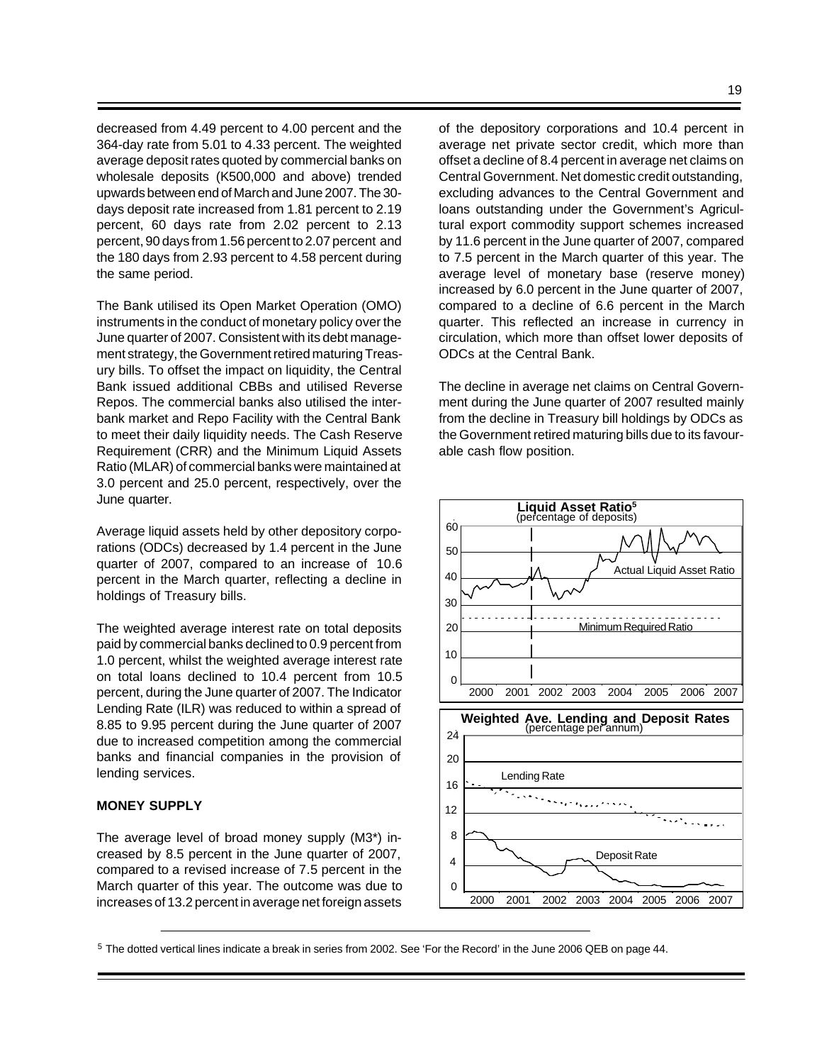decreased from 4.49 percent to 4.00 percent and the 364-day rate from 5.01 to 4.33 percent. The weighted average deposit rates quoted by commercial banks on wholesale deposits (K500,000 and above) trended upwards between end of March and June 2007. The 30-days deposit rate increased from 1.81 percent to 2.19 percent, 60 days rate from 2.02 percent to 2.13 percent, 90 days from 1.56 percent to 2.07 percent and the 180 days from 2.93 percent to 4.58 percent during the same period.

The Bank utilised its Open Market Operation (OMO) instruments in the conduct of monetary policy over the June quarter of 2007. Consistent with its debt management strategy, the Government retired maturing Treasury bills. To offset the impact on liquidity, the Central Bank issued additional CBBs and utilised Reverse Repos. The commercial banks also utilised the interbank market and Repo Facility with the Central Bank to meet their daily liquidity needs. The Cash Reserve Requirement (CRR) and the Minimum Liquid Assets Ratio (MLAR) of commercial banks were maintained at 3.0 percent and 25.0 percent, respectively, over the June quarter.

Average liquid assets held by other depository corporations (ODCs) decreased by 1.4 percent in the June quarter of 2007, compared to an increase of 10.6 percent in the March quarter, reflecting a decline in holdings of Treasury bills.

The weighted average interest rate on total deposits paid by commercial banks declined to 0.9 percent from 1.0 percent, whilst the weighted average interest rate on total loans declined to 10.4 percent from 10.5 percent, during the June quarter of 2007. The Indicator Lending Rate (ILR) was reduced to within a spread of 8.85 to 9.95 percent during the June quarter of 2007 due to increased competition among the commercial banks and financial companies in the provision of lending services.

## MONEY SUPPLY

The average level of broad money supply (M3*) increased by 8.5 percent in the June quarter of 2007, compared to a revised increase of 7.5 percent in the March quarter of this year. The outcome was due to increases of 13.2 percent in average net foreign assets of the depository corporations and 10.4 percent in average net private sector credit, which more than offset a decline of 8.4 percent in average net claims on Central Government. Net domestic credit outstanding, excluding advances to the Central Government and loans outstanding under the Government's Agricultural export commodity support schemes increased by 11.6 percent in the June quarter of 2007, compared to 7.5 percent in the March quarter of this year. The average level of monetary base (reserve money) increased by 6.0 percent in the June quarter of 2007, compared to a decline of 6.6 percent in the March quarter. This reflected an increase in currency in circulation, which more than offset lower deposits of ODCs at the Central Bank.

The decline in average net claims on Central Government during the June quarter of 2007 resulted mainly from the decline in Treasury bill holdings by ODCs as the Government retired maturing bills due to its favourable cash flow position.

**Liquid Asset Ratio**[5]
(percentage of deposits)

**Weighted Ave. Lending and Deposit Rates**
(percentage per annum)

[5] The dotted vertical lines indicate a break in series from 2002. See 'For the Record' in the June 2006 QEB on page 44.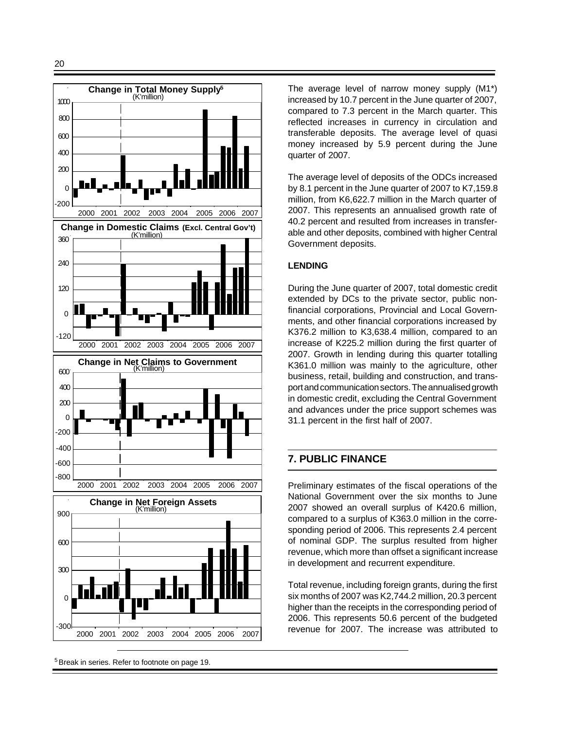**Change in Total Money Supply**[5]
(K'million)

**Change in Domestic Claims (Excl. Central Gov't)**
(K'million)

**Change in Net Claims to Government**
(K'million)

**Change in Net Foreign Assets**
(K'million)

The average level of narrow money supply (M1*) increased by 10.7 percent in the June quarter of 2007, compared to 7.3 percent in the March quarter. This reflected increases in currency in circulation and transferable deposits. The average level of quasi money increased by 5.9 percent during the June quarter of 2007.

The average level of deposits of the ODCs increased by 8.1 percent in the June quarter of 2007 to K7,159.8 million, from K6,622.7 million in the March quarter of 2007. This represents an annualised growth rate of 40.2 percent and resulted from increases in transferable and other deposits, combined with higher Central Government deposits.

### LENDING

During the June quarter of 2007, total domestic credit extended by DCs to the private sector, public non-financial corporations, Provincial and Local Governments, and other financial corporations increased by K376.2 million to K3,638.4 million, compared to an increase of K225.2 million during the first quarter of 2007. Growth in lending during this quarter totalling K361.0 million was mainly to the agriculture, other business, retail, building and construction, and transport and communication sectors. The annualised growth in domestic credit, excluding the Central Government and advances under the price support schemes was 31.1 percent in the first half of 2007.

## 7. PUBLIC FINANCE

Preliminary estimates of the fiscal operations of the National Government over the six months to June 2007 showed an overall surplus of K420.6 million, compared to a surplus of K363.0 million in the corresponding period of 2006. This represents 2.4 percent of nominal GDP. The surplus resulted from higher revenue, which more than offset a significant increase in development and recurrent expenditure.

Total revenue, including foreign grants, during the first six months of 2007 was K2,744.2 million, 20.3 percent higher than the receipts in the corresponding period of 2006. This represents 50.6 percent of the budgeted revenue for 2007. The increase was attributed to

[5] Break in series. Refer to footnote on page 19.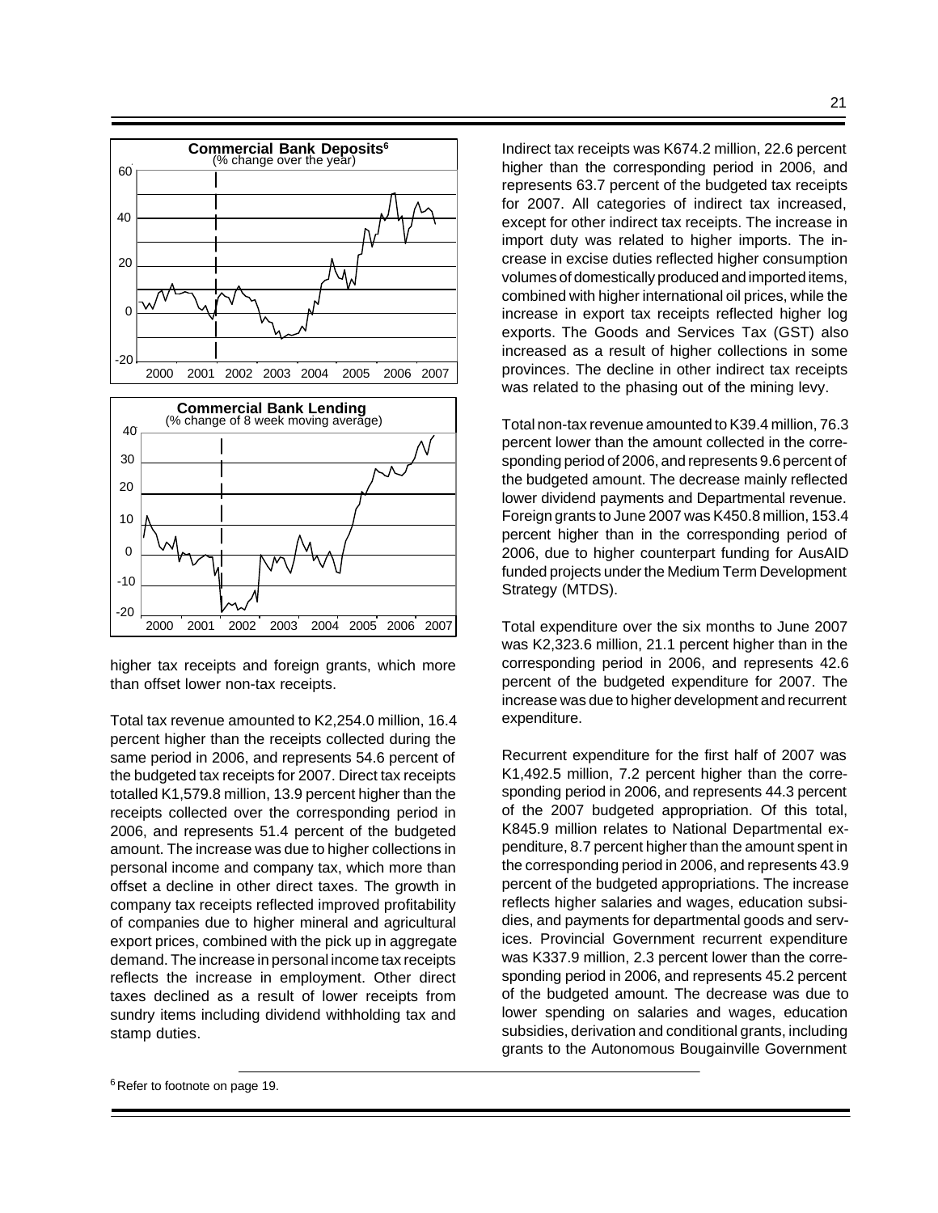**Commercial Bank Deposits**[6]
(% change over the year)

**Commercial Bank Lending**
(% change of 8 week moving average)

higher tax receipts and foreign grants, which more than offset lower non-tax receipts.

Total tax revenue amounted to K2,254.0 million, 16.4 percent higher than the receipts collected during the same period in 2006, and represents 54.6 percent of the budgeted tax receipts for 2007. Direct tax receipts totalled K1,579.8 million, 13.9 percent higher than the receipts collected over the corresponding period in 2006, and represents 51.4 percent of the budgeted amount. The increase was due to higher collections in personal income and company tax, which more than offset a decline in other direct taxes. The growth in company tax receipts reflected improved profitability of companies due to higher mineral and agricultural export prices, combined with the pick up in aggregate demand. The increase in personal income tax receipts reflects the increase in employment. Other direct taxes declined as a result of lower receipts from sundry items including dividend withholding tax and stamp duties.

Indirect tax receipts was K674.2 million, 22.6 percent higher than the corresponding period in 2006, and represents 63.7 percent of the budgeted tax receipts for 2007. All categories of indirect tax increased, except for other indirect tax receipts. The increase in import duty was related to higher imports. The increase in excise duties reflected higher consumption volumes of domestically produced and imported items, combined with higher international oil prices, while the increase in export tax receipts reflected higher log exports. The Goods and Services Tax (GST) also increased as a result of higher collections in some provinces. The decline in other indirect tax receipts was related to the phasing out of the mining levy.

Total non-tax revenue amounted to K39.4 million, 76.3 percent lower than the amount collected in the corresponding period of 2006, and represents 9.6 percent of the budgeted amount. The decrease mainly reflected lower dividend payments and Departmental revenue. Foreign grants to June 2007 was K450.8 million, 153.4 percent higher than in the corresponding period of 2006, due to higher counterpart funding for AusAID funded projects under the Medium Term Development Strategy (MTDS).

Total expenditure over the six months to June 2007 was K2,323.6 million, 21.1 percent higher than in the corresponding period in 2006, and represents 42.6 percent of the budgeted expenditure for 2007. The increase was due to higher development and recurrent expenditure.

Recurrent expenditure for the first half of 2007 was K1,492.5 million, 7.2 percent higher than the corresponding period in 2006, and represents 44.3 percent of the 2007 budgeted appropriation. Of this total, K845.9 million relates to National Departmental expenditure, 8.7 percent higher than the amount spent in the corresponding period in 2006, and represents 43.9 percent of the budgeted appropriations. The increase reflects higher salaries and wages, education subsidies, and payments for departmental goods and services. Provincial Government recurrent expenditure was K337.9 million, 2.3 percent lower than the corresponding period in 2006, and represents 45.2 percent of the budgeted amount. The decrease was due to lower spending on salaries and wages, education subsidies, derivation and conditional grants, including grants to the Autonomous Bougainville Government

[6] Refer to footnote on page 19.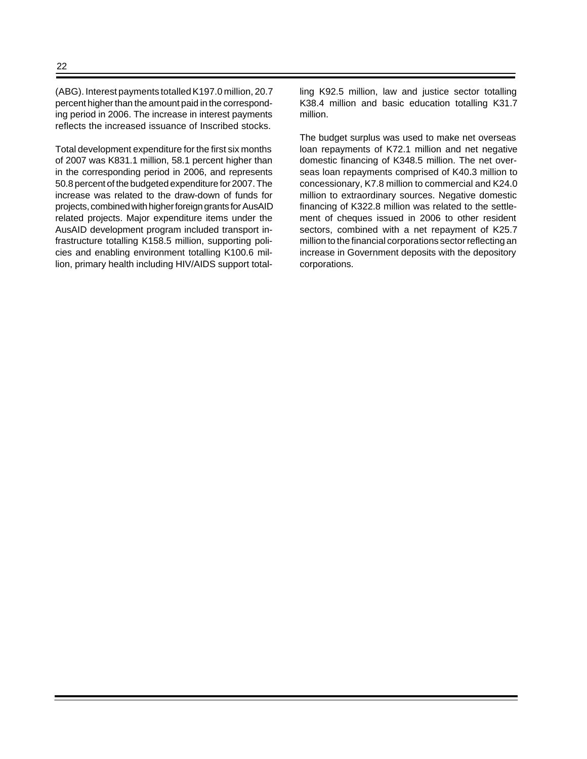(ABG). Interest payments totalled K197.0 million, 20.7 percent higher than the amount paid in the corresponding period in 2006. The increase in interest payments reflects the increased issuance of Inscribed stocks.

Total development expenditure for the first six months of 2007 was K831.1 million, 58.1 percent higher than in the corresponding period in 2006, and represents 50.8 percent of the budgeted expenditure for 2007. The increase was related to the draw-down of funds for projects, combined with higher foreign grants for AusAID related projects. Major expenditure items under the AusAID development program included transport infrastructure totalling K158.5 million, supporting policies and enabling environment totalling K100.6 million, primary health including HIV/AIDS support totalling K92.5 million, law and justice sector totalling K38.4 million and basic education totalling K31.7 million.

The budget surplus was used to make net overseas loan repayments of K72.1 million and net negative domestic financing of K348.5 million. The net overseas loan repayments comprised of K40.3 million to concessionary, K7.8 million to commercial and K24.0 million to extraordinary sources. Negative domestic financing of K322.8 million was related to the settlement of cheques issued in 2006 to other resident sectors, combined with a net repayment of K25.7 million to the financial corporations sector reflecting an increase in Government deposits with the depository corporations.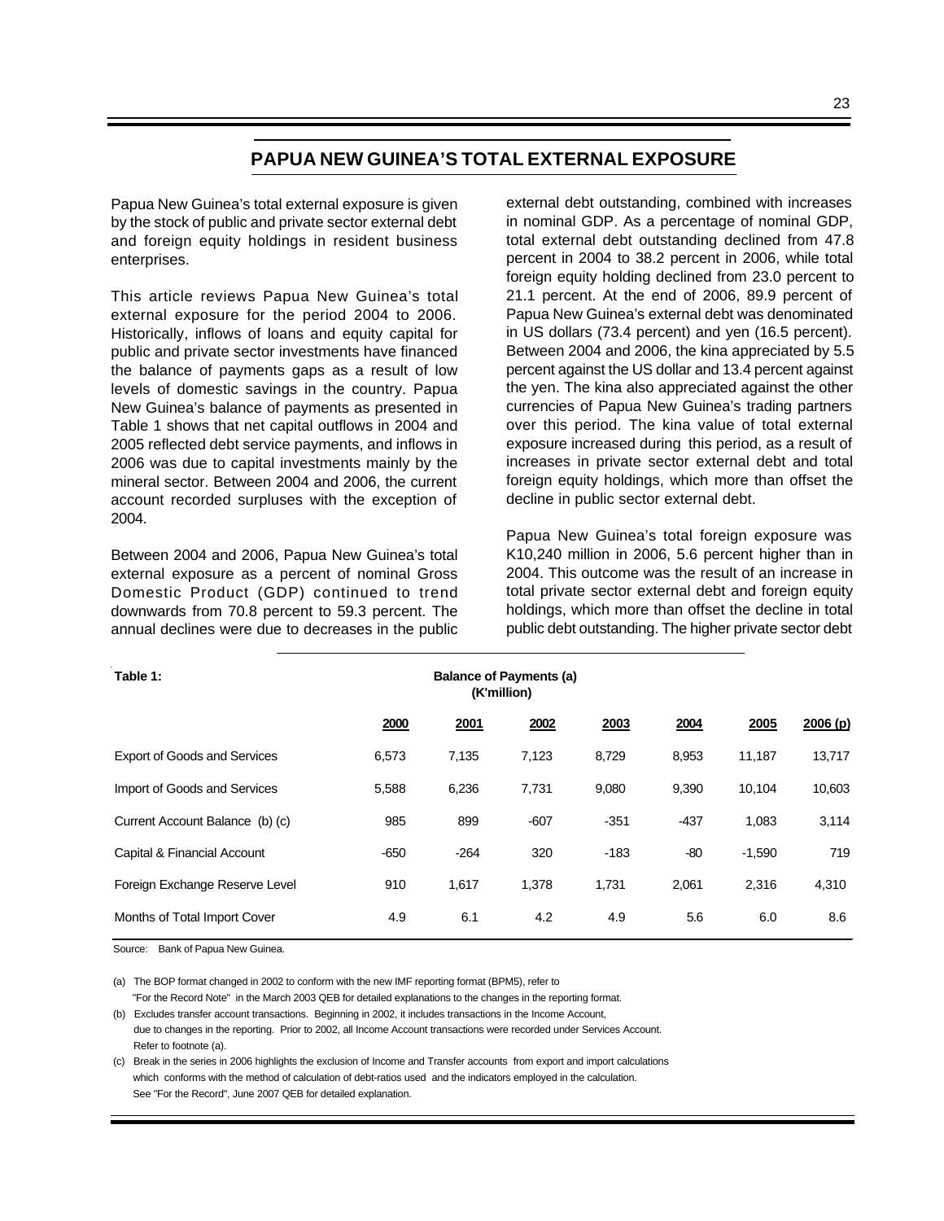## PAPUA NEW GUINEA'S TOTAL EXTERNAL EXPOSURE

Papua New Guinea's total external exposure is given by the stock of public and private sector external debt and foreign equity holdings in resident business enterprises.

This article reviews Papua New Guinea's total external exposure for the period 2004 to 2006. Historically, inflows of loans and equity capital for public and private sector investments have financed the balance of payments gaps as a result of low levels of domestic savings in the country. Papua New Guinea's balance of payments as presented in Table 1 shows that net capital outflows in 2004 and 2005 reflected debt service payments, and inflows in 2006 was due to capital investments mainly by the mineral sector. Between 2004 and 2006, the current account recorded surpluses with the exception of 2004.

Between 2004 and 2006, Papua New Guinea's total external exposure as a percent of nominal Gross Domestic Product (GDP) continued to trend downwards from 70.8 percent to 59.3 percent. The annual declines were due to decreases in the public external debt outstanding, combined with increases in nominal GDP. As a percentage of nominal GDP, total external debt outstanding declined from 47.8 percent in 2004 to 38.2 percent in 2006, while total foreign equity holding declined from 23.0 percent to 21.1 percent. At the end of 2006, 89.9 percent of Papua New Guinea's external debt was denominated in US dollars (73.4 percent) and yen (16.5 percent). Between 2004 and 2006, the kina appreciated by 5.5 percent against the US dollar and 13.4 percent against the yen. The kina also appreciated against the other currencies of Papua New Guinea's trading partners over this period. The kina value of total external exposure increased during this period, as a result of increases in private sector external debt and total foreign equity holdings, which more than offset the decline in public sector external debt.

Papua New Guinea's total foreign exposure was K10,240 million in 2006, 5.6 percent higher than in 2004. This outcome was the result of an increase in total private sector external debt and foreign equity holdings, which more than offset the decline in total public debt outstanding. The higher private sector debt

**Table 1:** Balance of Payments (a) (K'million)

| | 2000 | 2001 | 2002 | 2003 | 2004 | 2005 | 2006 (p) |
|---|---|---|---|---|---|---|---|
| Export of Goods and Services | 6,573 | 7,135 | 7,123 | 8,729 | 8,953 | 11,187 | 13,717 |
| Import of Goods and Services | 5,588 | 6,236 | 7,731 | 9,080 | 9,390 | 10,104 | 10,603 |
| Current Account Balance (b) (c) | 985 | 899 | -607 | -351 | -437 | 1,083 | 3,114 |
| Capital & Financial Account | -650 | -264 | 320 | -183 | -80 | -1,590 | 719 |
| Foreign Exchange Reserve Level | 910 | 1,617 | 1,378 | 1,731 | 2,061 | 2,316 | 4,310 |
| Months of Total Import Cover | 4.9 | 6.1 | 4.2 | 4.9 | 5.6 | 6.0 | 8.6 |

Source: Bank of Papua New Guinea.

(a) The BOP format changed in 2002 to conform with the new IMF reporting format (BPM5), refer to "For the Record Note" in the March 2003 QEB for detailed explanations to the changes in the reporting format.

(b) Excludes transfer account transactions. Beginning in 2002, it includes transactions in the Income Account, due to changes in the reporting. Prior to 2002, all Income Account transactions were recorded under Services Account. Refer to footnote (a).

(c) Break in the series in 2006 highlights the exclusion of Income and Transfer accounts from export and import calculations which conforms with the method of calculation of debt-ratios used and the indicators employed in the calculation. See "For the Record", June 2007 QEB for detailed explanation.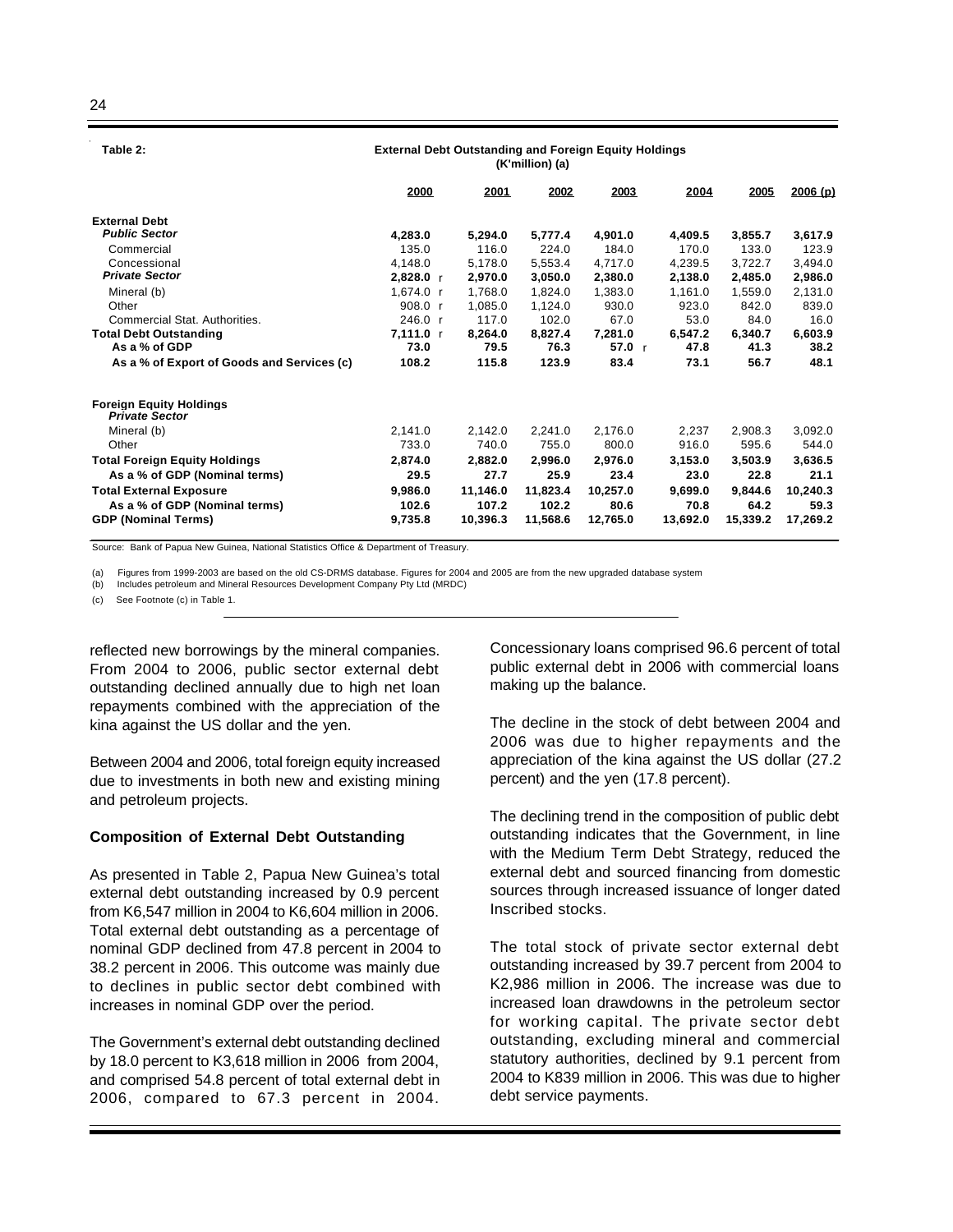**Table 2:** **External Debt Outstanding and Foreign Equity Holdings (K'million) (a)**

| | 2000 | 2001 | 2002 | 2003 | 2004 | 2005 | 2006 (p) |
|---|---|---|---|---|---|---|---|
| **External Debt** | | | | | | | |
| ***Public Sector*** | **4,283.0** | **5,294.0** | **5,777.4** | **4,901.0** | **4,409.5** | **3,855.7** | **3,617.9** |
| Commercial | 135.0 | 116.0 | 224.0 | 184.0 | 170.0 | 133.0 | 123.9 |
| Concessional | 4,148.0 | 5,178.0 | 5,553.4 | 4,717.0 | 4,239.5 | 3,722.7 | 3,494.0 |
| ***Private Sector*** | **2,828.0** r | **2,970.0** | **3,050.0** | **2,380.0** | **2,138.0** | **2,485.0** | **2,986.0** |
| Mineral (b) | 1,674.0 r | 1,768.0 | 1,824.0 | 1,383.0 | 1,161.0 | 1,559.0 | 2,131.0 |
| Other | 908.0 r | 1,085.0 | 1,124.0 | 930.0 | 923.0 | 842.0 | 839.0 |
| Commercial Stat. Authorities. | 246.0 r | 117.0 | 102.0 | 67.0 | 53.0 | 84.0 | 16.0 |
| **Total Debt Outstanding** | **7,111.0** r | **8,264.0** | **8,827.4** | **7,281.0** | **6,547.2** | **6,340.7** | **6,603.9** |
| **As a % of GDP** | **73.0** | **79.5** | **76.3** | **57.0** r | **47.8** | **41.3** | **38.2** |
| **As a % of Export of Goods and Services (c)** | **108.2** | **115.8** | **123.9** | **83.4** | **73.1** | **56.7** | **48.1** |
| **Foreign Equity Holdings** | | | | | | | |
| ***Private Sector*** | | | | | | | |
| Mineral (b) | 2,141.0 | 2,142.0 | 2,241.0 | 2,176.0 | 2,237 | 2,908.3 | 3,092.0 |
| Other | 733.0 | 740.0 | 755.0 | 800.0 | 916.0 | 595.6 | 544.0 |
| **Total Foreign Equity Holdings** | **2,874.0** | **2,882.0** | **2,996.0** | **2,976.0** | **3,153.0** | **3,503.9** | **3,636.5** |
| **As a % of GDP (Nominal terms)** | **29.5** | **27.7** | **25.9** | **23.4** | **23.0** | **22.8** | **21.1** |
| **Total External Exposure** | **9,986.0** | **11,146.0** | **11,823.4** | **10,257.0** | **9,699.0** | **9,844.6** | **10,240.3** |
| **As a % of GDP (Nominal terms)** | **102.6** | **107.2** | **102.2** | **80.6** | **70.8** | **64.2** | **59.3** |
| **GDP (Nominal Terms)** | **9,735.8** | **10,396.3** | **11,568.6** | **12,765.0** | **13,692.0** | **15,339.2** | **17,269.2** |

Source: Bank of Papua New Guinea, National Statistics Office & Department of Treasury.

(a) Figures from 1999-2003 are based on the old CS-DRMS database. Figures for 2004 and 2005 are from the new upgraded database system

(b) Includes petroleum and Mineral Resources Development Company Pty Ltd (MRDC)

(c) See Footnote (c) in Table 1.

reflected new borrowings by the mineral companies. From 2004 to 2006, public sector external debt outstanding declined annually due to high net loan repayments combined with the appreciation of the kina against the US dollar and the yen.

Between 2004 and 2006, total foreign equity increased due to investments in both new and existing mining and petroleum projects.

**Composition of External Debt Outstanding**

As presented in Table 2, Papua New Guinea's total external debt outstanding increased by 0.9 percent from K6,547 million in 2004 to K6,604 million in 2006. Total external debt outstanding as a percentage of nominal GDP declined from 47.8 percent in 2004 to 38.2 percent in 2006. This outcome was mainly due to declines in public sector debt combined with increases in nominal GDP over the period.

The Government's external debt outstanding declined by 18.0 percent to K3,618 million in 2006 from 2004, and comprised 54.8 percent of total external debt in 2006, compared to 67.3 percent in 2004. Concessionary loans comprised 96.6 percent of total public external debt in 2006 with commercial loans making up the balance.

The decline in the stock of debt between 2004 and 2006 was due to higher repayments and the appreciation of the kina against the US dollar (27.2 percent) and the yen (17.8 percent).

The declining trend in the composition of public debt outstanding indicates that the Government, in line with the Medium Term Debt Strategy, reduced the external debt and sourced financing from domestic sources through increased issuance of longer dated Inscribed stocks.

The total stock of private sector external debt outstanding increased by 39.7 percent from 2004 to K2,986 million in 2006. The increase was due to increased loan drawdowns in the petroleum sector for working capital. The private sector debt outstanding, excluding mineral and commercial statutory authorities, declined by 9.1 percent from 2004 to K839 million in 2006. This was due to higher debt service payments.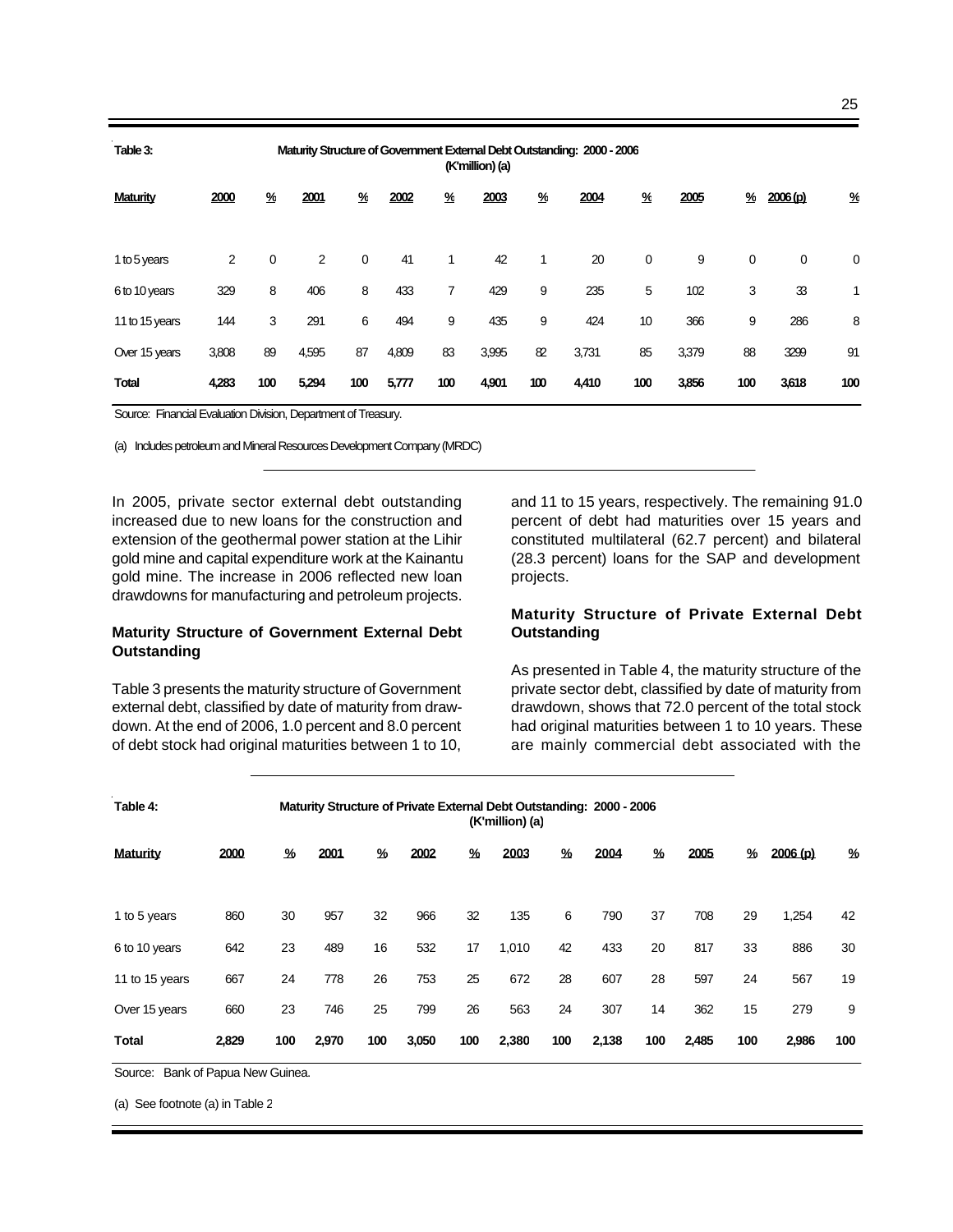**Table 3: Maturity Structure of Government External Debt Outstanding: 2000 - 2006 (K'million) (a)**

| Maturity | 2000 | % | 2001 | % | 2002 | % | 2003 | % | 2004 | % | 2005 | % | 2006 (p) | % |
|---|---|---|---|---|---|---|---|---|---|---|---|---|---|---|
| 1 to 5 years | 2 | 0 | 2 | 0 | 41 | 1 | 42 | 1 | 20 | 0 | 9 | 0 | 0 | 0 |
| 6 to 10 years | 329 | 8 | 406 | 8 | 433 | 7 | 429 | 9 | 235 | 5 | 102 | 3 | 33 | 1 |
| 11 to 15 years | 144 | 3 | 291 | 6 | 494 | 9 | 435 | 9 | 424 | 10 | 366 | 9 | 286 | 8 |
| Over 15 years | 3,808 | 89 | 4,595 | 87 | 4,809 | 83 | 3,995 | 82 | 3,731 | 85 | 3,379 | 88 | 3299 | 91 |
| **Total** | **4,283** | **100** | **5,294** | **100** | **5,777** | **100** | **4,901** | **100** | **4,410** | **100** | **3,856** | **100** | **3,618** | **100** |

Source: Financial Evaluation Division, Department of Treasury.

(a) Includes petroleum and Mineral Resources Development Company (MRDC)

In 2005, private sector external debt outstanding increased due to new loans for the construction and extension of the geothermal power station at the Lihir gold mine and capital expenditure work at the Kainantu gold mine. The increase in 2006 reflected new loan drawdowns for manufacturing and petroleum projects.

**Maturity Structure of Government External Debt Outstanding**

Table 3 presents the maturity structure of Government external debt, classified by date of maturity from draw-down. At the end of 2006, 1.0 percent and 8.0 percent of debt stock had original maturities between 1 to 10, and 11 to 15 years, respectively. The remaining 91.0 percent of debt had maturities over 15 years and constituted multilateral (62.7 percent) and bilateral (28.3 percent) loans for the SAP and development projects.

**Maturity Structure of Private External Debt Outstanding**

As presented in Table 4, the maturity structure of the private sector debt, classified by date of maturity from drawdown, shows that 72.0 percent of the total stock had original maturities between 1 to 10 years. These are mainly commercial debt associated with the

**Table 4: Maturity Structure of Private External Debt Outstanding: 2000 - 2006 (K'million) (a)**

| Maturity | 2000 | % | 2001 | % | 2002 | % | 2003 | % | 2004 | % | 2005 | % | 2006 (p) | % |
|---|---|---|---|---|---|---|---|---|---|---|---|---|---|---|
| 1 to 5 years | 860 | 30 | 957 | 32 | 966 | 32 | 135 | 6 | 790 | 37 | 708 | 29 | 1,254 | 42 |
| 6 to 10 years | 642 | 23 | 489 | 16 | 532 | 17 | 1,010 | 42 | 433 | 20 | 817 | 33 | 886 | 30 |
| 11 to 15 years | 667 | 24 | 778 | 26 | 753 | 25 | 672 | 28 | 607 | 28 | 597 | 24 | 567 | 19 |
| Over 15 years | 660 | 23 | 746 | 25 | 799 | 26 | 563 | 24 | 307 | 14 | 362 | 15 | 279 | 9 |
| **Total** | **2,829** | **100** | **2,970** | **100** | **3,050** | **100** | **2,380** | **100** | **2,138** | **100** | **2,485** | **100** | **2,986** | **100** |

Source: Bank of Papua New Guinea.

(a) See footnote (a) in Table 2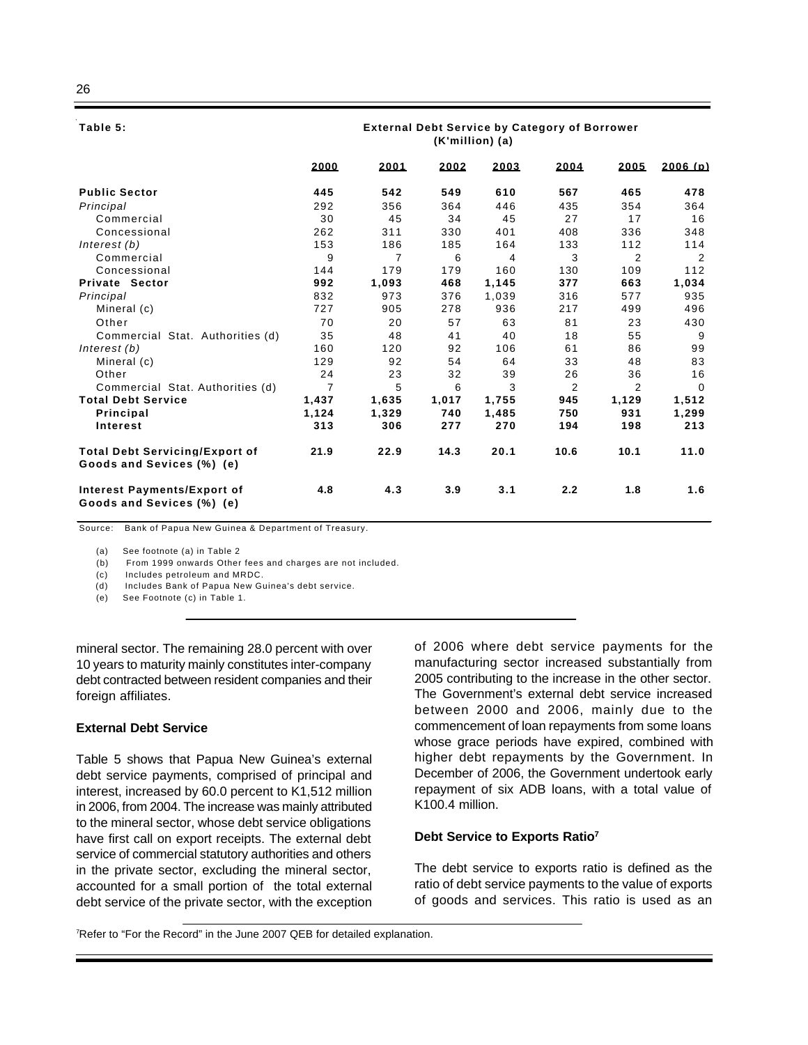**Table 5:** **External Debt Service by Category of Borrower (K'million) (a)**

| | 2000 | 2001 | 2002 | 2003 | 2004 | 2005 | 2006 (p) |
|---|---|---|---|---|---|---|---|
| **Public Sector** | **445** | **542** | **549** | **610** | **567** | **465** | **478** |
| *Principal* | 292 | 356 | 364 | 446 | 435 | 354 | 364 |
| Commercial | 30 | 45 | 34 | 45 | 27 | 17 | 16 |
| Concessional | 262 | 311 | 330 | 401 | 408 | 336 | 348 |
| *Interest (b)* | 153 | 186 | 185 | 164 | 133 | 112 | 114 |
| Commercial | 9 | 7 | 6 | 4 | 3 | 2 | 2 |
| Concessional | 144 | 179 | 179 | 160 | 130 | 109 | 112 |
| **Private Sector** | **992** | **1,093** | **468** | **1,145** | **377** | **663** | **1,034** |
| *Principal* | 832 | 973 | 376 | 1,039 | 316 | 577 | 935 |
| Mineral (c) | 727 | 905 | 278 | 936 | 217 | 499 | 496 |
| Other | 70 | 20 | 57 | 63 | 81 | 23 | 430 |
| Commercial Stat. Authorities (d) | 35 | 48 | 41 | 40 | 18 | 55 | 9 |
| *Interest (b)* | 160 | 120 | 92 | 106 | 61 | 86 | 99 |
| Mineral (c) | 129 | 92 | 54 | 64 | 33 | 48 | 83 |
| Other | 24 | 23 | 32 | 39 | 26 | 36 | 16 |
| Commercial Stat. Authorities (d) | 7 | 5 | 6 | 3 | 2 | 2 | 0 |
| **Total Debt Service** | **1,437** | **1,635** | **1,017** | **1,755** | **945** | **1,129** | **1,512** |
| **Principal** | **1,124** | **1,329** | **740** | **1,485** | **750** | **931** | **1,299** |
| **Interest** | **313** | **306** | **277** | **270** | **194** | **198** | **213** |
| **Total Debt Servicing/Export of Goods and Sevices (%) (e)** | **21.9** | **22.9** | **14.3** | **20.1** | **10.6** | **10.1** | **11.0** |
| **Interest Payments/Export of Goods and Sevices (%) (e)** | **4.8** | **4.3** | **3.9** | **3.1** | **2.2** | **1.8** | **1.6** |

Source: Bank of Papua New Guinea & Department of Treasury.

(a) See footnote (a) in Table 2
(b) From 1999 onwards Other fees and charges are not included.
(c) Includes petroleum and MRDC.
(d) Includes Bank of Papua New Guinea's debt service.
(e) See Footnote (c) in Table 1.

mineral sector. The remaining 28.0 percent with over 10 years to maturity mainly constitutes inter-company debt contracted between resident companies and their foreign affiliates.

**External Debt Service**

Table 5 shows that Papua New Guinea's external debt service payments, comprised of principal and interest, increased by 60.0 percent to K1,512 million in 2006, from 2004. The increase was mainly attributed to the mineral sector, whose debt service obligations have first call on export receipts. The external debt service of commercial statutory authorities and others in the private sector, excluding the mineral sector, accounted for a small portion of the total external debt service of the private sector, with the exception of 2006 where debt service payments for the manufacturing sector increased substantially from 2005 contributing to the increase in the other sector. The Government's external debt service increased between 2000 and 2006, mainly due to the commencement of loan repayments from some loans whose grace periods have expired, combined with higher debt repayments by the Government. In December of 2006, the Government undertook early repayment of six ADB loans, with a total value of K100.4 million.

**Debt Service to Exports Ratio[7]**

The debt service to exports ratio is defined as the ratio of debt service payments to the value of exports of goods and services. This ratio is used as an

[7]Refer to "For the Record" in the June 2007 QEB for detailed explanation.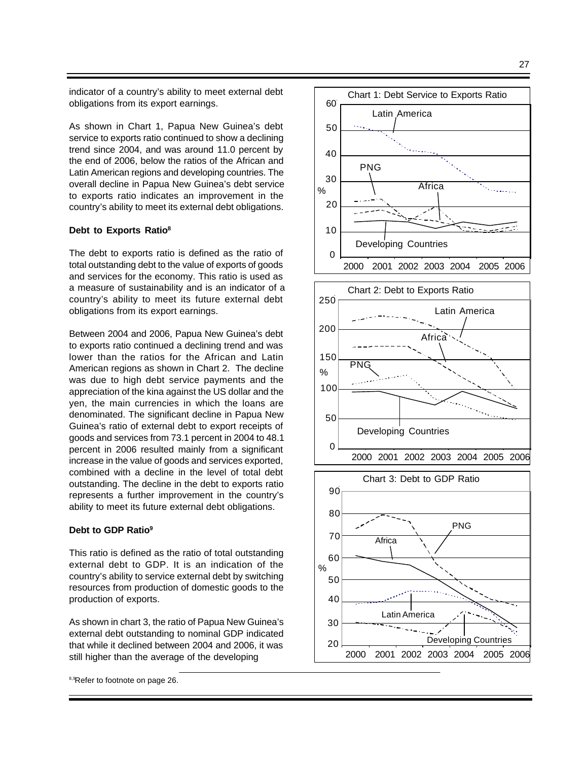indicator of a country's ability to meet external debt obligations from its export earnings.

As shown in Chart 1, Papua New Guinea's debt service to exports ratio continued to show a declining trend since 2004, and was around 11.0 percent by the end of 2006, below the ratios of the African and Latin American regions and developing countries. The overall decline in Papua New Guinea's debt service to exports ratio indicates an improvement in the country's ability to meet its external debt obligations.

**Debt to Exports Ratio[8]**

The debt to exports ratio is defined as the ratio of total outstanding debt to the value of exports of goods and services for the economy. This ratio is used as a measure of sustainability and is an indicator of a country's ability to meet its future external debt obligations from its export earnings.

Between 2004 and 2006, Papua New Guinea's debt to exports ratio continued a declining trend and was lower than the ratios for the African and Latin American regions as shown in Chart 2. The decline was due to high debt service payments and the appreciation of the kina against the US dollar and the yen, the main currencies in which the loans are denominated. The significant decline in Papua New Guinea's ratio of external debt to export receipts of goods and services from 73.1 percent in 2004 to 48.1 percent in 2006 resulted mainly from a significant increase in the value of goods and services exported, combined with a decline in the level of total debt outstanding. The decline in the debt to exports ratio represents a further improvement in the country's ability to meet its future external debt obligations.

**Debt to GDP Ratio[9]**

This ratio is defined as the ratio of total outstanding external debt to GDP. It is an indication of the country's ability to service external debt by switching resources from production of domestic goods to the production of exports.

As shown in chart 3, the ratio of Papua New Guinea's external debt outstanding to nominal GDP indicated that while it declined between 2004 and 2006, it was still higher than the average of the developing

Chart 1: Debt Service to Exports Ratio

Chart 2: Debt to Exports Ratio

Chart 3: Debt to GDP Ratio

[8,9]Refer to footnote on page 26.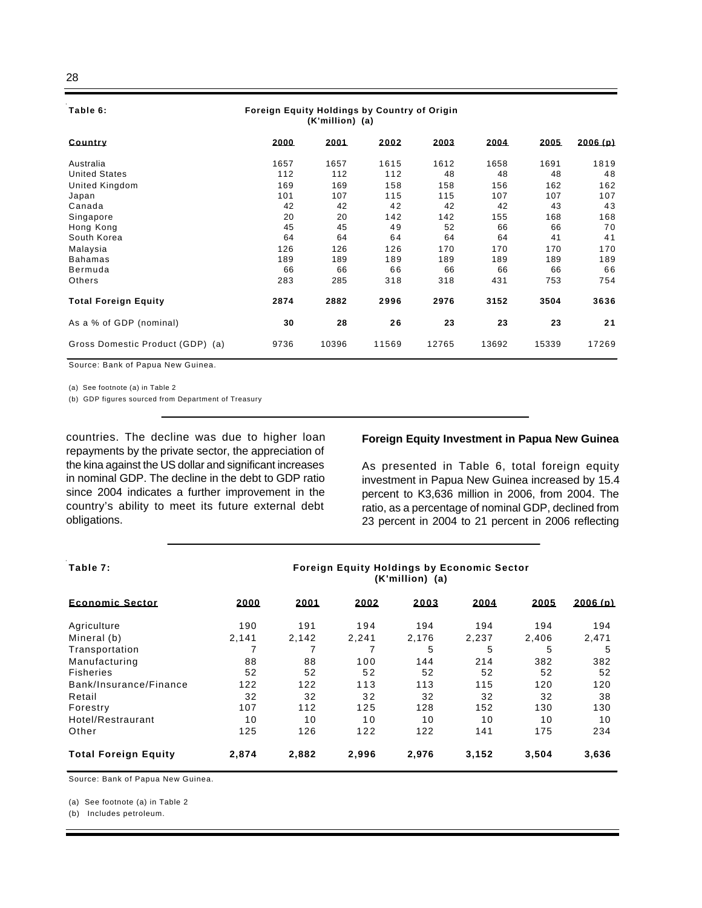**Table 6: Foreign Equity Holdings by Country of Origin (K'million) (a)**

| Country | 2000 | 2001 | 2002 | 2003 | 2004 | 2005 | 2006 (p) |
|---|---|---|---|---|---|---|---|
| Australia | 1657 | 1657 | 1615 | 1612 | 1658 | 1691 | 1819 |
| United States | 112 | 112 | 112 | 48 | 48 | 48 | 48 |
| United Kingdom | 169 | 169 | 158 | 158 | 156 | 162 | 162 |
| Japan | 101 | 107 | 115 | 115 | 107 | 107 | 107 |
| Canada | 42 | 42 | 42 | 42 | 42 | 43 | 43 |
| Singapore | 20 | 20 | 142 | 142 | 155 | 168 | 168 |
| Hong Kong | 45 | 45 | 49 | 52 | 66 | 66 | 70 |
| South Korea | 64 | 64 | 64 | 64 | 64 | 41 | 41 |
| Malaysia | 126 | 126 | 126 | 170 | 170 | 170 | 170 |
| Bahamas | 189 | 189 | 189 | 189 | 189 | 189 | 189 |
| Bermuda | 66 | 66 | 66 | 66 | 66 | 66 | 66 |
| Others | 283 | 285 | 318 | 318 | 431 | 753 | 754 |
| **Total Foreign Equity** | **2874** | **2882** | **2996** | **2976** | **3152** | **3504** | **3636** |
| As a % of GDP (nominal) | **30** | **28** | **26** | **23** | **23** | **23** | **21** |
| Gross Domestic Product (GDP) (a) | 9736 | 10396 | 11569 | 12765 | 13692 | 15339 | 17269 |

Source: Bank of Papua New Guinea.

(a) See footnote (a) in Table 2

(b) GDP figures sourced from Department of Treasury

countries. The decline was due to higher loan repayments by the private sector, the appreciation of the kina against the US dollar and significant increases in nominal GDP. The decline in the debt to GDP ratio since 2004 indicates a further improvement in the country's ability to meet its future external debt obligations.

## Foreign Equity Investment in Papua New Guinea

As presented in Table 6, total foreign equity investment in Papua New Guinea increased by 15.4 percent to K3,636 million in 2006, from 2004. The ratio, as a percentage of nominal GDP, declined from 23 percent in 2004 to 21 percent in 2006 reflecting

**Table 7: Foreign Equity Holdings by Economic Sector (K'million) (a)**

| Economic Sector | 2000 | 2001 | 2002 | 2003 | 2004 | 2005 | 2006 (p) |
|---|---|---|---|---|---|---|---|
| Agriculture | 190 | 191 | 194 | 194 | 194 | 194 | 194 |
| Mineral (b) | 2,141 | 2,142 | 2,241 | 2,176 | 2,237 | 2,406 | 2,471 |
| Transportation | 7 | 7 | 7 | 5 | 5 | 5 | 5 |
| Manufacturing | 88 | 88 | 100 | 144 | 214 | 382 | 382 |
| Fisheries | 52 | 52 | 52 | 52 | 52 | 52 | 52 |
| Bank/Insurance/Finance | 122 | 122 | 113 | 113 | 115 | 120 | 120 |
| Retail | 32 | 32 | 32 | 32 | 32 | 32 | 38 |
| Forestry | 107 | 112 | 125 | 128 | 152 | 130 | 130 |
| Hotel/Restraurant | 10 | 10 | 10 | 10 | 10 | 10 | 10 |
| Other | 125 | 126 | 122 | 122 | 141 | 175 | 234 |
| **Total Foreign Equity** | **2,874** | **2,882** | **2,996** | **2,976** | **3,152** | **3,504** | **3,636** |

Source: Bank of Papua New Guinea.

(a) See footnote (a) in Table 2

(b) Includes petroleum.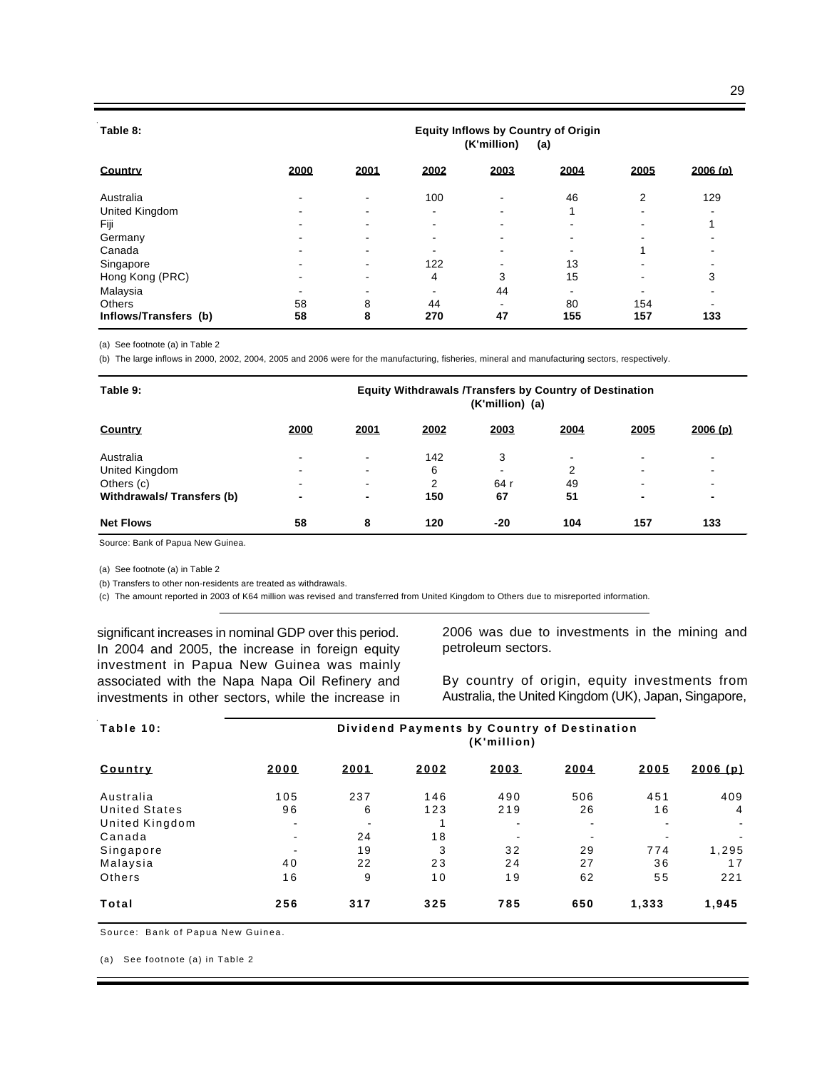**Table 8:** **Equity Inflows by Country of Origin (K'million) (a)**

| Country | 2000 | 2001 | 2002 | 2003 | 2004 | 2005 | 2006 (p) |
|---|---|---|---|---|---|---|---|
| Australia | - | - | 100 | - | 46 | 2 | 129 |
| United Kingdom | - | - | - | - | 1 | - | - |
| Fiji | - | - | - | - | - | - | 1 |
| Germany | - | - | - | - | - | - | - |
| Canada | - | - | - | - | - | 1 | - |
| Singapore | - | - | 122 | - | 13 | - | - |
| Hong Kong (PRC) | - | - | 4 | 3 | 15 | - | 3 |
| Malaysia | - | - | - | 44 | - | - | - |
| Others | 58 | 8 | 44 | - | 80 | 154 | - |
| **Inflows/Transfers (b)** | **58** | **8** | **270** | **47** | **155** | **157** | **133** |

(a) See footnote (a) in Table 2

(b) The large inflows in 2000, 2002, 2004, 2005 and 2006 were for the manufacturing, fisheries, mineral and manufacturing sectors, respectively.

**Table 9:** **Equity Withdrawals /Transfers by Country of Destination (K'million) (a)**

| Country | 2000 | 2001 | 2002 | 2003 | 2004 | 2005 | 2006 (p) |
|---|---|---|---|---|---|---|---|
| Australia | - | - | 142 | 3 | - | - | - |
| United Kingdom | - | - | 6 | - | 2 | - | - |
| Others (c) | - | - | 2 | 64 r | 49 | - | - |
| **Withdrawals/ Transfers (b)** | **-** | **-** | **150** | **67** | **51** | **-** | **-** |
| **Net Flows** | **58** | **8** | **120** | **-20** | **104** | **157** | **133** |

Source: Bank of Papua New Guinea.

(a) See footnote (a) in Table 2

(b) Transfers to other non-residents are treated as withdrawals.

(c) The amount reported in 2003 of K64 million was revised and transferred from United Kingdom to Others due to misreported information.

significant increases in nominal GDP over this period. In 2004 and 2005, the increase in foreign equity investment in Papua New Guinea was mainly associated with the Napa Napa Oil Refinery and investments in other sectors, while the increase in 2006 was due to investments in the mining and petroleum sectors.

By country of origin, equity investments from Australia, the United Kingdom (UK), Japan, Singapore,

**Table 10:** **Dividend Payments by Country of Destination (K'million)**

| Country | 2000 | 2001 | 2002 | 2003 | 2004 | 2005 | 2006 (p) |
|---|---|---|---|---|---|---|---|
| Australia | 105 | 237 | 146 | 490 | 506 | 451 | 409 |
| United States | 96 | 6 | 123 | 219 | 26 | 16 | 4 |
| United Kingdom | - | - | 1 | - | - | - | - |
| Canada | - | 24 | 18 | - | - | - | - |
| Singapore | - | 19 | 3 | 32 | 29 | 774 | 1,295 |
| Malaysia | 40 | 22 | 23 | 24 | 27 | 36 | 17 |
| Others | 16 | 9 | 10 | 19 | 62 | 55 | 221 |
| **Total** | **256** | **317** | **325** | **785** | **650** | **1,333** | **1,945** |

Source: Bank of Papua New Guinea.

(a) See footnote (a) in Table 2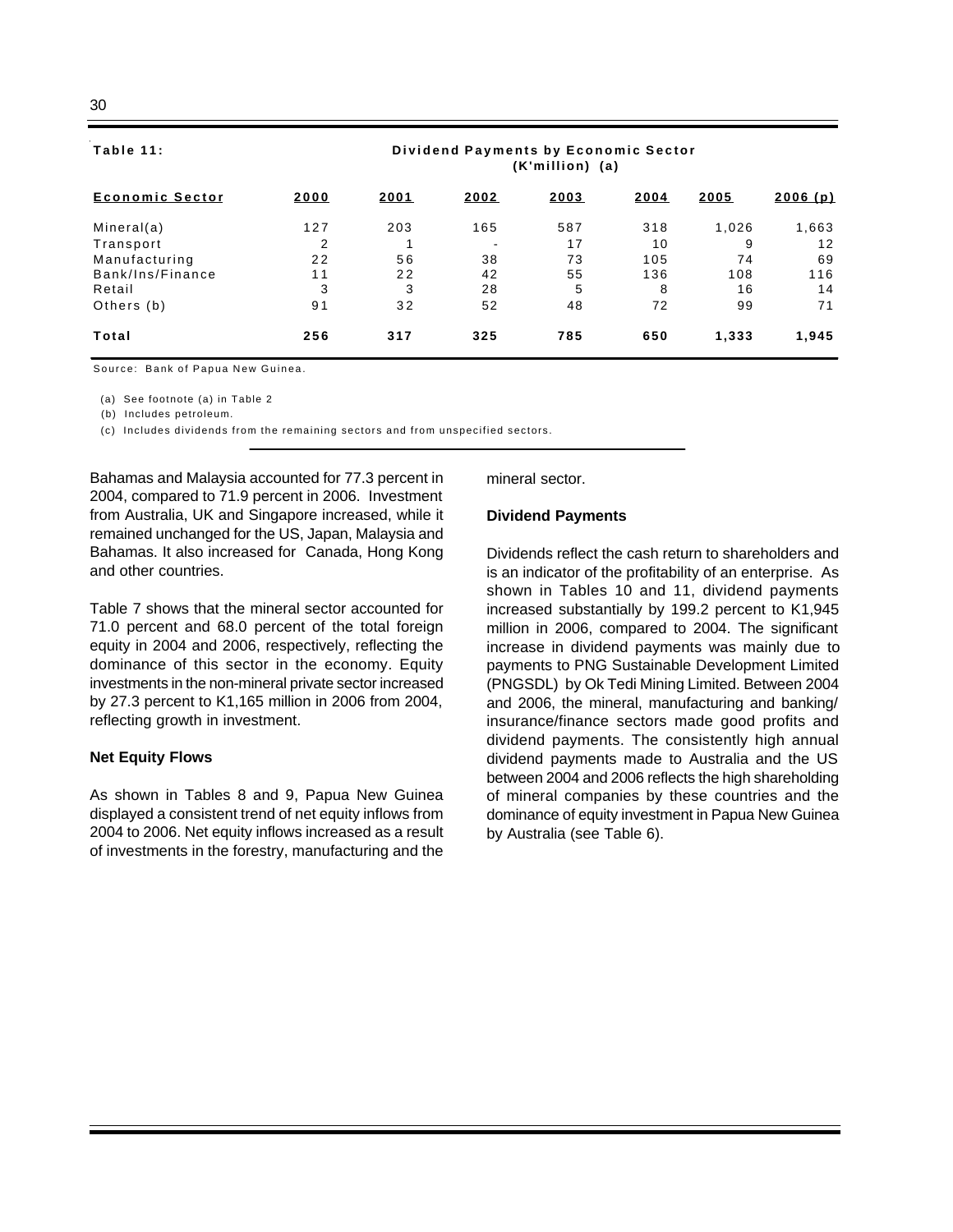**Table 11: Dividend Payments by Economic Sector (K'million) (a)**

| Economic Sector | 2000 | 2001 | 2002 | 2003 | 2004 | 2005 | 2006 (p) |
|---|---|---|---|---|---|---|---|
| Mineral(a) | 127 | 203 | 165 | 587 | 318 | 1,026 | 1,663 |
| Transport | 2 | 1 | - | 17 | 10 | 9 | 12 |
| Manufacturing | 22 | 56 | 38 | 73 | 105 | 74 | 69 |
| Bank/Ins/Finance | 11 | 22 | 42 | 55 | 136 | 108 | 116 |
| Retail | 3 | 3 | 28 | 5 | 8 | 16 | 14 |
| Others (b) | 91 | 32 | 52 | 48 | 72 | 99 | 71 |
| **Total** | **256** | **317** | **325** | **785** | **650** | **1,333** | **1,945** |

Source: Bank of Papua New Guinea.

(a) See footnote (a) in Table 2

(b) Includes petroleum.

(c) Includes dividends from the remaining sectors and from unspecified sectors.

Bahamas and Malaysia accounted for 77.3 percent in 2004, compared to 71.9 percent in 2006. Investment from Australia, UK and Singapore increased, while it remained unchanged for the US, Japan, Malaysia and Bahamas. It also increased for Canada, Hong Kong and other countries.

Table 7 shows that the mineral sector accounted for 71.0 percent and 68.0 percent of the total foreign equity in 2004 and 2006, respectively, reflecting the dominance of this sector in the economy. Equity investments in the non-mineral private sector increased by 27.3 percent to K1,165 million in 2006 from 2004, reflecting growth in investment.

**Net Equity Flows**

As shown in Tables 8 and 9, Papua New Guinea displayed a consistent trend of net equity inflows from 2004 to 2006. Net equity inflows increased as a result of investments in the forestry, manufacturing and the mineral sector.

**Dividend Payments**

Dividends reflect the cash return to shareholders and is an indicator of the profitability of an enterprise. As shown in Tables 10 and 11, dividend payments increased substantially by 199.2 percent to K1,945 million in 2006, compared to 2004. The significant increase in dividend payments was mainly due to payments to PNG Sustainable Development Limited (PNGSDL) by Ok Tedi Mining Limited. Between 2004 and 2006, the mineral, manufacturing and banking/ insurance/finance sectors made good profits and dividend payments. The consistently high annual dividend payments made to Australia and the US between 2004 and 2006 reflects the high shareholding of mineral companies by these countries and the dominance of equity investment in Papua New Guinea by Australia (see Table 6).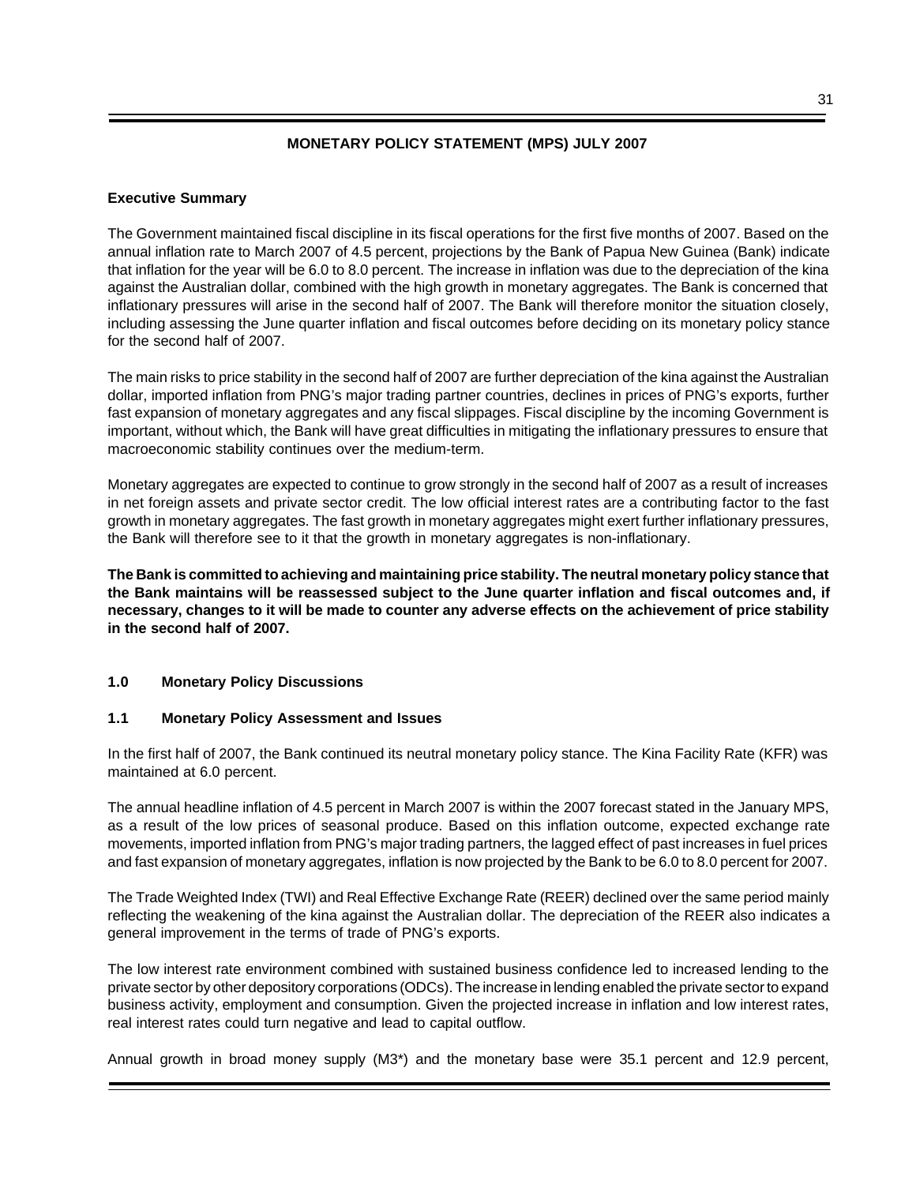## MONETARY POLICY STATEMENT (MPS) JULY 2007

### Executive Summary

The Government maintained fiscal discipline in its fiscal operations for the first five months of 2007. Based on the annual inflation rate to March 2007 of 4.5 percent, projections by the Bank of Papua New Guinea (Bank) indicate that inflation for the year will be 6.0 to 8.0 percent. The increase in inflation was due to the depreciation of the kina against the Australian dollar, combined with the high growth in monetary aggregates. The Bank is concerned that inflationary pressures will arise in the second half of 2007. The Bank will therefore monitor the situation closely, including assessing the June quarter inflation and fiscal outcomes before deciding on its monetary policy stance for the second half of 2007.

The main risks to price stability in the second half of 2007 are further depreciation of the kina against the Australian dollar, imported inflation from PNG's major trading partner countries, declines in prices of PNG's exports, further fast expansion of monetary aggregates and any fiscal slippages. Fiscal discipline by the incoming Government is important, without which, the Bank will have great difficulties in mitigating the inflationary pressures to ensure that macroeconomic stability continues over the medium-term.

Monetary aggregates are expected to continue to grow strongly in the second half of 2007 as a result of increases in net foreign assets and private sector credit. The low official interest rates are a contributing factor to the fast growth in monetary aggregates. The fast growth in monetary aggregates might exert further inflationary pressures, the Bank will therefore see to it that the growth in monetary aggregates is non-inflationary.

**The Bank is committed to achieving and maintaining price stability. The neutral monetary policy stance that the Bank maintains will be reassessed subject to the June quarter inflation and fiscal outcomes and, if necessary, changes to it will be made to counter any adverse effects on the achievement of price stability in the second half of 2007.**

### 1.0 Monetary Policy Discussions

### 1.1 Monetary Policy Assessment and Issues

In the first half of 2007, the Bank continued its neutral monetary policy stance. The Kina Facility Rate (KFR) was maintained at 6.0 percent.

The annual headline inflation of 4.5 percent in March 2007 is within the 2007 forecast stated in the January MPS, as a result of the low prices of seasonal produce. Based on this inflation outcome, expected exchange rate movements, imported inflation from PNG's major trading partners, the lagged effect of past increases in fuel prices and fast expansion of monetary aggregates, inflation is now projected by the Bank to be 6.0 to 8.0 percent for 2007.

The Trade Weighted Index (TWI) and Real Effective Exchange Rate (REER) declined over the same period mainly reflecting the weakening of the kina against the Australian dollar. The depreciation of the REER also indicates a general improvement in the terms of trade of PNG's exports.

The low interest rate environment combined with sustained business confidence led to increased lending to the private sector by other depository corporations (ODCs). The increase in lending enabled the private sector to expand business activity, employment and consumption. Given the projected increase in inflation and low interest rates, real interest rates could turn negative and lead to capital outflow.

Annual growth in broad money supply (M3*) and the monetary base were 35.1 percent and 12.9 percent,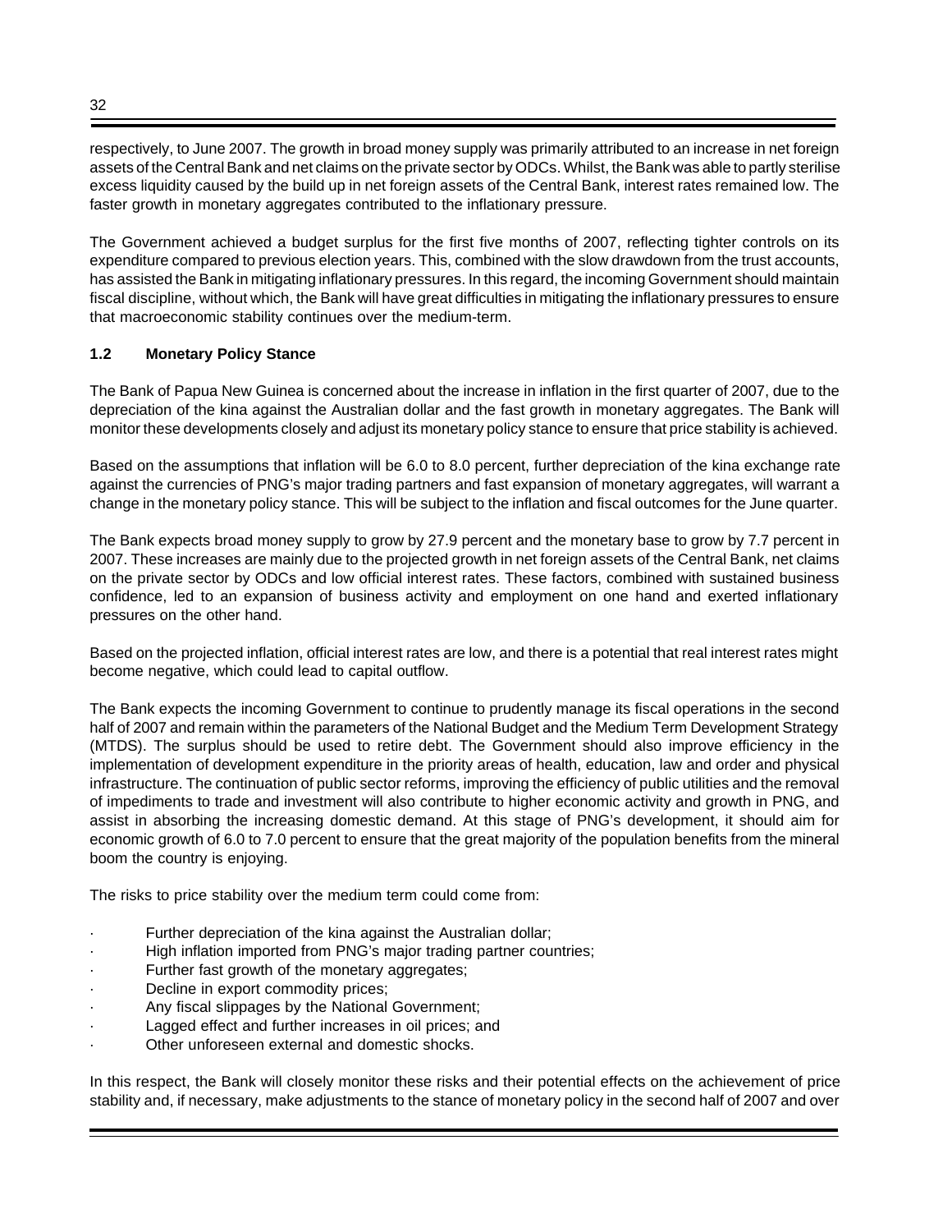respectively, to June 2007. The growth in broad money supply was primarily attributed to an increase in net foreign assets of the Central Bank and net claims on the private sector by ODCs. Whilst, the Bank was able to partly sterilise excess liquidity caused by the build up in net foreign assets of the Central Bank, interest rates remained low. The faster growth in monetary aggregates contributed to the inflationary pressure.

The Government achieved a budget surplus for the first five months of 2007, reflecting tighter controls on its expenditure compared to previous election years. This, combined with the slow drawdown from the trust accounts, has assisted the Bank in mitigating inflationary pressures. In this regard, the incoming Government should maintain fiscal discipline, without which, the Bank will have great difficulties in mitigating the inflationary pressures to ensure that macroeconomic stability continues over the medium-term.

### 1.2 Monetary Policy Stance

The Bank of Papua New Guinea is concerned about the increase in inflation in the first quarter of 2007, due to the depreciation of the kina against the Australian dollar and the fast growth in monetary aggregates. The Bank will monitor these developments closely and adjust its monetary policy stance to ensure that price stability is achieved.

Based on the assumptions that inflation will be 6.0 to 8.0 percent, further depreciation of the kina exchange rate against the currencies of PNG's major trading partners and fast expansion of monetary aggregates, will warrant a change in the monetary policy stance. This will be subject to the inflation and fiscal outcomes for the June quarter.

The Bank expects broad money supply to grow by 27.9 percent and the monetary base to grow by 7.7 percent in 2007. These increases are mainly due to the projected growth in net foreign assets of the Central Bank, net claims on the private sector by ODCs and low official interest rates. These factors, combined with sustained business confidence, led to an expansion of business activity and employment on one hand and exerted inflationary pressures on the other hand.

Based on the projected inflation, official interest rates are low, and there is a potential that real interest rates might become negative, which could lead to capital outflow.

The Bank expects the incoming Government to continue to prudently manage its fiscal operations in the second half of 2007 and remain within the parameters of the National Budget and the Medium Term Development Strategy (MTDS). The surplus should be used to retire debt. The Government should also improve efficiency in the implementation of development expenditure in the priority areas of health, education, law and order and physical infrastructure. The continuation of public sector reforms, improving the efficiency of public utilities and the removal of impediments to trade and investment will also contribute to higher economic activity and growth in PNG, and assist in absorbing the increasing domestic demand. At this stage of PNG's development, it should aim for economic growth of 6.0 to 7.0 percent to ensure that the great majority of the population benefits from the mineral boom the country is enjoying.

The risks to price stability over the medium term could come from:

- Further depreciation of the kina against the Australian dollar;
- High inflation imported from PNG's major trading partner countries;
- Further fast growth of the monetary aggregates;
- Decline in export commodity prices;
- Any fiscal slippages by the National Government;
- Lagged effect and further increases in oil prices; and
- Other unforeseen external and domestic shocks.

In this respect, the Bank will closely monitor these risks and their potential effects on the achievement of price stability and, if necessary, make adjustments to the stance of monetary policy in the second half of 2007 and over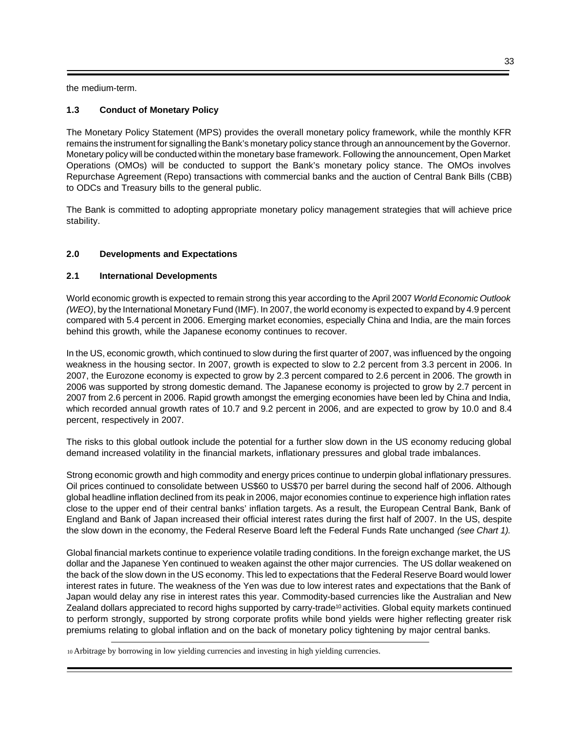the medium-term.

### 1.3 Conduct of Monetary Policy

The Monetary Policy Statement (MPS) provides the overall monetary policy framework, while the monthly KFR remains the instrument for signalling the Bank's monetary policy stance through an announcement by the Governor. Monetary policy will be conducted within the monetary base framework. Following the announcement, Open Market Operations (OMOs) will be conducted to support the Bank's monetary policy stance. The OMOs involves Repurchase Agreement (Repo) transactions with commercial banks and the auction of Central Bank Bills (CBB) to ODCs and Treasury bills to the general public.

The Bank is committed to adopting appropriate monetary policy management strategies that will achieve price stability.

## 2.0 Developments and Expectations

### 2.1 International Developments

World economic growth is expected to remain strong this year according to the April 2007 *World Economic Outlook (WEO)*, by the International Monetary Fund (IMF). In 2007, the world economy is expected to expand by 4.9 percent compared with 5.4 percent in 2006. Emerging market economies, especially China and India, are the main forces behind this growth, while the Japanese economy continues to recover.

In the US, economic growth, which continued to slow during the first quarter of 2007, was influenced by the ongoing weakness in the housing sector. In 2007, growth is expected to slow to 2.2 percent from 3.3 percent in 2006. In 2007, the Eurozone economy is expected to grow by 2.3 percent compared to 2.6 percent in 2006. The growth in 2006 was supported by strong domestic demand. The Japanese economy is projected to grow by 2.7 percent in 2007 from 2.6 percent in 2006. Rapid growth amongst the emerging economies have been led by China and India, which recorded annual growth rates of 10.7 and 9.2 percent in 2006, and are expected to grow by 10.0 and 8.4 percent, respectively in 2007.

The risks to this global outlook include the potential for a further slow down in the US economy reducing global demand increased volatility in the financial markets, inflationary pressures and global trade imbalances.

Strong economic growth and high commodity and energy prices continue to underpin global inflationary pressures. Oil prices continued to consolidate between US$60 to US$70 per barrel during the second half of 2006. Although global headline inflation declined from its peak in 2006, major economies continue to experience high inflation rates close to the upper end of their central banks' inflation targets. As a result, the European Central Bank, Bank of England and Bank of Japan increased their official interest rates during the first half of 2007. In the US, despite the slow down in the economy, the Federal Reserve Board left the Federal Funds Rate unchanged *(see Chart 1).*

Global financial markets continue to experience volatile trading conditions. In the foreign exchange market, the US dollar and the Japanese Yen continued to weaken against the other major currencies. The US dollar weakened on the back of the slow down in the US economy. This led to expectations that the Federal Reserve Board would lower interest rates in future. The weakness of the Yen was due to low interest rates and expectations that the Bank of Japan would delay any rise in interest rates this year. Commodity-based currencies like the Australian and New Zealand dollars appreciated to record highs supported by carry-trade[10] activities. Global equity markets continued to perform strongly, supported by strong corporate profits while bond yields were higher reflecting greater risk premiums relating to global inflation and on the back of monetary policy tightening by major central banks.

---

[10] Arbitrage by borrowing in low yielding currencies and investing in high yielding currencies.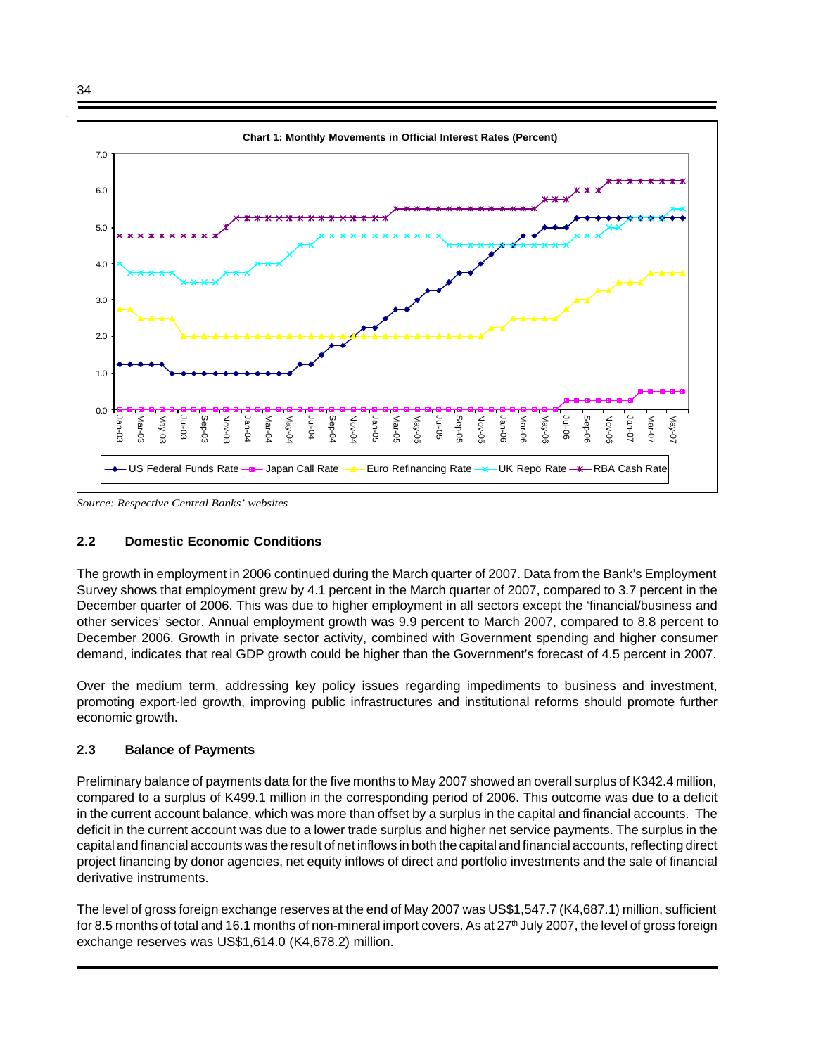**Chart 1: Monthly Movements in Official Interest Rates (Percent)**

*Source: Respective Central Banks' websites*

## 2.2 Domestic Economic Conditions

The growth in employment in 2006 continued during the March quarter of 2007. Data from the Bank's Employment Survey shows that employment grew by 4.1 percent in the March quarter of 2007, compared to 3.7 percent in the December quarter of 2006. This was due to higher employment in all sectors except the 'financial/business and other services' sector. Annual employment growth was 9.9 percent to March 2007, compared to 8.8 percent to December 2006. Growth in private sector activity, combined with Government spending and higher consumer demand, indicates that real GDP growth could be higher than the Government's forecast of 4.5 percent in 2007.

Over the medium term, addressing key policy issues regarding impediments to business and investment, promoting export-led growth, improving public infrastructures and institutional reforms should promote further economic growth.

## 2.3 Balance of Payments

Preliminary balance of payments data for the five months to May 2007 showed an overall surplus of K342.4 million, compared to a surplus of K499.1 million in the corresponding period of 2006. This outcome was due to a deficit in the current account balance, which was more than offset by a surplus in the capital and financial accounts. The deficit in the current account was due to a lower trade surplus and higher net service payments. The surplus in the capital and financial accounts was the result of net inflows in both the capital and financial accounts, reflecting direct project financing by donor agencies, net equity inflows of direct and portfolio investments and the sale of financial derivative instruments.

The level of gross foreign exchange reserves at the end of May 2007 was US$1,547.7 (K4,687.1) million, sufficient for 8.5 months of total and 16.1 months of non-mineral import covers. As at 27th July 2007, the level of gross foreign exchange reserves was US$1,614.0 (K4,678.2) million.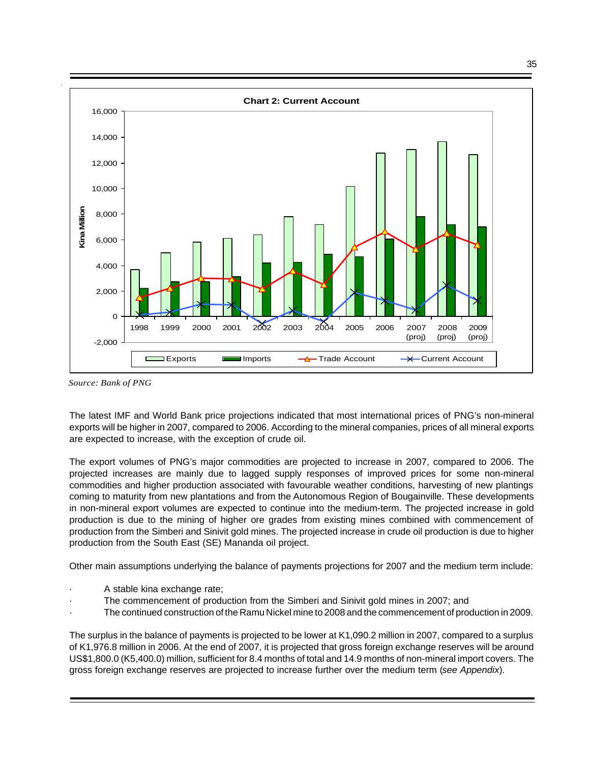**Chart 2: Current Account**

Source: Bank of PNG

The latest IMF and World Bank price projections indicated that most international prices of PNG's non-mineral exports will be higher in 2007, compared to 2006. According to the mineral companies, prices of all mineral exports are expected to increase, with the exception of crude oil.

The export volumes of PNG's major commodities are projected to increase in 2007, compared to 2006. The projected increases are mainly due to lagged supply responses of improved prices for some non-mineral commodities and higher production associated with favourable weather conditions, harvesting of new plantings coming to maturity from new plantations and from the Autonomous Region of Bougainville. These developments in non-mineral export volumes are expected to continue into the medium-term. The projected increase in gold production is due to the mining of higher ore grades from existing mines combined with commencement of production from the Simberi and Sinivit gold mines. The projected increase in crude oil production is due to higher production from the South East (SE) Mananda oil project.

Other main assumptions underlying the balance of payments projections for 2007 and the medium term include:

- A stable kina exchange rate;
- The commencement of production from the Simberi and Sinivit gold mines in 2007; and
- The continued construction of the Ramu Nickel mine to 2008 and the commencement of production in 2009.

The surplus in the balance of payments is projected to be lower at K1,090.2 million in 2007, compared to a surplus of K1,976.8 million in 2006. At the end of 2007, it is projected that gross foreign exchange reserves will be around US$1,800.0 (K5,400.0) million, sufficient for 8.4 months of total and 14.9 months of non-mineral import covers. The gross foreign exchange reserves are projected to increase further over the medium term (*see Appendix*).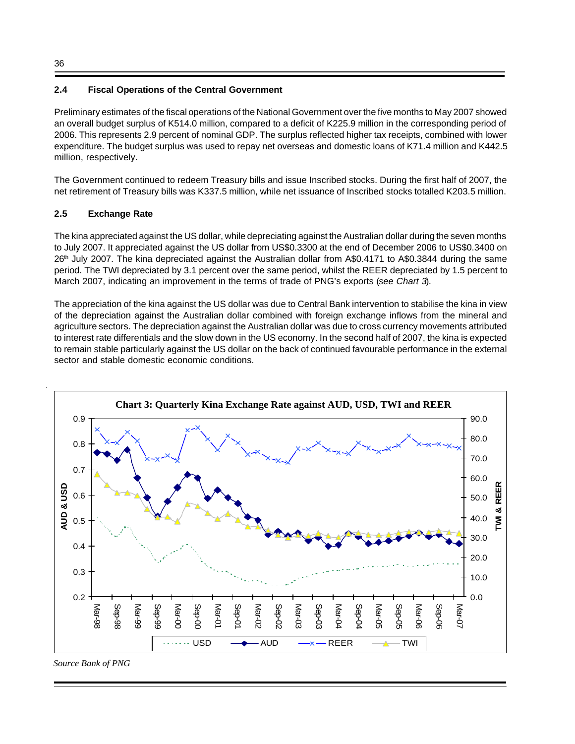## 2.4 Fiscal Operations of the Central Government

Preliminary estimates of the fiscal operations of the National Government over the five months to May 2007 showed an overall budget surplus of K514.0 million, compared to a deficit of K225.9 million in the corresponding period of 2006. This represents 2.9 percent of nominal GDP. The surplus reflected higher tax receipts, combined with lower expenditure. The budget surplus was used to repay net overseas and domestic loans of K71.4 million and K442.5 million, respectively.

The Government continued to redeem Treasury bills and issue Inscribed stocks. During the first half of 2007, the net retirement of Treasury bills was K337.5 million, while net issuance of Inscribed stocks totalled K203.5 million.

## 2.5 Exchange Rate

The kina appreciated against the US dollar, while depreciating against the Australian dollar during the seven months to July 2007. It appreciated against the US dollar from US$0.3300 at the end of December 2006 to US$0.3400 on 26th July 2007. The kina depreciated against the Australian dollar from A$0.4171 to A$0.3844 during the same period. The TWI depreciated by 3.1 percent over the same period, whilst the REER depreciated by 1.5 percent to March 2007, indicating an improvement in the terms of trade of PNG's exports (*see Chart 3*).

The appreciation of the kina against the US dollar was due to Central Bank intervention to stabilise the kina in view of the depreciation against the Australian dollar combined with foreign exchange inflows from the mineral and agriculture sectors. The depreciation against the Australian dollar was due to cross currency movements attributed to interest rate differentials and the slow down in the US economy. In the second half of 2007, the kina is expected to remain stable particularly against the US dollar on the back of continued favourable performance in the external sector and stable domestic economic conditions.

**Chart 3: Quarterly Kina Exchange Rate against AUD, USD, TWI and REER**

*Source Bank of PNG*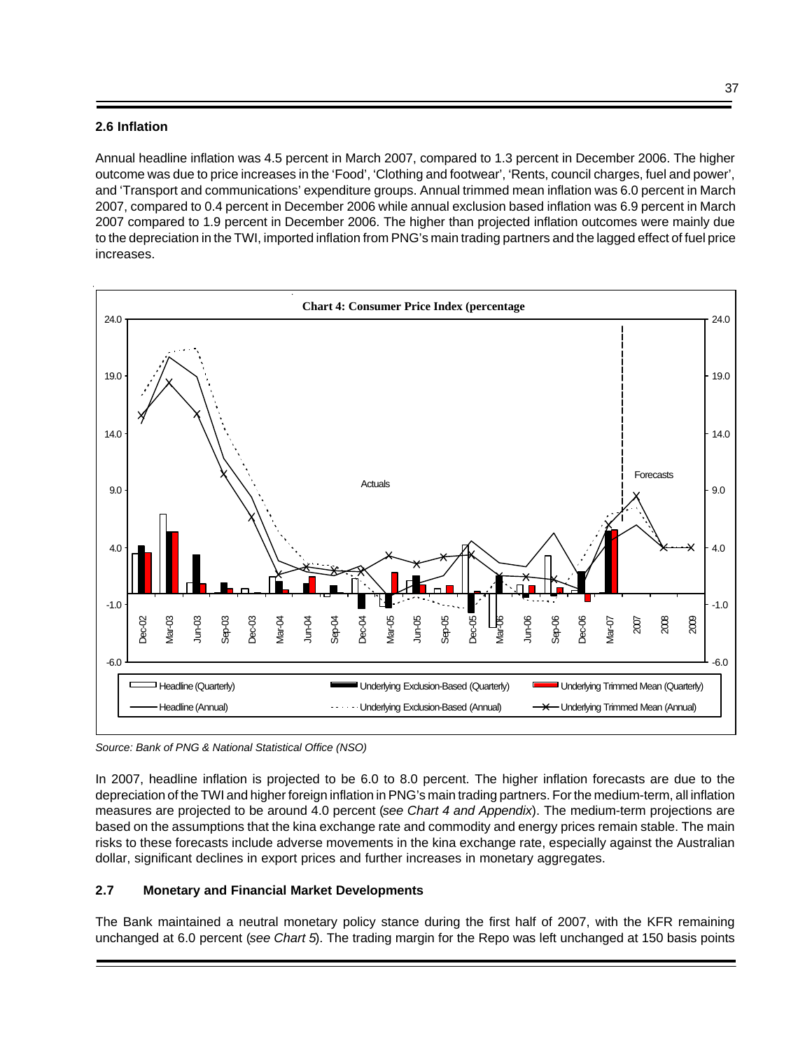## 2.6 Inflation

Annual headline inflation was 4.5 percent in March 2007, compared to 1.3 percent in December 2006. The higher outcome was due to price increases in the 'Food', 'Clothing and footwear', 'Rents, council charges, fuel and power', and 'Transport and communications' expenditure groups. Annual trimmed mean inflation was 6.0 percent in March 2007, compared to 0.4 percent in December 2006 while annual exclusion based inflation was 6.9 percent in March 2007 compared to 1.9 percent in December 2006. The higher than projected inflation outcomes were mainly due to the depreciation in the TWI, imported inflation from PNG's main trading partners and the lagged effect of fuel price increases.

**Chart 4: Consumer Price Index (percentage**

Source: Bank of PNG & National Statistical Office (NSO)

In 2007, headline inflation is projected to be 6.0 to 8.0 percent. The higher inflation forecasts are due to the depreciation of the TWI and higher foreign inflation in PNG's main trading partners. For the medium-term, all inflation measures are projected to be around 4.0 percent (*see Chart 4 and Appendix*). The medium-term projections are based on the assumptions that the kina exchange rate and commodity and energy prices remain stable. The main risks to these forecasts include adverse movements in the kina exchange rate, especially against the Australian dollar, significant declines in export prices and further increases in monetary aggregates.

## 2.7 Monetary and Financial Market Developments

The Bank maintained a neutral monetary policy stance during the first half of 2007, with the KFR remaining unchanged at 6.0 percent (*see Chart 5*). The trading margin for the Repo was left unchanged at 150 basis points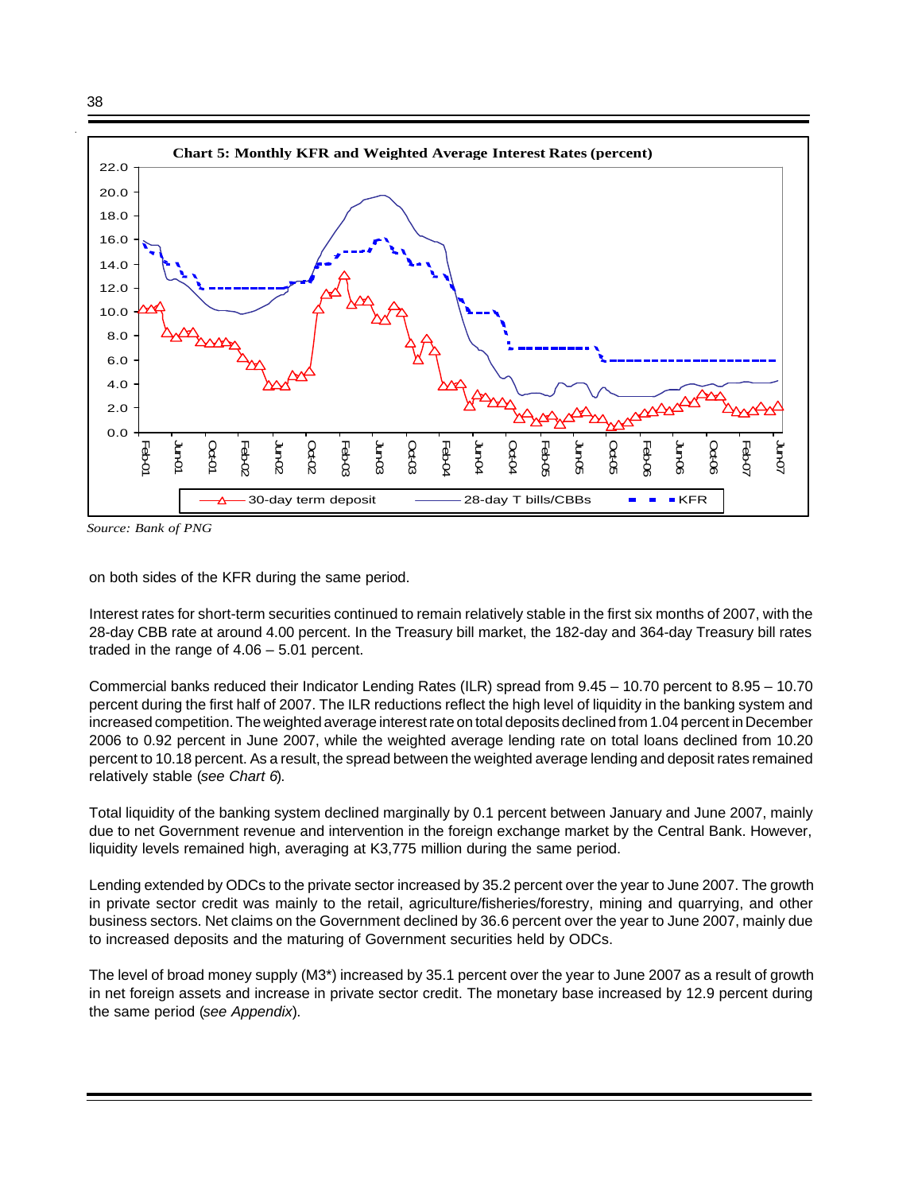**Chart 5: Monthly KFR and Weighted Average Interest Rates (percent)**

*Source: Bank of PNG*

on both sides of the KFR during the same period.

Interest rates for short-term securities continued to remain relatively stable in the first six months of 2007, with the 28-day CBB rate at around 4.00 percent. In the Treasury bill market, the 182-day and 364-day Treasury bill rates traded in the range of 4.06 – 5.01 percent.

Commercial banks reduced their Indicator Lending Rates (ILR) spread from 9.45 – 10.70 percent to 8.95 – 10.70 percent during the first half of 2007. The ILR reductions reflect the high level of liquidity in the banking system and increased competition. The weighted average interest rate on total deposits declined from 1.04 percent in December 2006 to 0.92 percent in June 2007, while the weighted average lending rate on total loans declined from 10.20 percent to 10.18 percent. As a result, the spread between the weighted average lending and deposit rates remained relatively stable (*see Chart 6*).

Total liquidity of the banking system declined marginally by 0.1 percent between January and June 2007, mainly due to net Government revenue and intervention in the foreign exchange market by the Central Bank. However, liquidity levels remained high, averaging at K3,775 million during the same period.

Lending extended by ODCs to the private sector increased by 35.2 percent over the year to June 2007. The growth in private sector credit was mainly to the retail, agriculture/fisheries/forestry, mining and quarrying, and other business sectors. Net claims on the Government declined by 36.6 percent over the year to June 2007, mainly due to increased deposits and the maturing of Government securities held by ODCs.

The level of broad money supply (M3*) increased by 35.1 percent over the year to June 2007 as a result of growth in net foreign assets and increase in private sector credit. The monetary base increased by 12.9 percent during the same period (*see Appendix*).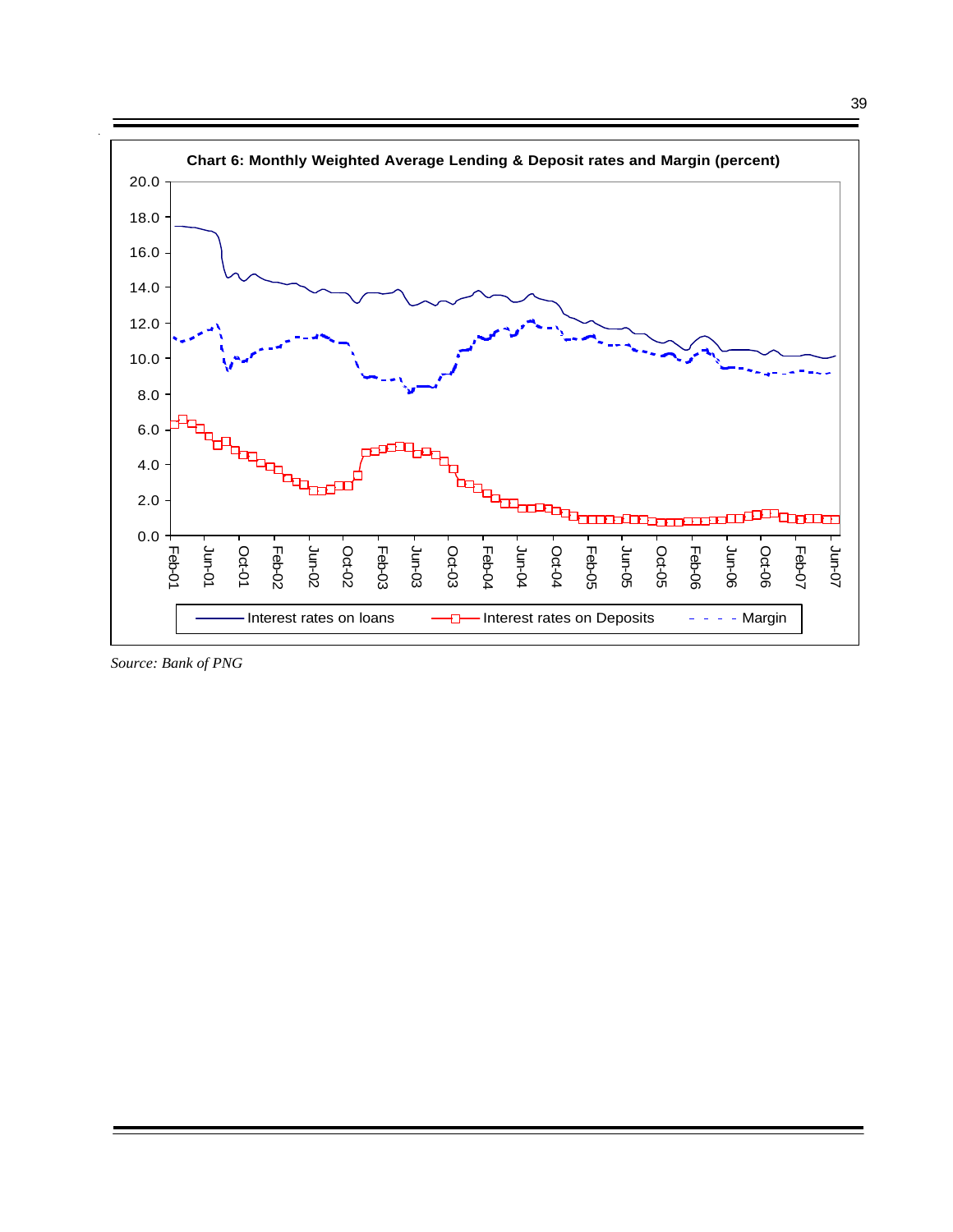**Chart 6: Monthly Weighted Average Lending & Deposit rates and Margin (percent)**

*Source: Bank of PNG*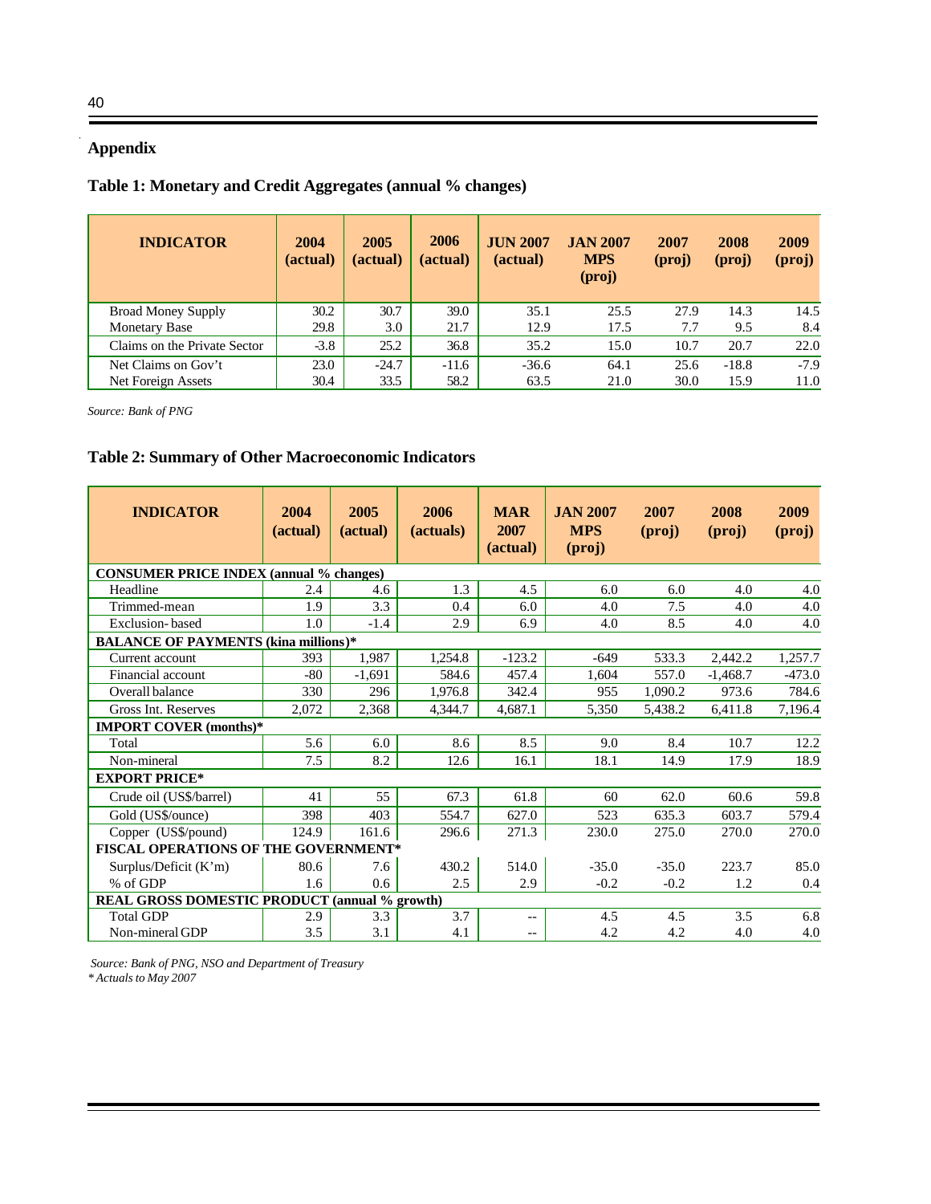## Appendix

### Table 1: Monetary and Credit Aggregates (annual % changes)

| INDICATOR | 2004 (actual) | 2005 (actual) | 2006 (actual) | JUN 2007 (actual) | JAN 2007 MPS (proj) | 2007 (proj) | 2008 (proj) | 2009 (proj) |
|---|---|---|---|---|---|---|---|---|
| Broad Money Supply | 30.2 | 30.7 | 39.0 | 35.1 | 25.5 | 27.9 | 14.3 | 14.5 |
| Monetary Base | 29.8 | 3.0 | 21.7 | 12.9 | 17.5 | 7.7 | 9.5 | 8.4 |
| Claims on the Private Sector | -3.8 | 25.2 | 36.8 | 35.2 | 15.0 | 10.7 | 20.7 | 22.0 |
| Net Claims on Gov't | 23.0 | -24.7 | -11.6 | -36.6 | 64.1 | 25.6 | -18.8 | -7.9 |
| Net Foreign Assets | 30.4 | 33.5 | 58.2 | 63.5 | 21.0 | 30.0 | 15.9 | 11.0 |

*Source: Bank of PNG*

### Table 2: Summary of Other Macroeconomic Indicators

| INDICATOR | 2004 (actual) | 2005 (actual) | 2006 (actuals) | MAR 2007 (actual) | JAN 2007 MPS (proj) | 2007 (proj) | 2008 (proj) | 2009 (proj) |
|---|---|---|---|---|---|---|---|---|
| **CONSUMER PRICE INDEX (annual % changes)** | | | | | | | | |
| Headline | 2.4 | 4.6 | 1.3 | 4.5 | 6.0 | 6.0 | 4.0 | 4.0 |
| Trimmed-mean | 1.9 | 3.3 | 0.4 | 6.0 | 4.0 | 7.5 | 4.0 | 4.0 |
| Exclusion-based | 1.0 | -1.4 | 2.9 | 6.9 | 4.0 | 8.5 | 4.0 | 4.0 |
| **BALANCE OF PAYMENTS (kina millions)*** | | | | | | | | |
| Current account | 393 | 1,987 | 1,254.8 | -123.2 | -649 | 533.3 | 2,442.2 | 1,257.7 |
| Financial account | -80 | -1,691 | 584.6 | 457.4 | 1,604 | 557.0 | -1,468.7 | -473.0 |
| Overall balance | 330 | 296 | 1,976.8 | 342.4 | 955 | 1,090.2 | 973.6 | 784.6 |
| Gross Int. Reserves | 2,072 | 2,368 | 4,344.7 | 4,687.1 | 5,350 | 5,438.2 | 6,411.8 | 7,196.4 |
| **IMPORT COVER (months)*** | | | | | | | | |
| Total | 5.6 | 6.0 | 8.6 | 8.5 | 9.0 | 8.4 | 10.7 | 12.2 |
| Non-mineral | 7.5 | 8.2 | 12.6 | 16.1 | 18.1 | 14.9 | 17.9 | 18.9 |
| **EXPORT PRICE*** | | | | | | | | |
| Crude oil (US$/barrel) | 41 | 55 | 67.3 | 61.8 | 60 | 62.0 | 60.6 | 59.8 |
| Gold (US$/ounce) | 398 | 403 | 554.7 | 627.0 | 523 | 635.3 | 603.7 | 579.4 |
| Copper (US$/pound) | 124.9 | 161.6 | 296.6 | 271.3 | 230.0 | 275.0 | 270.0 | 270.0 |
| **FISCAL OPERATIONS OF THE GOVERNMENT*** | | | | | | | | |
| Surplus/Deficit (K'm) | 80.6 | 7.6 | 430.2 | 514.0 | -35.0 | -35.0 | 223.7 | 85.0 |
| % of GDP | 1.6 | 0.6 | 2.5 | 2.9 | -0.2 | -0.2 | 1.2 | 0.4 |
| **REAL GROSS DOMESTIC PRODUCT (annual % growth)** | | | | | | | | |
| Total GDP | 2.9 | 3.3 | 3.7 | -- | 4.5 | 4.5 | 3.5 | 6.8 |
| Non-mineral GDP | 3.5 | 3.1 | 4.1 | -- | 4.2 | 4.2 | 4.0 | 4.0 |

*Source: Bank of PNG, NSO and Department of Treasury*

*\* Actuals to May 2007*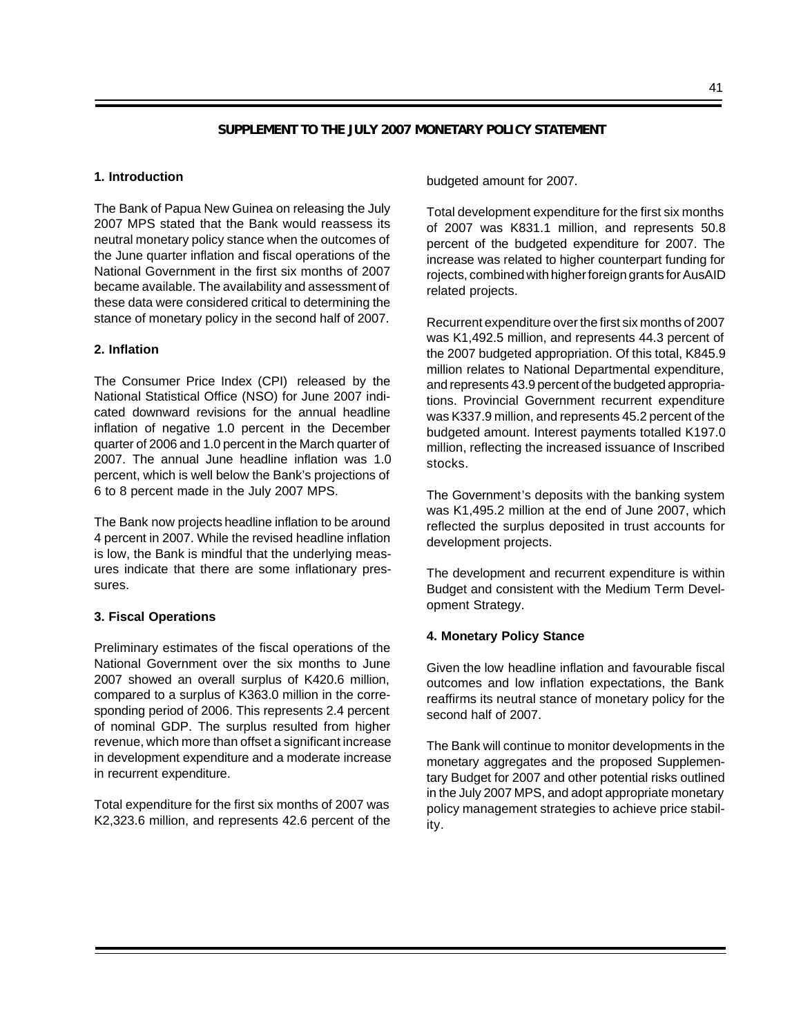## SUPPLEMENT TO THE JULY 2007 MONETARY POLICY STATEMENT

### 1. Introduction

The Bank of Papua New Guinea on releasing the July 2007 MPS stated that the Bank would reassess its neutral monetary policy stance when the outcomes of the June quarter inflation and fiscal operations of the National Government in the first six months of 2007 became available. The availability and assessment of these data were considered critical to determining the stance of monetary policy in the second half of 2007.

### 2. Inflation

The Consumer Price Index (CPI) released by the National Statistical Office (NSO) for June 2007 indicated downward revisions for the annual headline inflation of negative 1.0 percent in the December quarter of 2006 and 1.0 percent in the March quarter of 2007. The annual June headline inflation was 1.0 percent, which is well below the Bank's projections of 6 to 8 percent made in the July 2007 MPS.

The Bank now projects headline inflation to be around 4 percent in 2007. While the revised headline inflation is low, the Bank is mindful that the underlying measures indicate that there are some inflationary pressures.

### 3. Fiscal Operations

Preliminary estimates of the fiscal operations of the National Government over the six months to June 2007 showed an overall surplus of K420.6 million, compared to a surplus of K363.0 million in the corresponding period of 2006. This represents 2.4 percent of nominal GDP. The surplus resulted from higher revenue, which more than offset a significant increase in development expenditure and a moderate increase in recurrent expenditure.

Total expenditure for the first six months of 2007 was K2,323.6 million, and represents 42.6 percent of the budgeted amount for 2007.

Total development expenditure for the first six months of 2007 was K831.1 million, and represents 50.8 percent of the budgeted expenditure for 2007. The increase was related to higher counterpart funding for rojects, combined with higher foreign grants for AusAID related projects.

Recurrent expenditure over the first six months of 2007 was K1,492.5 million, and represents 44.3 percent of the 2007 budgeted appropriation. Of this total, K845.9 million relates to National Departmental expenditure, and represents 43.9 percent of the budgeted appropriations. Provincial Government recurrent expenditure was K337.9 million, and represents 45.2 percent of the budgeted amount. Interest payments totalled K197.0 million, reflecting the increased issuance of Inscribed stocks.

The Government's deposits with the banking system was K1,495.2 million at the end of June 2007, which reflected the surplus deposited in trust accounts for development projects.

The development and recurrent expenditure is within Budget and consistent with the Medium Term Development Strategy.

### 4. Monetary Policy Stance

Given the low headline inflation and favourable fiscal outcomes and low inflation expectations, the Bank reaffirms its neutral stance of monetary policy for the second half of 2007.

The Bank will continue to monitor developments in the monetary aggregates and the proposed Supplementary Budget for 2007 and other potential risks outlined in the July 2007 MPS, and adopt appropriate monetary policy management strategies to achieve price stability.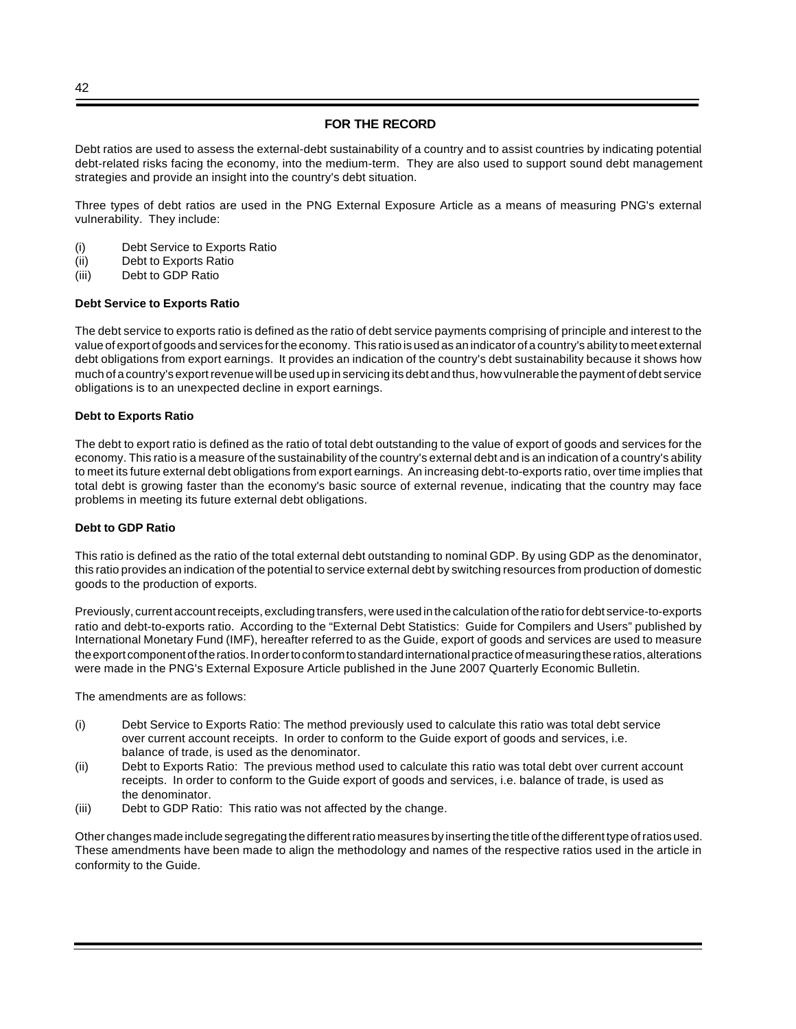## FOR THE RECORD

Debt ratios are used to assess the external-debt sustainability of a country and to assist countries by indicating potential debt-related risks facing the economy, into the medium-term. They are also used to support sound debt management strategies and provide an insight into the country's debt situation.

Three types of debt ratios are used in the PNG External Exposure Article as a means of measuring PNG's external vulnerability. They include:

(i) Debt Service to Exports Ratio
(ii) Debt to Exports Ratio
(iii) Debt to GDP Ratio

**Debt Service to Exports Ratio**

The debt service to exports ratio is defined as the ratio of debt service payments comprising of principle and interest to the value of export of goods and services for the economy. This ratio is used as an indicator of a country's ability to meet external debt obligations from export earnings. It provides an indication of the country's debt sustainability because it shows how much of a country's export revenue will be used up in servicing its debt and thus, how vulnerable the payment of debt service obligations is to an unexpected decline in export earnings.

**Debt to Exports Ratio**

The debt to export ratio is defined as the ratio of total debt outstanding to the value of export of goods and services for the economy. This ratio is a measure of the sustainability of the country's external debt and is an indication of a country's ability to meet its future external debt obligations from export earnings. An increasing debt-to-exports ratio, over time implies that total debt is growing faster than the economy's basic source of external revenue, indicating that the country may face problems in meeting its future external debt obligations.

**Debt to GDP Ratio**

This ratio is defined as the ratio of the total external debt outstanding to nominal GDP. By using GDP as the denominator, this ratio provides an indication of the potential to service external debt by switching resources from production of domestic goods to the production of exports.

Previously, current account receipts, excluding transfers, were used in the calculation of the ratio for debt service-to-exports ratio and debt-to-exports ratio. According to the "External Debt Statistics: Guide for Compilers and Users" published by International Monetary Fund (IMF), hereafter referred to as the Guide, export of goods and services are used to measure the export component of the ratios. In order to conform to standard international practice of measuring these ratios, alterations were made in the PNG's External Exposure Article published in the June 2007 Quarterly Economic Bulletin.

The amendments are as follows:

(i) Debt Service to Exports Ratio: The method previously used to calculate this ratio was total debt service over current account receipts. In order to conform to the Guide export of goods and services, i.e. balance of trade, is used as the denominator.
(ii) Debt to Exports Ratio: The previous method used to calculate this ratio was total debt over current account receipts. In order to conform to the Guide export of goods and services, i.e. balance of trade, is used as the denominator.
(iii) Debt to GDP Ratio: This ratio was not affected by the change.

Other changes made include segregating the different ratio measures by inserting the title of the different type of ratios used. These amendments have been made to align the methodology and names of the respective ratios used in the article in conformity to the Guide.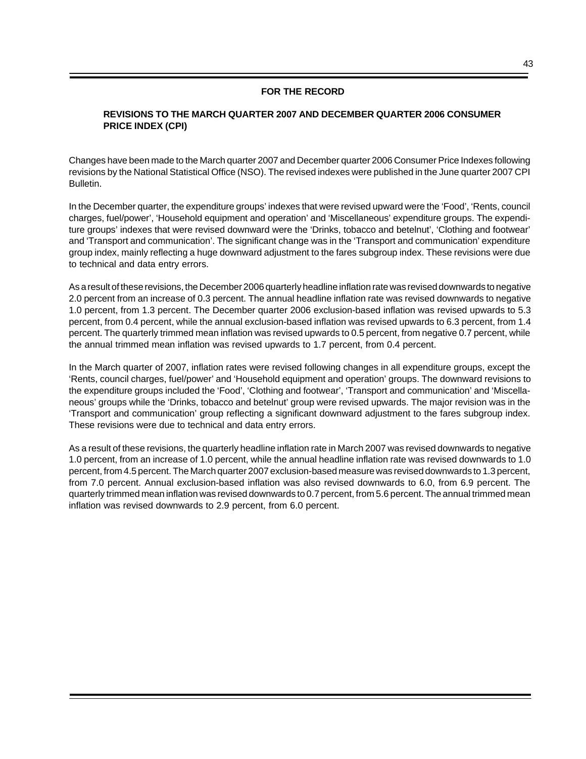## FOR THE RECORD

### REVISIONS TO THE MARCH QUARTER 2007 AND DECEMBER QUARTER 2006 CONSUMER PRICE INDEX (CPI)

Changes have been made to the March quarter 2007 and December quarter 2006 Consumer Price Indexes following revisions by the National Statistical Office (NSO). The revised indexes were published in the June quarter 2007 CPI Bulletin.

In the December quarter, the expenditure groups' indexes that were revised upward were the 'Food', 'Rents, council charges, fuel/power', 'Household equipment and operation' and 'Miscellaneous' expenditure groups. The expenditure groups' indexes that were revised downward were the 'Drinks, tobacco and betelnut', 'Clothing and footwear' and 'Transport and communication'. The significant change was in the 'Transport and communication' expenditure group index, mainly reflecting a huge downward adjustment to the fares subgroup index. These revisions were due to technical and data entry errors.

As a result of these revisions, the December 2006 quarterly headline inflation rate was revised downwards to negative 2.0 percent from an increase of 0.3 percent. The annual headline inflation rate was revised downwards to negative 1.0 percent, from 1.3 percent. The December quarter 2006 exclusion-based inflation was revised upwards to 5.3 percent, from 0.4 percent, while the annual exclusion-based inflation was revised upwards to 6.3 percent, from 1.4 percent. The quarterly trimmed mean inflation was revised upwards to 0.5 percent, from negative 0.7 percent, while the annual trimmed mean inflation was revised upwards to 1.7 percent, from 0.4 percent.

In the March quarter of 2007, inflation rates were revised following changes in all expenditure groups, except the 'Rents, council charges, fuel/power' and 'Household equipment and operation' groups. The downward revisions to the expenditure groups included the 'Food', 'Clothing and footwear', 'Transport and communication' and 'Miscellaneous' groups while the 'Drinks, tobacco and betelnut' group were revised upwards. The major revision was in the 'Transport and communication' group reflecting a significant downward adjustment to the fares subgroup index. These revisions were due to technical and data entry errors.

As a result of these revisions, the quarterly headline inflation rate in March 2007 was revised downwards to negative 1.0 percent, from an increase of 1.0 percent, while the annual headline inflation rate was revised downwards to 1.0 percent, from 4.5 percent. The March quarter 2007 exclusion-based measure was revised downwards to 1.3 percent, from 7.0 percent. Annual exclusion-based inflation was also revised downwards to 6.0, from 6.9 percent. The quarterly trimmed mean inflation was revised downwards to 0.7 percent, from 5.6 percent. The annual trimmed mean inflation was revised downwards to 2.9 percent, from 6.0 percent.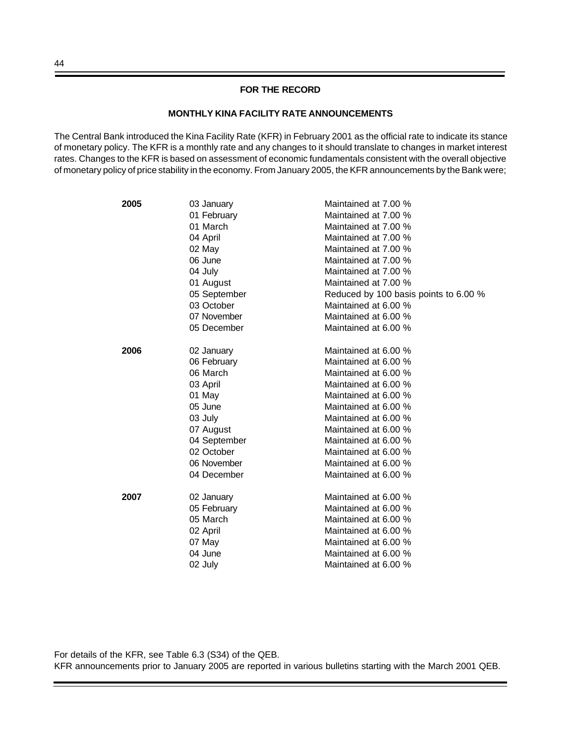## FOR THE RECORD

### MONTHLY KINA FACILITY RATE ANNOUNCEMENTS

The Central Bank introduced the Kina Facility Rate (KFR) in February 2001 as the official rate to indicate its stance of monetary policy. The KFR is a monthly rate and any changes to it should translate to changes in market interest rates. Changes to the KFR is based on assessment of economic fundamentals consistent with the overall objective of monetary policy of price stability in the economy. From January 2005, the KFR announcements by the Bank were;

| | | |
|---|---|---|
| **2005** | 03 January | Maintained at 7.00 % |
| | 01 February | Maintained at 7.00 % |
| | 01 March | Maintained at 7.00 % |
| | 04 April | Maintained at 7.00 % |
| | 02 May | Maintained at 7.00 % |
| | 06 June | Maintained at 7.00 % |
| | 04 July | Maintained at 7.00 % |
| | 01 August | Maintained at 7.00 % |
| | 05 September | Reduced by 100 basis points to 6.00 % |
| | 03 October | Maintained at 6.00 % |
| | 07 November | Maintained at 6.00 % |
| | 05 December | Maintained at 6.00 % |
| **2006** | 02 January | Maintained at 6.00 % |
| | 06 February | Maintained at 6.00 % |
| | 06 March | Maintained at 6.00 % |
| | 03 April | Maintained at 6.00 % |
| | 01 May | Maintained at 6.00 % |
| | 05 June | Maintained at 6.00 % |
| | 03 July | Maintained at 6.00 % |
| | 07 August | Maintained at 6.00 % |
| | 04 September | Maintained at 6.00 % |
| | 02 October | Maintained at 6.00 % |
| | 06 November | Maintained at 6.00 % |
| | 04 December | Maintained at 6.00 % |
| **2007** | 02 January | Maintained at 6.00 % |
| | 05 February | Maintained at 6.00 % |
| | 05 March | Maintained at 6.00 % |
| | 02 April | Maintained at 6.00 % |
| | 07 May | Maintained at 6.00 % |
| | 04 June | Maintained at 6.00 % |
| | 02 July | Maintained at 6.00 % |

For details of the KFR, see Table 6.3 (S34) of the QEB.
KFR announcements prior to January 2005 are reported in various bulletins starting with the March 2001 QEB.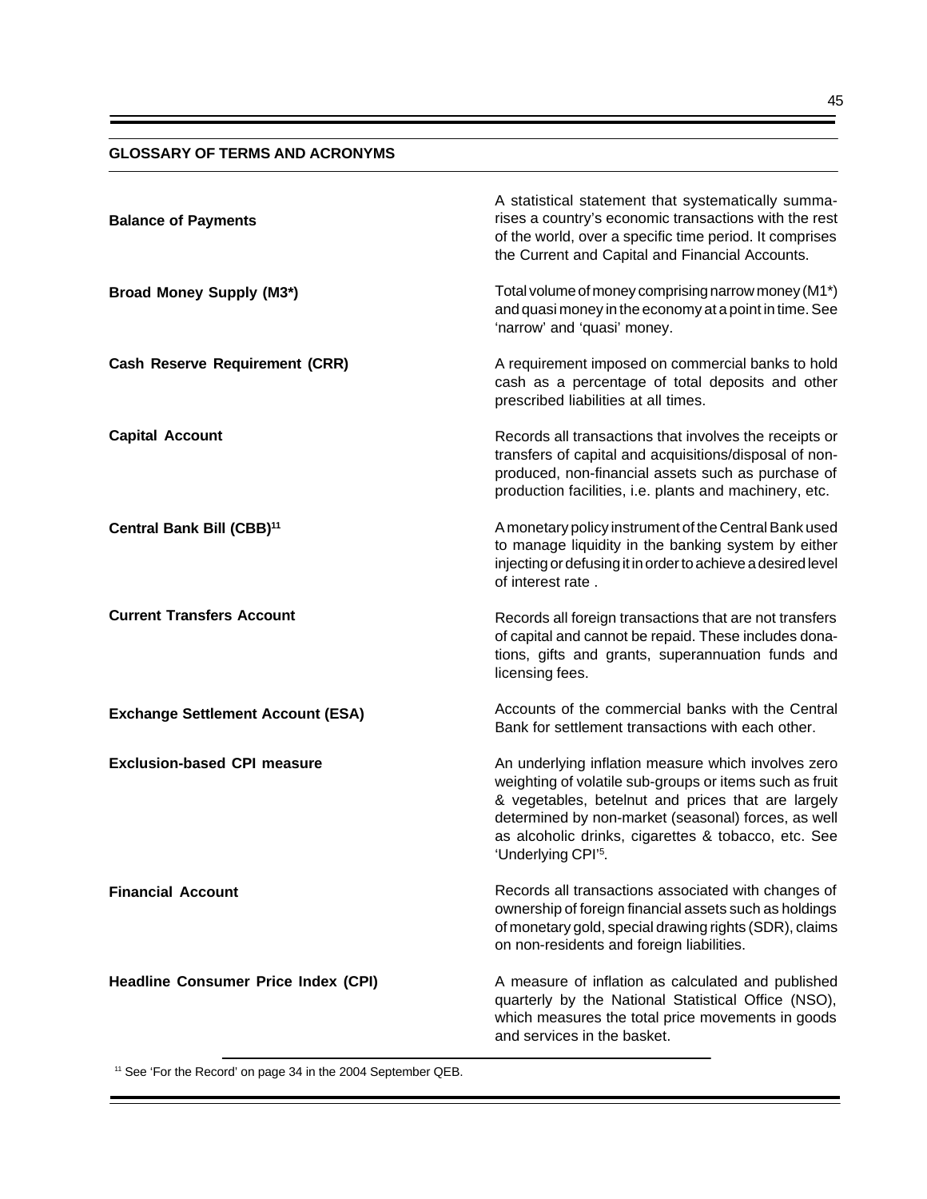## GLOSSARY OF TERMS AND ACRONYMS

**Balance of Payments**

A statistical statement that systematically summarises a country's economic transactions with the rest of the world, over a specific time period. It comprises the Current and Capital and Financial Accounts.

**Broad Money Supply (M3*)**

Total volume of money comprising narrow money (M1*) and quasi money in the economy at a point in time. See 'narrow' and 'quasi' money.

**Cash Reserve Requirement (CRR)**

A requirement imposed on commercial banks to hold cash as a percentage of total deposits and other prescribed liabilities at all times.

**Capital Account**

Records all transactions that involves the receipts or transfers of capital and acquisitions/disposal of non-produced, non-financial assets such as purchase of production facilities, i.e. plants and machinery, etc.

**Central Bank Bill (CBB)[11]**

A monetary policy instrument of the Central Bank used to manage liquidity in the banking system by either injecting or defusing it in order to achieve a desired level of interest rate .

**Current Transfers Account**

Records all foreign transactions that are not transfers of capital and cannot be repaid. These includes donations, gifts and grants, superannuation funds and licensing fees.

**Exchange Settlement Account (ESA)**

Accounts of the commercial banks with the Central Bank for settlement transactions with each other.

**Exclusion-based CPI measure**

An underlying inflation measure which involves zero weighting of volatile sub-groups or items such as fruit & vegetables, betelnut and prices that are largely determined by non-market (seasonal) forces, as well as alcoholic drinks, cigarettes & tobacco, etc. See 'Underlying CPI'[5].

**Financial Account**

Records all transactions associated with changes of ownership of foreign financial assets such as holdings of monetary gold, special drawing rights (SDR), claims on non-residents and foreign liabilities.

**Headline Consumer Price Index (CPI)**

A measure of inflation as calculated and published quarterly by the National Statistical Office (NSO), which measures the total price movements in goods and services in the basket.

[11] See 'For the Record' on page 34 in the 2004 September QEB.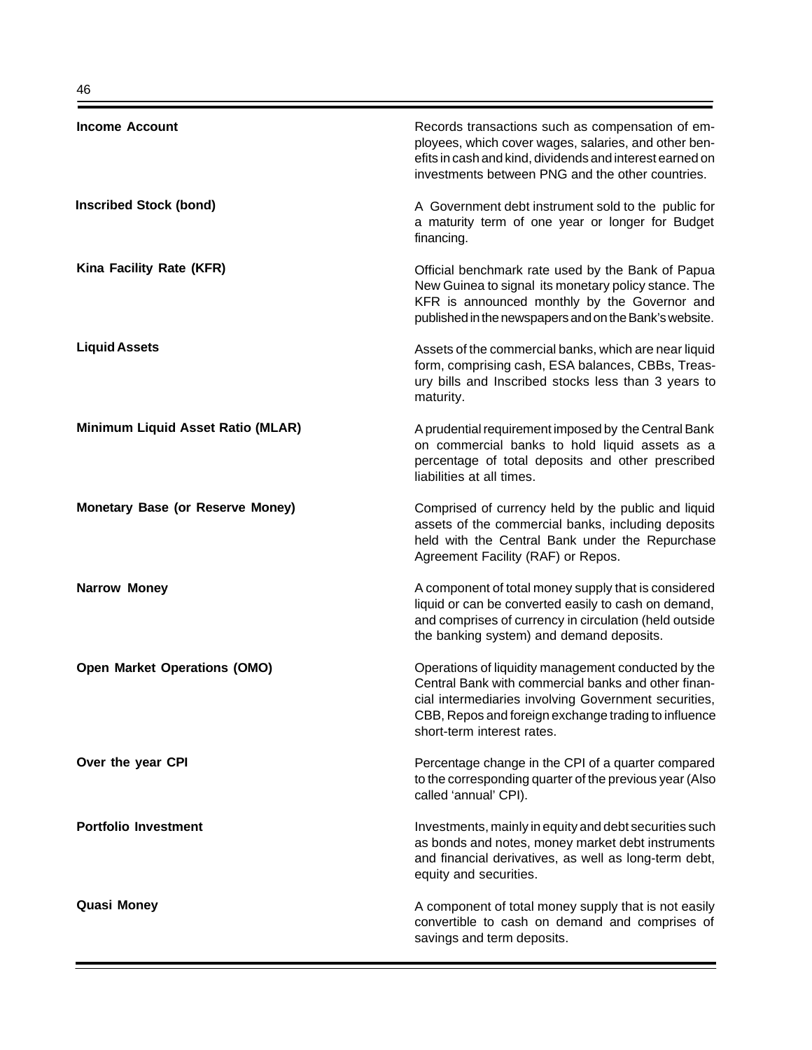**Income Account**

Records transactions such as compensation of employees, which cover wages, salaries, and other benefits in cash and kind, dividends and interest earned on investments between PNG and the other countries.

**Inscribed Stock (bond)**

A Government debt instrument sold to the public for a maturity term of one year or longer for Budget financing.

**Kina Facility Rate (KFR)**

Official benchmark rate used by the Bank of Papua New Guinea to signal its monetary policy stance. The KFR is announced monthly by the Governor and published in the newspapers and on the Bank's website.

**Liquid Assets**

Assets of the commercial banks, which are near liquid form, comprising cash, ESA balances, CBBs, Treasury bills and Inscribed stocks less than 3 years to maturity.

**Minimum Liquid Asset Ratio (MLAR)**

A prudential requirement imposed by the Central Bank on commercial banks to hold liquid assets as a percentage of total deposits and other prescribed liabilities at all times.

**Monetary Base (or Reserve Money)**

Comprised of currency held by the public and liquid assets of the commercial banks, including deposits held with the Central Bank under the Repurchase Agreement Facility (RAF) or Repos.

**Narrow Money**

A component of total money supply that is considered liquid or can be converted easily to cash on demand, and comprises of currency in circulation (held outside the banking system) and demand deposits.

**Open Market Operations (OMO)**

Operations of liquidity management conducted by the Central Bank with commercial banks and other financial intermediaries involving Government securities, CBB, Repos and foreign exchange trading to influence short-term interest rates.

**Over the year CPI**

Percentage change in the CPI of a quarter compared to the corresponding quarter of the previous year (Also called 'annual' CPI).

**Portfolio Investment**

Investments, mainly in equity and debt securities such as bonds and notes, money market debt instruments and financial derivatives, as well as long-term debt, equity and securities.

**Quasi Money**

A component of total money supply that is not easily convertible to cash on demand and comprises of savings and term deposits.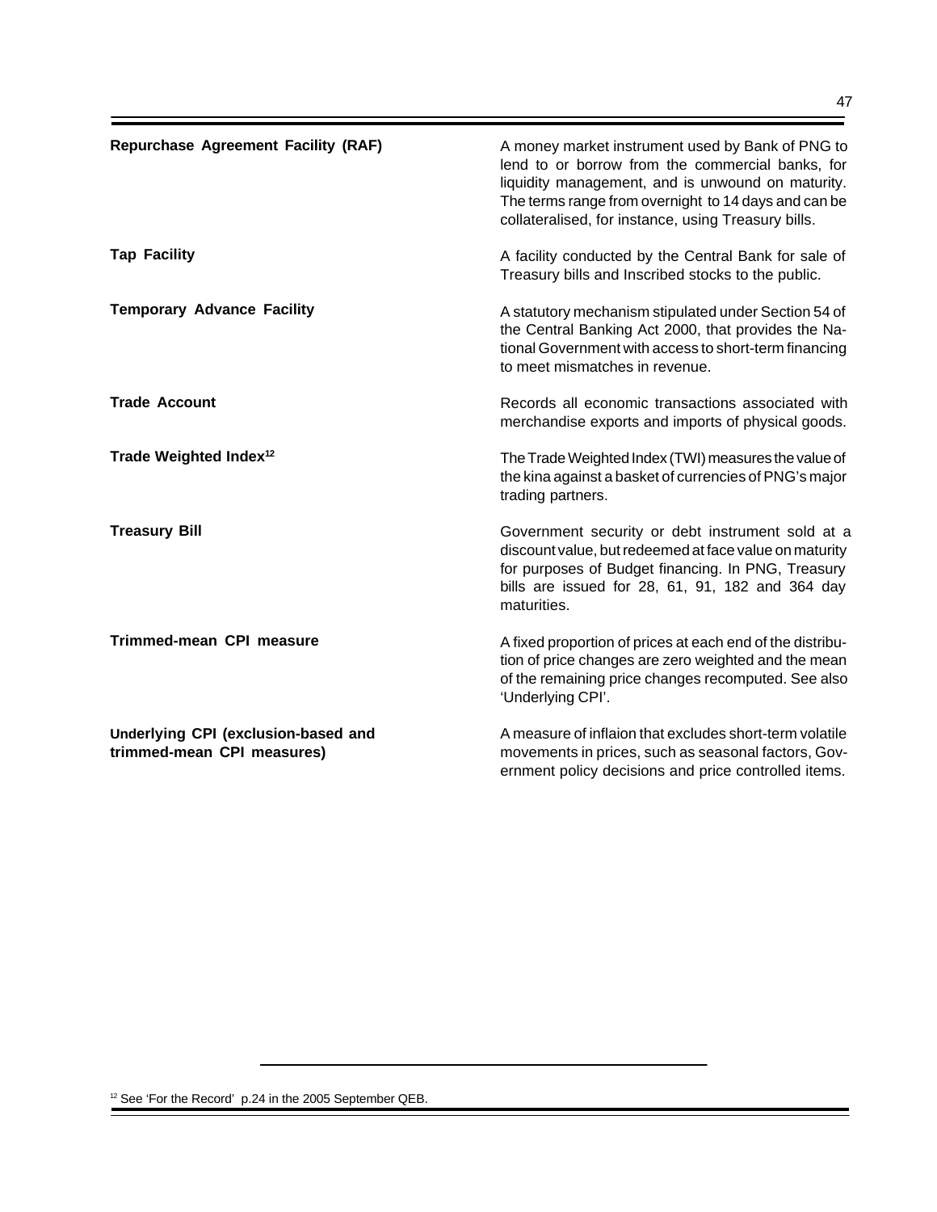**Repurchase Agreement Facility (RAF)**

A money market instrument used by Bank of PNG to lend to or borrow from the commercial banks, for liquidity management, and is unwound on maturity. The terms range from overnight to 14 days and can be collateralised, for instance, using Treasury bills.

**Tap Facility**

A facility conducted by the Central Bank for sale of Treasury bills and Inscribed stocks to the public.

**Temporary Advance Facility**

A statutory mechanism stipulated under Section 54 of the Central Banking Act 2000, that provides the National Government with access to short-term financing to meet mismatches in revenue.

**Trade Account**

Records all economic transactions associated with merchandise exports and imports of physical goods.

**Trade Weighted Index[12]**

The Trade Weighted Index (TWI) measures the value of the kina against a basket of currencies of PNG's major trading partners.

**Treasury Bill**

Government security or debt instrument sold at a discount value, but redeemed at face value on maturity for purposes of Budget financing. In PNG, Treasury bills are issued for 28, 61, 91, 182 and 364 day maturities.

**Trimmed-mean CPI measure**

A fixed proportion of prices at each end of the distribution of price changes are zero weighted and the mean of the remaining price changes recomputed. See also 'Underlying CPI'.

**Underlying CPI (exclusion-based and trimmed-mean CPI measures)**

A measure of inflaion that excludes short-term volatile movements in prices, such as seasonal factors, Government policy decisions and price controlled items.

---

[12] See 'For the Record' p.24 in the 2005 September QEB.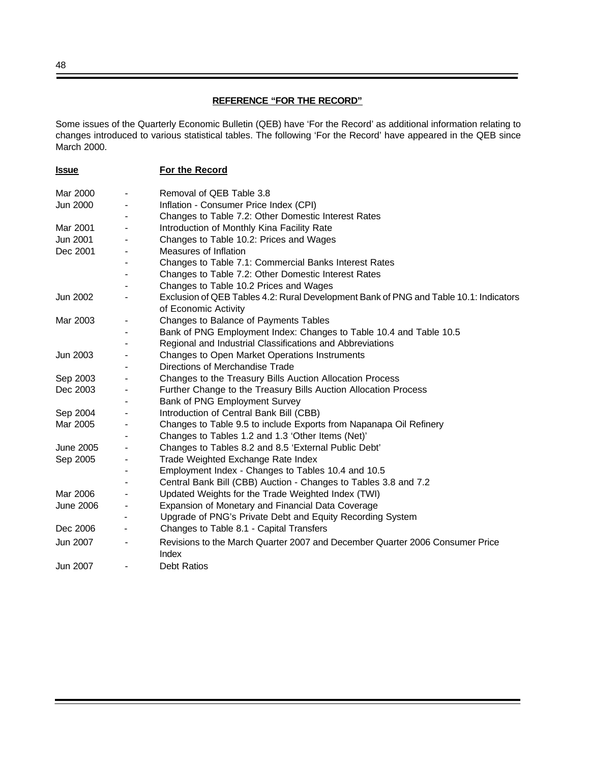## REFERENCE "FOR THE RECORD"

Some issues of the Quarterly Economic Bulletin (QEB) have 'For the Record' as additional information relating to changes introduced to various statistical tables. The following 'For the Record' have appeared in the QEB since March 2000.

| Issue | | For the Record |
|---|---|---|
| Mar 2000 | - | Removal of QEB Table 3.8 |
| Jun 2000 | - | Inflation - Consumer Price Index (CPI) |
| | - | Changes to Table 7.2: Other Domestic Interest Rates |
| Mar 2001 | - | Introduction of Monthly Kina Facility Rate |
| Jun 2001 | - | Changes to Table 10.2: Prices and Wages |
| Dec 2001 | - | Measures of Inflation |
| | - | Changes to Table 7.1: Commercial Banks Interest Rates |
| | - | Changes to Table 7.2: Other Domestic Interest Rates |
| | - | Changes to Table 10.2 Prices and Wages |
| Jun 2002 | - | Exclusion of QEB Tables 4.2: Rural Development Bank of PNG and Table 10.1: Indicators of Economic Activity |
| Mar 2003 | - | Changes to Balance of Payments Tables |
| | - | Bank of PNG Employment Index: Changes to Table 10.4 and Table 10.5 |
| | - | Regional and Industrial Classifications and Abbreviations |
| Jun 2003 | - | Changes to Open Market Operations Instruments |
| | - | Directions of Merchandise Trade |
| Sep 2003 | - | Changes to the Treasury Bills Auction Allocation Process |
| Dec 2003 | - | Further Change to the Treasury Bills Auction Allocation Process |
| | - | Bank of PNG Employment Survey |
| Sep 2004 | - | Introduction of Central Bank Bill (CBB) |
| Mar 2005 | - | Changes to Table 9.5 to include Exports from Napanapa Oil Refinery |
| | - | Changes to Tables 1.2 and 1.3 'Other Items (Net)' |
| June 2005 | - | Changes to Tables 8.2 and 8.5 'External Public Debt' |
| Sep 2005 | - | Trade Weighted Exchange Rate Index |
| | - | Employment Index - Changes to Tables 10.4 and 10.5 |
| | - | Central Bank Bill (CBB) Auction - Changes to Tables 3.8 and 7.2 |
| Mar 2006 | - | Updated Weights for the Trade Weighted Index (TWI) |
| June 2006 | - | Expansion of Monetary and Financial Data Coverage |
| | - | Upgrade of PNG's Private Debt and Equity Recording System |
| Dec 2006 | - | Changes to Table 8.1 - Capital Transfers |
| Jun 2007 | - | Revisions to the March Quarter 2007 and December Quarter 2006 Consumer Price Index |
| Jun 2007 | - | Debt Ratios |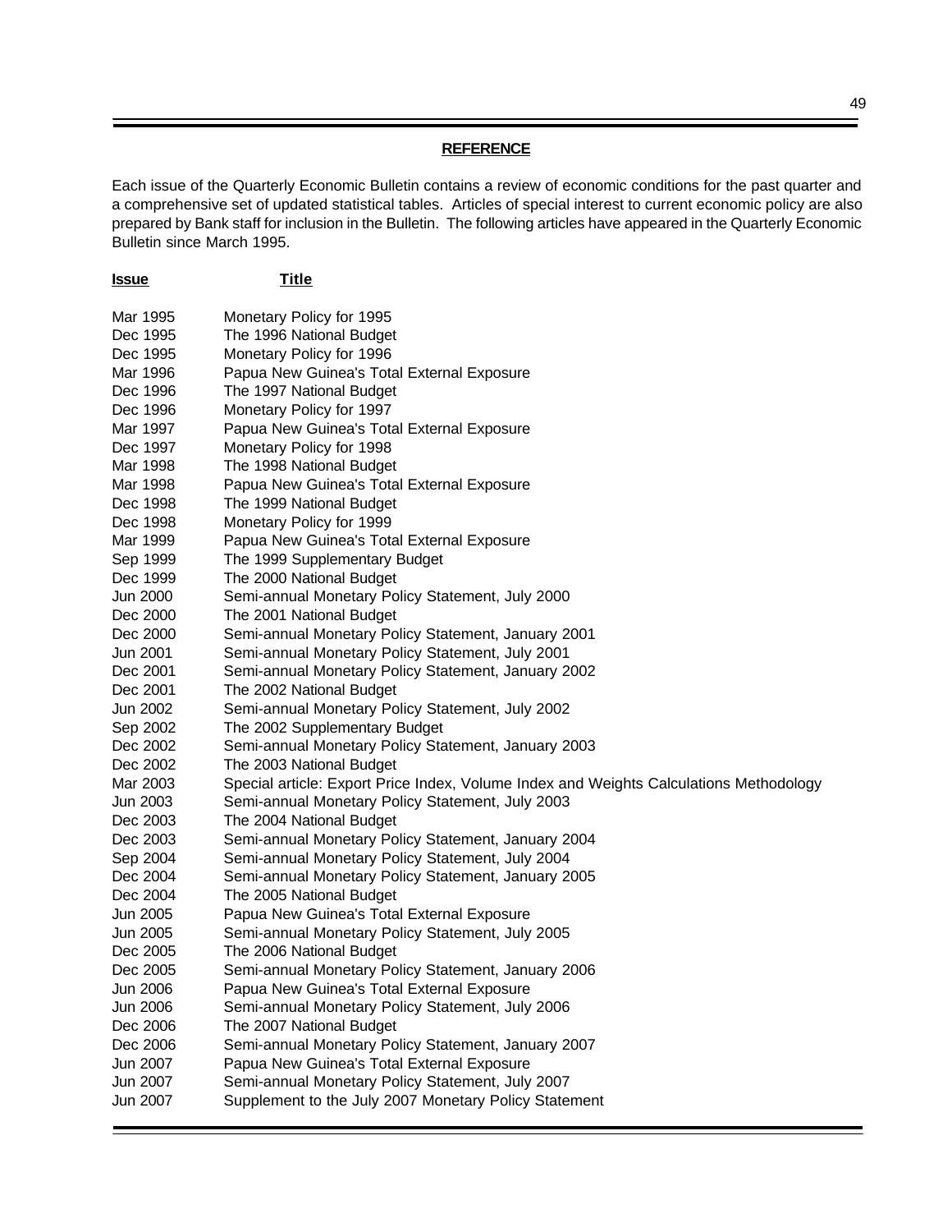## REFERENCE

Each issue of the Quarterly Economic Bulletin contains a review of economic conditions for the past quarter and a comprehensive set of updated statistical tables. Articles of special interest to current economic policy are also prepared by Bank staff for inclusion in the Bulletin. The following articles have appeared in the Quarterly Economic Bulletin since March 1995.

| **Issue** | **Title** |
|---|---|
| Mar 1995 | Monetary Policy for 1995 |
| Dec 1995 | The 1996 National Budget |
| Dec 1995 | Monetary Policy for 1996 |
| Mar 1996 | Papua New Guinea's Total External Exposure |
| Dec 1996 | The 1997 National Budget |
| Dec 1996 | Monetary Policy for 1997 |
| Mar 1997 | Papua New Guinea's Total External Exposure |
| Dec 1997 | Monetary Policy for 1998 |
| Mar 1998 | The 1998 National Budget |
| Mar 1998 | Papua New Guinea's Total External Exposure |
| Dec 1998 | The 1999 National Budget |
| Dec 1998 | Monetary Policy for 1999 |
| Mar 1999 | Papua New Guinea's Total External Exposure |
| Sep 1999 | The 1999 Supplementary Budget |
| Dec 1999 | The 2000 National Budget |
| Jun 2000 | Semi-annual Monetary Policy Statement, July 2000 |
| Dec 2000 | The 2001 National Budget |
| Dec 2000 | Semi-annual Monetary Policy Statement, January 2001 |
| Jun 2001 | Semi-annual Monetary Policy Statement, July 2001 |
| Dec 2001 | Semi-annual Monetary Policy Statement, January 2002 |
| Dec 2001 | The 2002 National Budget |
| Jun 2002 | Semi-annual Monetary Policy Statement, July 2002 |
| Sep 2002 | The 2002 Supplementary Budget |
| Dec 2002 | Semi-annual Monetary Policy Statement, January 2003 |
| Dec 2002 | The 2003 National Budget |
| Mar 2003 | Special article: Export Price Index, Volume Index and Weights Calculations Methodology |
| Jun 2003 | Semi-annual Monetary Policy Statement, July 2003 |
| Dec 2003 | The 2004 National Budget |
| Dec 2003 | Semi-annual Monetary Policy Statement, January 2004 |
| Sep 2004 | Semi-annual Monetary Policy Statement, July 2004 |
| Dec 2004 | Semi-annual Monetary Policy Statement, January 2005 |
| Dec 2004 | The 2005 National Budget |
| Jun 2005 | Papua New Guinea's Total External Exposure |
| Jun 2005 | Semi-annual Monetary Policy Statement, July 2005 |
| Dec 2005 | The 2006 National Budget |
| Dec 2005 | Semi-annual Monetary Policy Statement, January 2006 |
| Jun 2006 | Papua New Guinea's Total External Exposure |
| Jun 2006 | Semi-annual Monetary Policy Statement, July 2006 |
| Dec 2006 | The 2007 National Budget |
| Dec 2006 | Semi-annual Monetary Policy Statement, January 2007 |
| Jun 2007 | Papua New Guinea's Total External Exposure |
| Jun 2007 | Semi-annual Monetary Policy Statement, July 2007 |
| Jun 2007 | Supplement to the July 2007 Monetary Policy Statement |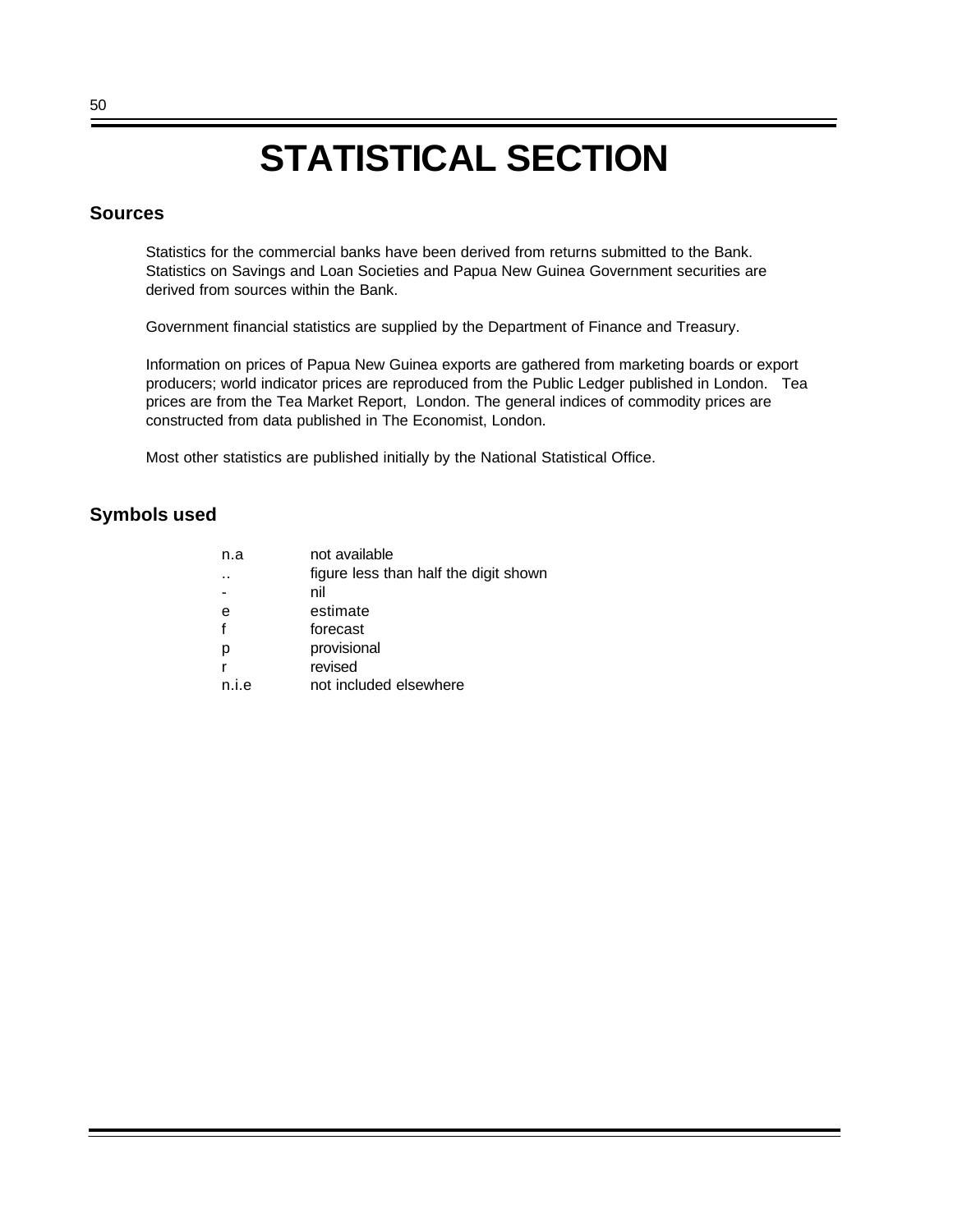# STATISTICAL SECTION

## Sources

Statistics for the commercial banks have been derived from returns submitted to the Bank. Statistics on Savings and Loan Societies and Papua New Guinea Government securities are derived from sources within the Bank.

Government financial statistics are supplied by the Department of Finance and Treasury.

Information on prices of Papua New Guinea exports are gathered from marketing boards or export producers; world indicator prices are reproduced from the Public Ledger published in London. Tea prices are from the Tea Market Report, London. The general indices of commodity prices are constructed from data published in The Economist, London.

Most other statistics are published initially by the National Statistical Office.

## Symbols used

| | |
|---|---|
| n.a | not available |
| .. | figure less than half the digit shown |
| - | nil |
| e | estimate |
| f | forecast |
| p | provisional |
| r | revised |
| n.i.e | not included elsewhere |